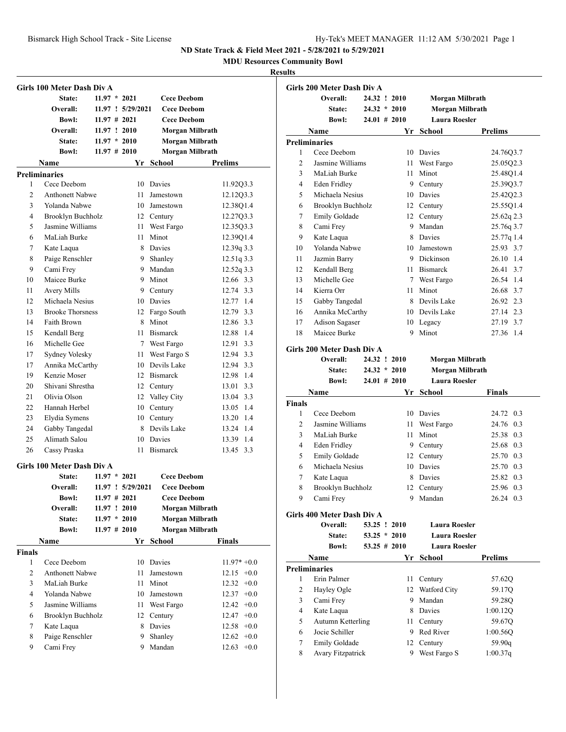ND State Track & Field Meet 2021 - 5/28/2021 to 5/29/2021

MDU Resources Community Bowl

**Results**

### Girls 100 Meter Dash Div A

| | | | |
|---|---|---|---|
| State: | 11.97 * 2021 | Cece Deebom | |
| Overall: | 11.97 ! 5/29/2021 | Cece Deebom | |
| Bowl: | 11.97 # 2021 | Cece Deebom | |
| Overall: | 11.97 ! 2010 | Morgan Milbrath | |
| State: | 11.97 * 2010 | Morgan Milbrath | |
| Bowl: | 11.97 # 2010 | Morgan Milbrath | |

| | Name | Yr | School | Prelims |
|---|---|---|---|---|
| **Preliminaries** | | | | |
| 1 | Cece Deebom | 10 | Davies | 11.92Q3.3 |
| 2 | Anthonett Nabwe | 11 | Jamestown | 12.12Q3.3 |
| 3 | Yolanda Nabwe | 10 | Jamestown | 12.38Q1.4 |
| 4 | Brooklyn Buchholz | 12 | Century | 12.27Q3.3 |
| 5 | Jasmine Williams | 11 | West Fargo | 12.35Q3.3 |
| 6 | MaLiah Burke | 11 | Minot | 12.39Q1.4 |
| 7 | Kate Laqua | 8 | Davies | 12.39q 3.3 |
| 8 | Paige Renschler | 9 | Shanley | 12.51q 3.3 |
| 9 | Cami Frey | 9 | Mandan | 12.52q 3.3 |
| 10 | Maicee Burke | 9 | Minot | 12.66 3.3 |
| 11 | Avery Mills | 9 | Century | 12.74 3.3 |
| 12 | Michaela Nesius | 10 | Davies | 12.77 1.4 |
| 13 | Brooke Thorsness | 12 | Fargo South | 12.79 3.3 |
| 14 | Faith Brown | 8 | Minot | 12.86 3.3 |
| 15 | Kendall Berg | 11 | Bismarck | 12.88 1.4 |
| 16 | Michelle Gee | 7 | West Fargo | 12.91 3.3 |
| 17 | Sydney Volesky | 11 | West Fargo S | 12.94 3.3 |
| 17 | Annika McCarthy | 10 | Devils Lake | 12.94 3.3 |
| 19 | Kenzie Moser | 12 | Bismarck | 12.98 1.4 |
| 20 | Shivani Shrestha | 12 | Century | 13.01 3.3 |
| 21 | Olivia Olson | 12 | Valley City | 13.04 3.3 |
| 22 | Hannah Herbel | 10 | Century | 13.05 1.4 |
| 23 | Elydia Symens | 10 | Century | 13.20 1.4 |
| 24 | Gabby Tangedal | 8 | Devils Lake | 13.24 1.4 |
| 25 | Alimath Salou | 10 | Davies | 13.39 1.4 |
| 26 | Cassy Praska | 11 | Bismarck | 13.45 3.3 |

### Girls 100 Meter Dash Div A

| | | | |
|---|---|---|---|
| State: | 11.97 * 2021 | Cece Deebom | |
| Overall: | 11.97 ! 5/29/2021 | Cece Deebom | |
| Bowl: | 11.97 # 2021 | Cece Deebom | |
| Overall: | 11.97 ! 2010 | Morgan Milbrath | |
| State: | 11.97 * 2010 | Morgan Milbrath | |
| Bowl: | 11.97 # 2010 | Morgan Milbrath | |

| | Name | Yr | School | Finals |
|---|---|---|---|---|
| **Finals** | | | | |
| 1 | Cece Deebom | 10 | Davies | 11.97* +0.0 |
| 2 | Anthonett Nabwe | 11 | Jamestown | 12.15 +0.0 |
| 3 | MaLiah Burke | 11 | Minot | 12.32 +0.0 |
| 4 | Yolanda Nabwe | 10 | Jamestown | 12.37 +0.0 |
| 5 | Jasmine Williams | 11 | West Fargo | 12.42 +0.0 |
| 6 | Brooklyn Buchholz | 12 | Century | 12.47 +0.0 |
| 7 | Kate Laqua | 8 | Davies | 12.58 +0.0 |
| 8 | Paige Renschler | 9 | Shanley | 12.62 +0.0 |
| 9 | Cami Frey | 9 | Mandan | 12.63 +0.0 |

### Girls 200 Meter Dash Div A

| | | |
|---|---|---|
| Overall: | 24.32 ! 2010 | Morgan Milbrath |
| State: | 24.32 * 2010 | Morgan Milbrath |
| Bowl: | 24.01 # 2010 | Laura Roesler |

| | Name | Yr | School | Prelims |
|---|---|---|---|---|
| **Preliminaries** | | | | |
| 1 | Cece Deebom | 10 | Davies | 24.76Q3.7 |
| 2 | Jasmine Williams | 11 | West Fargo | 25.05Q2.3 |
| 3 | MaLiah Burke | 11 | Minot | 25.48Q1.4 |
| 4 | Eden Fridley | 9 | Century | 25.39Q3.7 |
| 5 | Michaela Nesius | 10 | Davies | 25.42Q2.3 |
| 6 | Brooklyn Buchholz | 12 | Century | 25.55Q1.4 |
| 7 | Emily Goldade | 12 | Century | 25.62q 2.3 |
| 8 | Cami Frey | 9 | Mandan | 25.76q 3.7 |
| 9 | Kate Laqua | 8 | Davies | 25.77q 1.4 |
| 10 | Yolanda Nabwe | 10 | Jamestown | 25.93 3.7 |
| 11 | Jazmin Barry | 9 | Dickinson | 26.10 1.4 |
| 12 | Kendall Berg | 11 | Bismarck | 26.41 3.7 |
| 13 | Michelle Gee | 7 | West Fargo | 26.54 1.4 |
| 14 | Kierra Orr | 11 | Minot | 26.68 3.7 |
| 15 | Gabby Tangedal | 8 | Devils Lake | 26.92 2.3 |
| 16 | Annika McCarthy | 10 | Devils Lake | 27.14 2.3 |
| 17 | Adison Sagaser | 10 | Legacy | 27.19 3.7 |
| 18 | Maicee Burke | 9 | Minot | 27.36 1.4 |

### Girls 200 Meter Dash Div A

| | | |
|---|---|---|
| Overall: | 24.32 ! 2010 | Morgan Milbrath |
| State: | 24.32 * 2010 | Morgan Milbrath |
| Bowl: | 24.01 # 2010 | Laura Roesler |

| | Name | Yr | School | Finals |
|---|---|---|---|---|
| **Finals** | | | | |
| 1 | Cece Deebom | 10 | Davies | 24.72 0.3 |
| 2 | Jasmine Williams | 11 | West Fargo | 24.76 0.3 |
| 3 | MaLiah Burke | 11 | Minot | 25.38 0.3 |
| 4 | Eden Fridley | 9 | Century | 25.68 0.3 |
| 5 | Emily Goldade | 12 | Century | 25.70 0.3 |
| 6 | Michaela Nesius | 10 | Davies | 25.70 0.3 |
| 7 | Kate Laqua | 8 | Davies | 25.82 0.3 |
| 8 | Brooklyn Buchholz | 12 | Century | 25.96 0.3 |
| 9 | Cami Frey | 9 | Mandan | 26.24 0.3 |

### Girls 400 Meter Dash Div A

| | | |
|---|---|---|
| Overall: | 53.25 ! 2010 | Laura Roesler |
| State: | 53.25 * 2010 | Laura Roesler |
| Bowl: | 53.25 # 2010 | Laura Roesler |

| | Name | Yr | School | Prelims |
|---|---|---|---|---|
| **Preliminaries** | | | | |
| 1 | Erin Palmer | 11 | Century | 57.62Q |
| 2 | Hayley Ogle | 12 | Watford City | 59.17Q |
| 3 | Cami Frey | 9 | Mandan | 59.28Q |
| 4 | Kate Laqua | 8 | Davies | 1:00.12Q |
| 5 | Autumn Ketterling | 11 | Century | 59.67Q |
| 6 | Jocie Schiller | 9 | Red River | 1:00.56Q |
| 7 | Emily Goldade | 12 | Century | 59.90q |
| 8 | Avary Fitzpatrick | 9 | West Fargo S | 1:00.37q |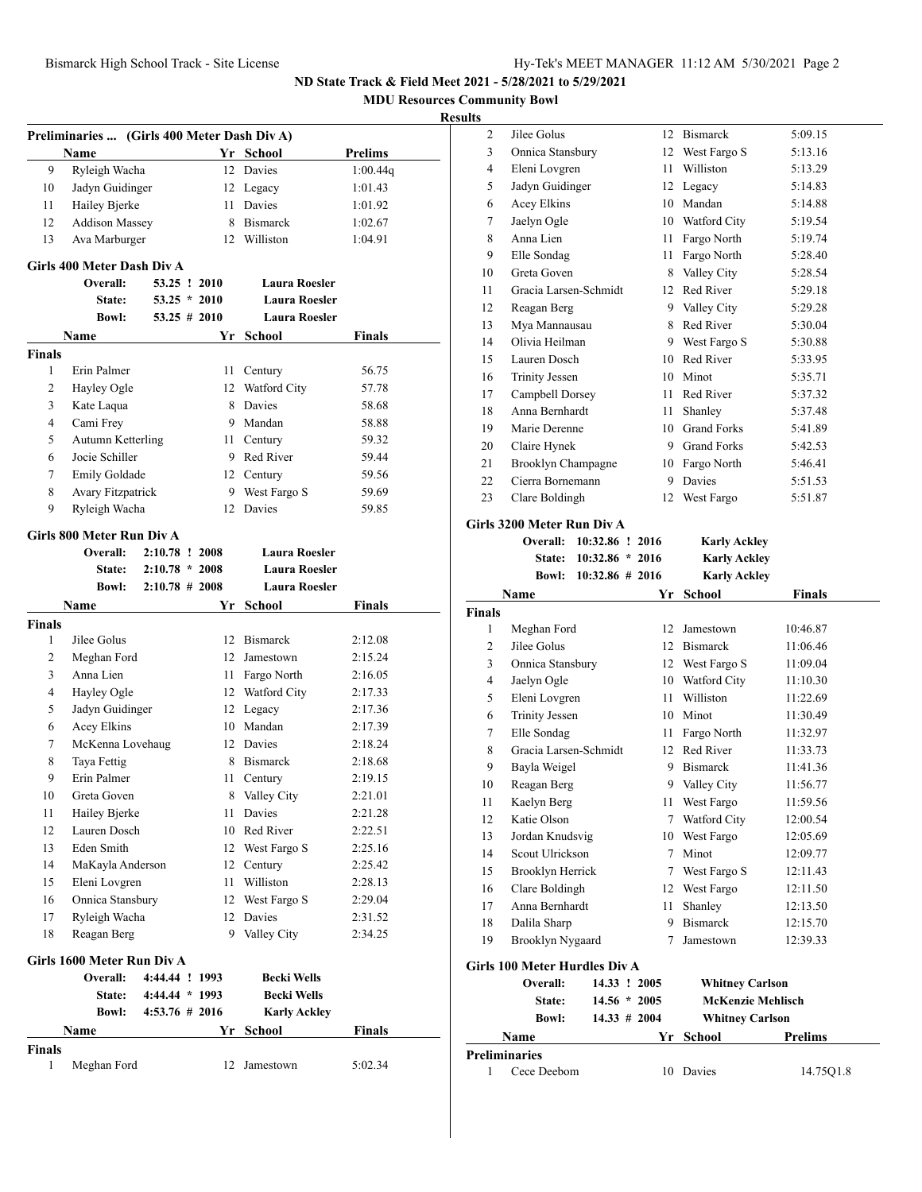ND State Track & Field Meet 2021 - 5/28/2021 to 5/29/2021

MDU Resources Community Bowl

Results

### Preliminaries ... (Girls 400 Meter Dash Div A)

| | Name | Yr | School | Prelims |
|---|---|---|---|---|
| 9 | Ryleigh Wacha | 12 | Davies | 1:00.44q |
| 10 | Jadyn Guidinger | 12 | Legacy | 1:01.43 |
| 11 | Hailey Bjerke | 11 | Davies | 1:01.92 |
| 12 | Addison Massey | 8 | Bismarck | 1:02.67 |
| 13 | Ava Marburger | 12 | Williston | 1:04.91 |

### Girls 400 Meter Dash Div A

| | | | |
|---|---|---|---|
| Overall: | 53.25 ! 2010 | Laura Roesler | |
| State: | 53.25 * 2010 | Laura Roesler | |
| Bowl: | 53.25 # 2010 | Laura Roesler | |

| | Name | Yr | School | Finals |
|---|---|---|---|---|
| **Finals** | | | | |
| 1 | Erin Palmer | 11 | Century | 56.75 |
| 2 | Hayley Ogle | 12 | Watford City | 57.78 |
| 3 | Kate Laqua | 8 | Davies | 58.68 |
| 4 | Cami Frey | 9 | Mandan | 58.88 |
| 5 | Autumn Ketterling | 11 | Century | 59.32 |
| 6 | Jocie Schiller | 9 | Red River | 59.44 |
| 7 | Emily Goldade | 12 | Century | 59.56 |
| 8 | Avary Fitzpatrick | 9 | West Fargo S | 59.69 |
| 9 | Ryleigh Wacha | 12 | Davies | 59.85 |

### Girls 800 Meter Run Div A

| | | |
|---|---|---|
| Overall: | 2:10.78 ! 2008 | Laura Roesler |
| State: | 2:10.78 * 2008 | Laura Roesler |
| Bowl: | 2:10.78 # 2008 | Laura Roesler |

| | Name | Yr | School | Finals |
|---|---|---|---|---|
| **Finals** | | | | |
| 1 | Jilee Golus | 12 | Bismarck | 2:12.08 |
| 2 | Meghan Ford | 12 | Jamestown | 2:15.24 |
| 3 | Anna Lien | 11 | Fargo North | 2:16.05 |
| 4 | Hayley Ogle | 12 | Watford City | 2:17.33 |
| 5 | Jadyn Guidinger | 12 | Legacy | 2:17.36 |
| 6 | Acey Elkins | 10 | Mandan | 2:17.39 |
| 7 | McKenna Lovehaug | 12 | Davies | 2:18.24 |
| 8 | Taya Fettig | 8 | Bismarck | 2:18.68 |
| 9 | Erin Palmer | 11 | Century | 2:19.15 |
| 10 | Greta Goven | 8 | Valley City | 2:21.01 |
| 11 | Hailey Bjerke | 11 | Davies | 2:21.28 |
| 12 | Lauren Dosch | 10 | Red River | 2:22.51 |
| 13 | Eden Smith | 12 | West Fargo S | 2:25.16 |
| 14 | MaKayla Anderson | 12 | Century | 2:25.42 |
| 15 | Eleni Lovgren | 11 | Williston | 2:28.13 |
| 16 | Onnica Stansbury | 12 | West Fargo S | 2:29.04 |
| 17 | Ryleigh Wacha | 12 | Davies | 2:31.52 |
| 18 | Reagan Berg | 9 | Valley City | 2:34.25 |

### Girls 1600 Meter Run Div A

| | | |
|---|---|---|
| Overall: | 4:44.44 ! 1993 | Becki Wells |
| State: | 4:44.44 * 1993 | Becki Wells |
| Bowl: | 4:53.76 # 2016 | Karly Ackley |

| | Name | Yr | School | Finals |
|---|---|---|---|---|
| **Finals** | | | | |
| 1 | Meghan Ford | 12 | Jamestown | 5:02.34 |
| 2 | Jilee Golus | 12 | Bismarck | 5:09.15 |
| 3 | Onnica Stansbury | 12 | West Fargo S | 5:13.16 |
| 4 | Eleni Lovgren | 11 | Williston | 5:13.29 |
| 5 | Jadyn Guidinger | 12 | Legacy | 5:14.83 |
| 6 | Acey Elkins | 10 | Mandan | 5:14.88 |
| 7 | Jaelyn Ogle | 10 | Watford City | 5:19.54 |
| 8 | Anna Lien | 11 | Fargo North | 5:19.74 |
| 9 | Elle Sondag | 11 | Fargo North | 5:28.40 |
| 10 | Greta Goven | 8 | Valley City | 5:28.54 |
| 11 | Gracia Larsen-Schmidt | 12 | Red River | 5:29.18 |
| 12 | Reagan Berg | 9 | Valley City | 5:29.28 |
| 13 | Mya Mannausau | 8 | Red River | 5:30.04 |
| 14 | Olivia Heilman | 9 | West Fargo S | 5:30.88 |
| 15 | Lauren Dosch | 10 | Red River | 5:33.95 |
| 16 | Trinity Jessen | 10 | Minot | 5:35.71 |
| 17 | Campbell Dorsey | 11 | Red River | 5:37.32 |
| 18 | Anna Bernhardt | 11 | Shanley | 5:37.48 |
| 19 | Marie Derenne | 10 | Grand Forks | 5:41.89 |
| 20 | Claire Hynek | 9 | Grand Forks | 5:42.53 |
| 21 | Brooklyn Champagne | 10 | Fargo North | 5:46.41 |
| 22 | Cierra Bornemann | 9 | Davies | 5:51.53 |
| 23 | Clare Boldingh | 12 | West Fargo | 5:51.87 |

### Girls 3200 Meter Run Div A

| | | |
|---|---|---|
| Overall: | 10:32.86 ! 2016 | Karly Ackley |
| State: | 10:32.86 * 2016 | Karly Ackley |
| Bowl: | 10:32.86 # 2016 | Karly Ackley |

| | Name | Yr | School | Finals |
|---|---|---|---|---|
| **Finals** | | | | |
| 1 | Meghan Ford | 12 | Jamestown | 10:46.87 |
| 2 | Jilee Golus | 12 | Bismarck | 11:06.46 |
| 3 | Onnica Stansbury | 12 | West Fargo S | 11:09.04 |
| 4 | Jaelyn Ogle | 10 | Watford City | 11:10.30 |
| 5 | Eleni Lovgren | 11 | Williston | 11:22.69 |
| 6 | Trinity Jessen | 10 | Minot | 11:30.49 |
| 7 | Elle Sondag | 11 | Fargo North | 11:32.97 |
| 8 | Gracia Larsen-Schmidt | 12 | Red River | 11:33.73 |
| 9 | Bayla Weigel | 9 | Bismarck | 11:41.36 |
| 10 | Reagan Berg | 9 | Valley City | 11:56.77 |
| 11 | Kaelyn Berg | 11 | West Fargo | 11:59.56 |
| 12 | Katie Olson | 7 | Watford City | 12:00.54 |
| 13 | Jordan Knudsvig | 10 | West Fargo | 12:05.69 |
| 14 | Scout Ulrickson | 7 | Minot | 12:09.77 |
| 15 | Brooklyn Herrick | 7 | West Fargo S | 12:11.43 |
| 16 | Clare Boldingh | 12 | West Fargo | 12:11.50 |
| 17 | Anna Bernhardt | 11 | Shanley | 12:13.50 |
| 18 | Dalila Sharp | 9 | Bismarck | 12:15.70 |
| 19 | Brooklyn Nygaard | 7 | Jamestown | 12:39.33 |

### Girls 100 Meter Hurdles Div A

| | | |
|---|---|---|
| Overall: | 14.33 ! 2005 | Whitney Carlson |
| State: | 14.56 * 2005 | McKenzie Mehlisch |
| Bowl: | 14.33 # 2004 | Whitney Carlson |

| | Name | Yr | School | Prelims |
|---|---|---|---|---|
| **Preliminaries** | | | | |
| 1 | Cece Deebom | 10 | Davies | 14.75Q1.8 |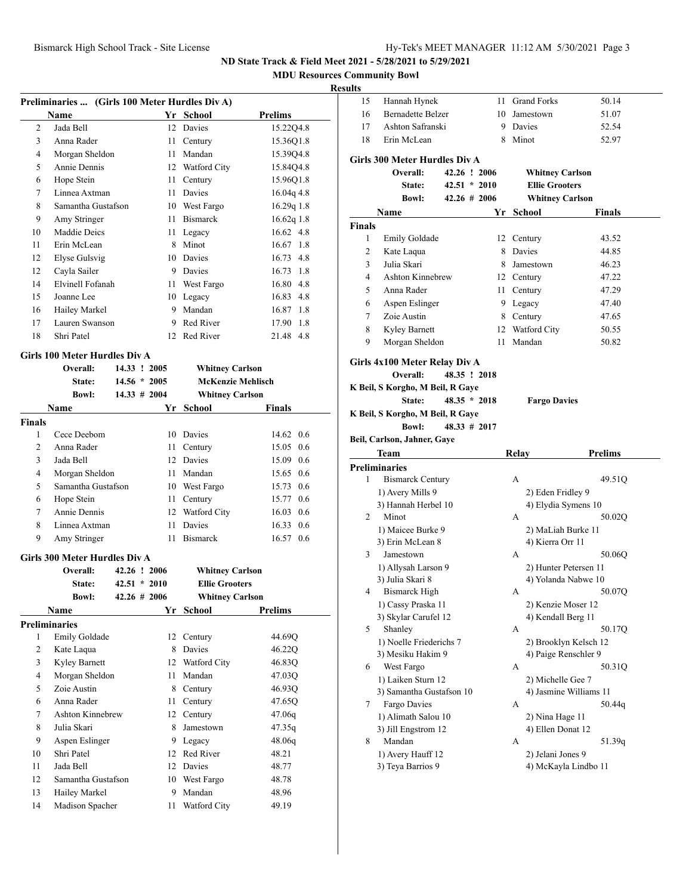## ND State Track & Field Meet 2021 - 5/28/2021 to 5/29/2021

### MDU Resources Community Bowl

**Results**

### Preliminaries ... (Girls 100 Meter Hurdles Div A)

| | Name | Yr | School | Prelims | |
|---|---|---|---|---|---|
| 2 | Jada Bell | 12 | Davies | 15.22Q | 4.8 |
| 3 | Anna Rader | 11 | Century | 15.36Q | 1.8 |
| 4 | Morgan Sheldon | 11 | Mandan | 15.39Q | 4.8 |
| 5 | Annie Dennis | 12 | Watford City | 15.84Q | 4.8 |
| 6 | Hope Stein | 11 | Century | 15.96Q | 1.8 |
| 7 | Linnea Axtman | 11 | Davies | 16.04q | 4.8 |
| 8 | Samantha Gustafson | 10 | West Fargo | 16.29q | 1.8 |
| 9 | Amy Stringer | 11 | Bismarck | 16.62q | 1.8 |
| 10 | Maddie Deics | 11 | Legacy | 16.62 | 4.8 |
| 11 | Erin McLean | 8 | Minot | 16.67 | 1.8 |
| 12 | Elyse Gulsvig | 10 | Davies | 16.73 | 4.8 |
| 12 | Cayla Sailer | 9 | Davies | 16.73 | 1.8 |
| 14 | Elvinell Fofanah | 11 | West Fargo | 16.80 | 4.8 |
| 15 | Joanne Lee | 10 | Legacy | 16.83 | 4.8 |
| 16 | Hailey Markel | 9 | Mandan | 16.87 | 1.8 |
| 17 | Lauren Swanson | 9 | Red River | 17.90 | 1.8 |
| 18 | Shri Patel | 12 | Red River | 21.48 | 4.8 |

### Girls 100 Meter Hurdles Div A

| | | | |
|---|---|---|---|
| Overall: | 14.33 ! | 2005 | Whitney Carlson |
| State: | 14.56 * | 2005 | McKenzie Mehlisch |
| Bowl: | 14.33 # | 2004 | Whitney Carlson |

| | Name | Yr | School | Finals | |
|---|---|---|---|---|---|
| **Finals** | | | | | |
| 1 | Cece Deebom | 10 | Davies | 14.62 | 0.6 |
| 2 | Anna Rader | 11 | Century | 15.05 | 0.6 |
| 3 | Jada Bell | 12 | Davies | 15.09 | 0.6 |
| 4 | Morgan Sheldon | 11 | Mandan | 15.65 | 0.6 |
| 5 | Samantha Gustafson | 10 | West Fargo | 15.73 | 0.6 |
| 6 | Hope Stein | 11 | Century | 15.77 | 0.6 |
| 7 | Annie Dennis | 12 | Watford City | 16.03 | 0.6 |
| 8 | Linnea Axtman | 11 | Davies | 16.33 | 0.6 |
| 9 | Amy Stringer | 11 | Bismarck | 16.57 | 0.6 |

### Girls 300 Meter Hurdles Div A

| | | | |
|---|---|---|---|
| Overall: | 42.26 ! | 2006 | Whitney Carlson |
| State: | 42.51 * | 2010 | Ellie Grooters |
| Bowl: | 42.26 # | 2006 | Whitney Carlson |

| | Name | Yr | School | Prelims |
|---|---|---|---|---|
| **Preliminaries** | | | | |
| 1 | Emily Goldade | 12 | Century | 44.69Q |
| 2 | Kate Laqua | 8 | Davies | 46.22Q |
| 3 | Kyley Barnett | 12 | Watford City | 46.83Q |
| 4 | Morgan Sheldon | 11 | Mandan | 47.03Q |
| 5 | Zoie Austin | 8 | Century | 46.93Q |
| 6 | Anna Rader | 11 | Century | 47.65Q |
| 7 | Ashton Kinnebrew | 12 | Century | 47.06q |
| 8 | Julia Skari | 8 | Jamestown | 47.35q |
| 9 | Aspen Eslinger | 9 | Legacy | 48.06q |
| 10 | Shri Patel | 12 | Red River | 48.21 |
| 11 | Jada Bell | 12 | Davies | 48.77 |
| 12 | Samantha Gustafson | 10 | West Fargo | 48.78 |
| 13 | Hailey Markel | 9 | Mandan | 48.96 |
| 14 | Madison Spacher | 11 | Watford City | 49.19 |
| 15 | Hannah Hynek | 11 | Grand Forks | 50.14 |
| 16 | Bernadette Belzer | 10 | Jamestown | 51.07 |
| 17 | Ashton Safranski | 9 | Davies | 52.54 |
| 18 | Erin McLean | 8 | Minot | 52.97 |

### Girls 300 Meter Hurdles Div A

| | | | |
|---|---|---|---|
| Overall: | 42.26 ! | 2006 | Whitney Carlson |
| State: | 42.51 * | 2010 | Ellie Grooters |
| Bowl: | 42.26 # | 2006 | Whitney Carlson |

| | Name | Yr | School | Finals |
|---|---|---|---|---|
| **Finals** | | | | |
| 1 | Emily Goldade | 12 | Century | 43.52 |
| 2 | Kate Laqua | 8 | Davies | 44.85 |
| 3 | Julia Skari | 8 | Jamestown | 46.23 |
| 4 | Ashton Kinnebrew | 12 | Century | 47.22 |
| 5 | Anna Rader | 11 | Century | 47.29 |
| 6 | Aspen Eslinger | 9 | Legacy | 47.40 |
| 7 | Zoie Austin | 8 | Century | 47.65 |
| 8 | Kyley Barnett | 12 | Watford City | 50.55 |
| 9 | Morgan Sheldon | 11 | Mandan | 50.82 |

### Girls 4x100 Meter Relay Div A

Overall: 48.35 ! 2018
K Beil, S Korgho, M Beil, R Gaye
State: 48.35 * 2018 Fargo Davies
K Beil, S Korgho, M Beil, R Gaye
Bowl: 48.33 # 2017
Beil, Carlson, Jahner, Gaye

| | Team | Relay | Prelims |
|---|---|---|---|
| **Preliminaries** | | | |
| 1 | Bismarck Century | A | 49.51Q |
| | 1) Avery Mills 9 | 2) Eden Fridley 9 | |
| | 3) Hannah Herbel 10 | 4) Elydia Symens 10 | |
| 2 | Minot | A | 50.02Q |
| | 1) Maicee Burke 9 | 2) MaLiah Burke 11 | |
| | 3) Erin McLean 8 | 4) Kierra Orr 11 | |
| 3 | Jamestown | A | 50.06Q |
| | 1) Allysah Larson 9 | 2) Hunter Petersen 11 | |
| | 3) Julia Skari 8 | 4) Yolanda Nabwe 10 | |
| 4 | Bismarck High | A | 50.07Q |
| | 1) Cassy Praska 11 | 2) Kenzie Moser 12 | |
| | 3) Skylar Carufel 12 | 4) Kendall Berg 11 | |
| 5 | Shanley | A | 50.17Q |
| | 1) Noelle Friederichs 7 | 2) Brooklyn Kelsch 12 | |
| | 3) Mesiku Hakim 9 | 4) Paige Renschler 9 | |
| 6 | West Fargo | A | 50.31Q |
| | 1) Laiken Sturn 12 | 2) Michelle Gee 7 | |
| | 3) Samantha Gustafson 10 | 4) Jasmine Williams 11 | |
| 7 | Fargo Davies | A | 50.44q |
| | 1) Alimath Salou 10 | 2) Nina Hage 11 | |
| | 3) Jill Engstrom 12 | 4) Ellen Donat 12 | |
| 8 | Mandan | A | 51.39q |
| | 1) Avery Hauff 12 | 2) Jelani Jones 9 | |
| | 3) Teya Barrios 9 | 4) McKayla Lindbo 11 | |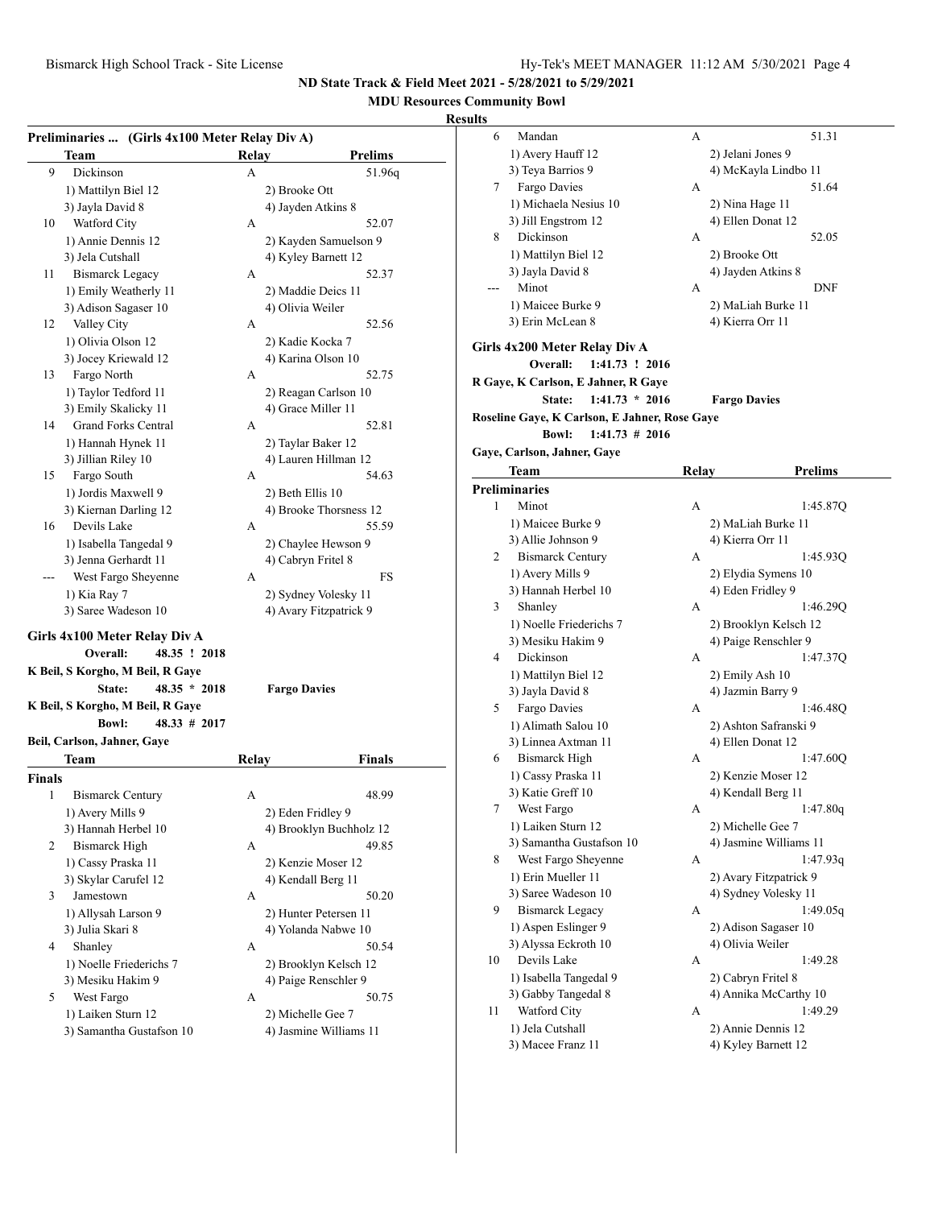ND State Track & Field Meet 2021 - 5/28/2021 to 5/29/2021

MDU Resources Community Bowl

Results

**Preliminaries ... (Girls 4x100 Meter Relay Div A)**

| | Team | Relay | Prelims |
|---|---|---|---|
| 9 | Dickinson | A | 51.96q |
| | 1) Mattilyn Biel 12 | 2) Brooke Ott | |
| | 3) Jayla David 8 | 4) Jayden Atkins 8 | |
| 10 | Watford City | A | 52.07 |
| | 1) Annie Dennis 12 | 2) Kayden Samuelson 9 | |
| | 3) Jela Cutshall | 4) Kyley Barnett 12 | |
| 11 | Bismarck Legacy | A | 52.37 |
| | 1) Emily Weatherly 11 | 2) Maddie Deics 11 | |
| | 3) Adison Sagaser 10 | 4) Olivia Weiler | |
| 12 | Valley City | A | 52.56 |
| | 1) Olivia Olson 12 | 2) Kadie Kocka 7 | |
| | 3) Jocey Kriewald 12 | 4) Karina Olson 10 | |
| 13 | Fargo North | A | 52.75 |
| | 1) Taylor Tedford 11 | 2) Reagan Carlson 10 | |
| | 3) Emily Skalicky 11 | 4) Grace Miller 11 | |
| 14 | Grand Forks Central | A | 52.81 |
| | 1) Hannah Hynek 11 | 2) Taylar Baker 12 | |
| | 3) Jillian Riley 10 | 4) Lauren Hillman 12 | |
| 15 | Fargo South | A | 54.63 |
| | 1) Jordis Maxwell 9 | 2) Beth Ellis 10 | |
| | 3) Kiernan Darling 12 | 4) Brooke Thorsness 12 | |
| 16 | Devils Lake | A | 55.59 |
| | 1) Isabella Tangedal 9 | 2) Chaylee Hewson 9 | |
| | 3) Jenna Gerhardt 11 | 4) Cabryn Fritel 8 | |
| --- | West Fargo Sheyenne | A | FS |
| | 1) Kia Ray 7 | 2) Sydney Volesky 11 | |
| | 3) Saree Wadeson 10 | 4) Avary Fitzpatrick 9 | |

**Girls 4x100 Meter Relay Div A**

**Overall:** 48.35 ! 2018
**K Beil, S Korgho, M Beil, R Gaye**
**State:** 48.35 * 2018 **Fargo Davies**
**K Beil, S Korgho, M Beil, R Gaye**
**Bowl:** 48.33 # 2017
**Beil, Carlson, Jahner, Gaye**

| | Team | Relay | Finals |
|---|---|---|---|
| **Finals** | | | |
| 1 | Bismarck Century | A | 48.99 |
| | 1) Avery Mills 9 | 2) Eden Fridley 9 | |
| | 3) Hannah Herbel 10 | 4) Brooklyn Buchholz 12 | |
| 2 | Bismarck High | A | 49.85 |
| | 1) Cassy Praska 11 | 2) Kenzie Moser 12 | |
| | 3) Skylar Carufel 12 | 4) Kendall Berg 11 | |
| 3 | Jamestown | A | 50.20 |
| | 1) Allysah Larson 9 | 2) Hunter Petersen 11 | |
| | 3) Julia Skari 8 | 4) Yolanda Nabwe 10 | |
| 4 | Shanley | A | 50.54 |
| | 1) Noelle Friederichs 7 | 2) Brooklyn Kelsch 12 | |
| | 3) Mesiku Hakim 9 | 4) Paige Renschler 9 | |
| 5 | West Fargo | A | 50.75 |
| | 1) Laiken Sturn 12 | 2) Michelle Gee 7 | |
| | 3) Samantha Gustafson 10 | 4) Jasmine Williams 11 | |
| 6 | Mandan | A | 51.31 |
| | 1) Avery Hauff 12 | 2) Jelani Jones 9 | |
| | 3) Teya Barrios 9 | 4) McKayla Lindbo 11 | |
| 7 | Fargo Davies | A | 51.64 |
| | 1) Michaela Nesius 10 | 2) Nina Hage 11 | |
| | 3) Jill Engstrom 12 | 4) Ellen Donat 12 | |
| 8 | Dickinson | A | 52.05 |
| | 1) Mattilyn Biel 12 | 2) Brooke Ott | |
| | 3) Jayla David 8 | 4) Jayden Atkins 8 | |
| --- | Minot | A | DNF |
| | 1) Maicee Burke 9 | 2) MaLiah Burke 11 | |
| | 3) Erin McLean 8 | 4) Kierra Orr 11 | |

**Girls 4x200 Meter Relay Div A**

**Overall:** 1:41.73 ! 2016
**R Gaye, K Carlson, E Jahner, R Gaye**
**State:** 1:41.73 * 2016 **Fargo Davies**
**Roseline Gaye, K Carlson, E Jahner, Rose Gaye**
**Bowl:** 1:41.73 # 2016
**Gaye, Carlson, Jahner, Gaye**

| | Team | Relay | Prelims |
|---|---|---|---|
| **Preliminaries** | | | |
| 1 | Minot | A | 1:45.87Q |
| | 1) Maicee Burke 9 | 2) MaLiah Burke 11 | |
| | 3) Allie Johnson 9 | 4) Kierra Orr 11 | |
| 2 | Bismarck Century | A | 1:45.93Q |
| | 1) Avery Mills 9 | 2) Elydia Symens 10 | |
| | 3) Hannah Herbel 10 | 4) Eden Fridley 9 | |
| 3 | Shanley | A | 1:46.29Q |
| | 1) Noelle Friederichs 7 | 2) Brooklyn Kelsch 12 | |
| | 3) Mesiku Hakim 9 | 4) Paige Renschler 9 | |
| 4 | Dickinson | A | 1:47.37Q |
| | 1) Mattilyn Biel 12 | 2) Emily Ash 10 | |
| | 3) Jayla David 8 | 4) Jazmin Barry 9 | |
| 5 | Fargo Davies | A | 1:46.48Q |
| | 1) Alimath Salou 10 | 2) Ashton Safranski 9 | |
| | 3) Linnea Axtman 11 | 4) Ellen Donat 12 | |
| 6 | Bismarck High | A | 1:47.60Q |
| | 1) Cassy Praska 11 | 2) Kenzie Moser 12 | |
| | 3) Katie Greff 10 | 4) Kendall Berg 11 | |
| 7 | West Fargo | A | 1:47.80q |
| | 1) Laiken Sturn 12 | 2) Michelle Gee 7 | |
| | 3) Samantha Gustafson 10 | 4) Jasmine Williams 11 | |
| 8 | West Fargo Sheyenne | A | 1:47.93q |
| | 1) Erin Mueller 11 | 2) Avary Fitzpatrick 9 | |
| | 3) Saree Wadeson 10 | 4) Sydney Volesky 11 | |
| 9 | Bismarck Legacy | A | 1:49.05q |
| | 1) Aspen Eslinger 9 | 2) Adison Sagaser 10 | |
| | 3) Alyssa Eckroth 10 | 4) Olivia Weiler | |
| 10 | Devils Lake | A | 1:49.28 |
| | 1) Isabella Tangedal 9 | 2) Cabryn Fritel 8 | |
| | 3) Gabby Tangedal 8 | 4) Annika McCarthy 10 | |
| 11 | Watford City | A | 1:49.29 |
| | 1) Jela Cutshall | 2) Annie Dennis 12 | |
| | 3) Macee Franz 11 | 4) Kyley Barnett 12 | |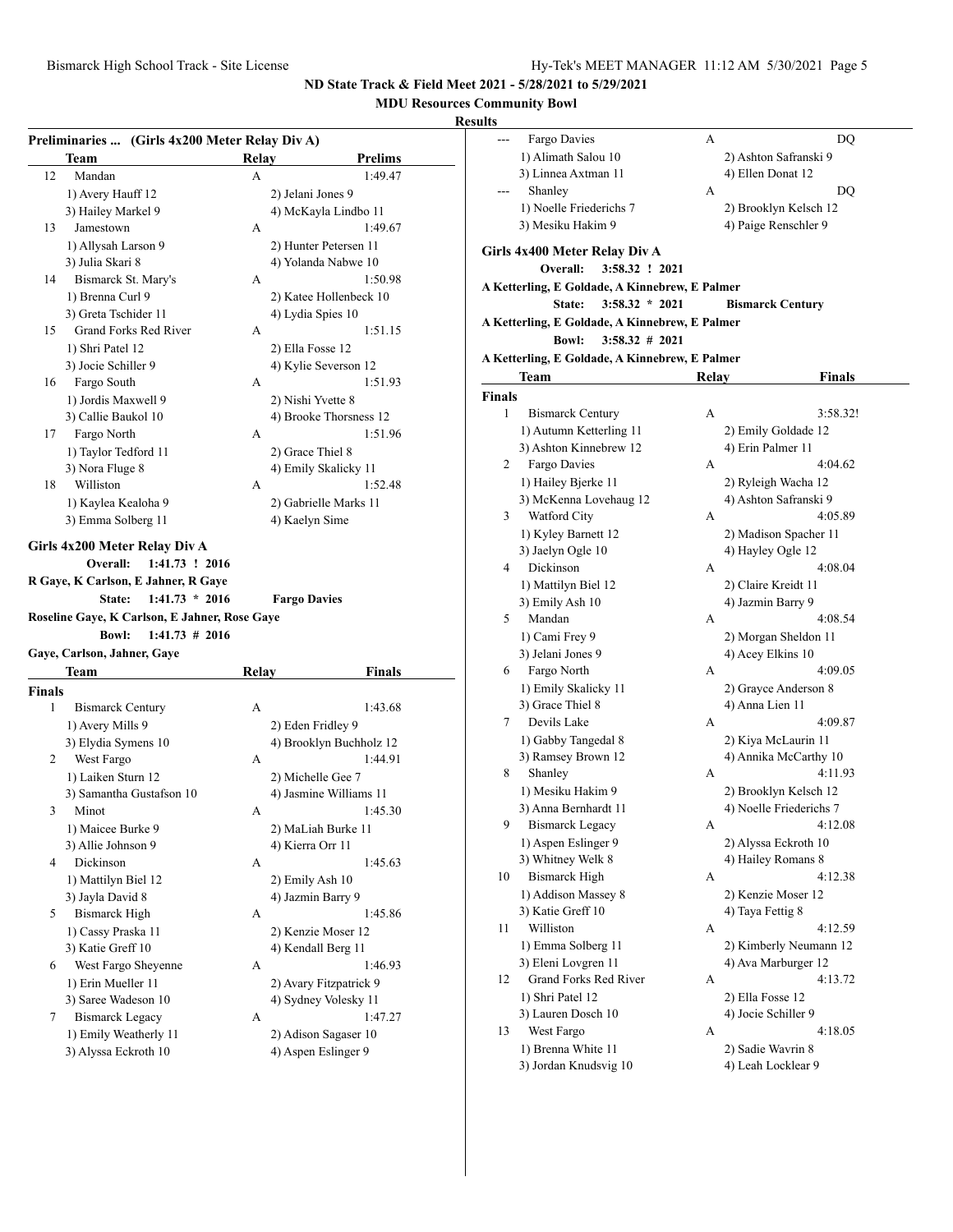ND State Track & Field Meet 2021 - 5/28/2021 to 5/29/2021

MDU Resources Community Bowl

Results

### Preliminaries ... (Girls 4x200 Meter Relay Div A)

| | Team | Relay | Prelims |
|---|---|---|---|
| 12 | Mandan | A | 1:49.47 |
| | 1) Avery Hauff 12 | 2) Jelani Jones 9 | |
| | 3) Hailey Markel 9 | 4) McKayla Lindbo 11 | |
| 13 | Jamestown | A | 1:49.67 |
| | 1) Allysah Larson 9 | 2) Hunter Petersen 11 | |
| | 3) Julia Skari 8 | 4) Yolanda Nabwe 10 | |
| 14 | Bismarck St. Mary's | A | 1:50.98 |
| | 1) Brenna Curl 9 | 2) Katee Hollenbeck 10 | |
| | 3) Greta Tschider 11 | 4) Lydia Spies 10 | |
| 15 | Grand Forks Red River | A | 1:51.15 |
| | 1) Shri Patel 12 | 2) Ella Fosse 12 | |
| | 3) Jocie Schiller 9 | 4) Kylie Severson 12 | |
| 16 | Fargo South | A | 1:51.93 |
| | 1) Jordis Maxwell 9 | 2) Nishi Yvette 8 | |
| | 3) Callie Baukol 10 | 4) Brooke Thorsness 12 | |
| 17 | Fargo North | A | 1:51.96 |
| | 1) Taylor Tedford 11 | 2) Grace Thiel 8 | |
| | 3) Nora Fluge 8 | 4) Emily Skalicky 11 | |
| 18 | Williston | A | 1:52.48 |
| | 1) Kaylea Kealoha 9 | 2) Gabrielle Marks 11 | |
| | 3) Emma Solberg 11 | 4) Kaelyn Sime | |

### Girls 4x200 Meter Relay Div A

Overall: 1:41.73 ! 2016
R Gaye, K Carlson, E Jahner, R Gaye

State: 1:41.73 * 2016 Fargo Davies
Roseline Gaye, K Carlson, E Jahner, Rose Gaye

Bowl: 1:41.73 # 2016
Gaye, Carlson, Jahner, Gaye

| | Team | Relay | Finals |
|---|---|---|---|
| **Finals** | | | |
| 1 | Bismarck Century | A | 1:43.68 |
| | 1) Avery Mills 9 | 2) Eden Fridley 9 | |
| | 3) Elydia Symens 10 | 4) Brooklyn Buchholz 12 | |
| 2 | West Fargo | A | 1:44.91 |
| | 1) Laiken Sturn 12 | 2) Michelle Gee 7 | |
| | 3) Samantha Gustafson 10 | 4) Jasmine Williams 11 | |
| 3 | Minot | A | 1:45.30 |
| | 1) Maicee Burke 9 | 2) MaLiah Burke 11 | |
| | 3) Allie Johnson 9 | 4) Kierra Orr 11 | |
| 4 | Dickinson | A | 1:45.63 |
| | 1) Mattilyn Biel 12 | 2) Emily Ash 10 | |
| | 3) Jayla David 8 | 4) Jazmin Barry 9 | |
| 5 | Bismarck High | A | 1:45.86 |
| | 1) Cassy Praska 11 | 2) Kenzie Moser 12 | |
| | 3) Katie Greff 10 | 4) Kendall Berg 11 | |
| 6 | West Fargo Sheyenne | A | 1:46.93 |
| | 1) Erin Mueller 11 | 2) Avary Fitzpatrick 9 | |
| | 3) Saree Wadeson 10 | 4) Sydney Volesky 11 | |
| 7 | Bismarck Legacy | A | 1:47.27 |
| | 1) Emily Weatherly 11 | 2) Adison Sagaser 10 | |
| | 3) Alyssa Eckroth 10 | 4) Aspen Eslinger 9 | |
| --- | Fargo Davies | A | DQ |
| | 1) Alimath Salou 10 | 2) Ashton Safranski 9 | |
| | 3) Linnea Axtman 11 | 4) Ellen Donat 12 | |
| --- | Shanley | A | DQ |
| | 1) Noelle Friederichs 7 | 2) Brooklyn Kelsch 12 | |
| | 3) Mesiku Hakim 9 | 4) Paige Renschler 9 | |

### Girls 4x400 Meter Relay Div A

Overall: 3:58.32 ! 2021
A Ketterling, E Goldade, A Kinnebrew, E Palmer

State: 3:58.32 * 2021 Bismarck Century
A Ketterling, E Goldade, A Kinnebrew, E Palmer

Bowl: 3:58.32 # 2021
A Ketterling, E Goldade, A Kinnebrew, E Palmer

| | Team | Relay | Finals |
|---|---|---|---|
| **Finals** | | | |
| 1 | Bismarck Century | A | 3:58.32! |
| | 1) Autumn Ketterling 11 | 2) Emily Goldade 12 | |
| | 3) Ashton Kinnebrew 12 | 4) Erin Palmer 11 | |
| 2 | Fargo Davies | A | 4:04.62 |
| | 1) Hailey Bjerke 11 | 2) Ryleigh Wacha 12 | |
| | 3) McKenna Lovehaug 12 | 4) Ashton Safranski 9 | |
| 3 | Watford City | A | 4:05.89 |
| | 1) Kyley Barnett 12 | 2) Madison Spacher 11 | |
| | 3) Jaelyn Ogle 10 | 4) Hayley Ogle 12 | |
| 4 | Dickinson | A | 4:08.04 |
| | 1) Mattilyn Biel 12 | 2) Claire Kreidt 11 | |
| | 3) Emily Ash 10 | 4) Jazmin Barry 9 | |
| 5 | Mandan | A | 4:08.54 |
| | 1) Cami Frey 9 | 2) Morgan Sheldon 11 | |
| | 3) Jelani Jones 9 | 4) Acey Elkins 10 | |
| 6 | Fargo North | A | 4:09.05 |
| | 1) Emily Skalicky 11 | 2) Grayce Anderson 8 | |
| | 3) Grace Thiel 8 | 4) Anna Lien 11 | |
| 7 | Devils Lake | A | 4:09.87 |
| | 1) Gabby Tangedal 8 | 2) Kiya McLaurin 11 | |
| | 3) Ramsey Brown 12 | 4) Annika McCarthy 10 | |
| 8 | Shanley | A | 4:11.93 |
| | 1) Mesiku Hakim 9 | 2) Brooklyn Kelsch 12 | |
| | 3) Anna Bernhardt 11 | 4) Noelle Friederichs 7 | |
| 9 | Bismarck Legacy | A | 4:12.08 |
| | 1) Aspen Eslinger 9 | 2) Alyssa Eckroth 10 | |
| | 3) Whitney Welk 8 | 4) Hailey Romans 8 | |
| 10 | Bismarck High | A | 4:12.38 |
| | 1) Addison Massey 8 | 2) Kenzie Moser 12 | |
| | 3) Katie Greff 10 | 4) Taya Fettig 8 | |
| 11 | Williston | A | 4:12.59 |
| | 1) Emma Solberg 11 | 2) Kimberly Neumann 12 | |
| | 3) Eleni Lovgren 11 | 4) Ava Marburger 12 | |
| 12 | Grand Forks Red River | A | 4:13.72 |
| | 1) Shri Patel 12 | 2) Ella Fosse 12 | |
| | 3) Lauren Dosch 10 | 4) Jocie Schiller 9 | |
| 13 | West Fargo | A | 4:18.05 |
| | 1) Brenna White 11 | 2) Sadie Wavrin 8 | |
| | 3) Jordan Knudsvig 10 | 4) Leah Locklear 9 | |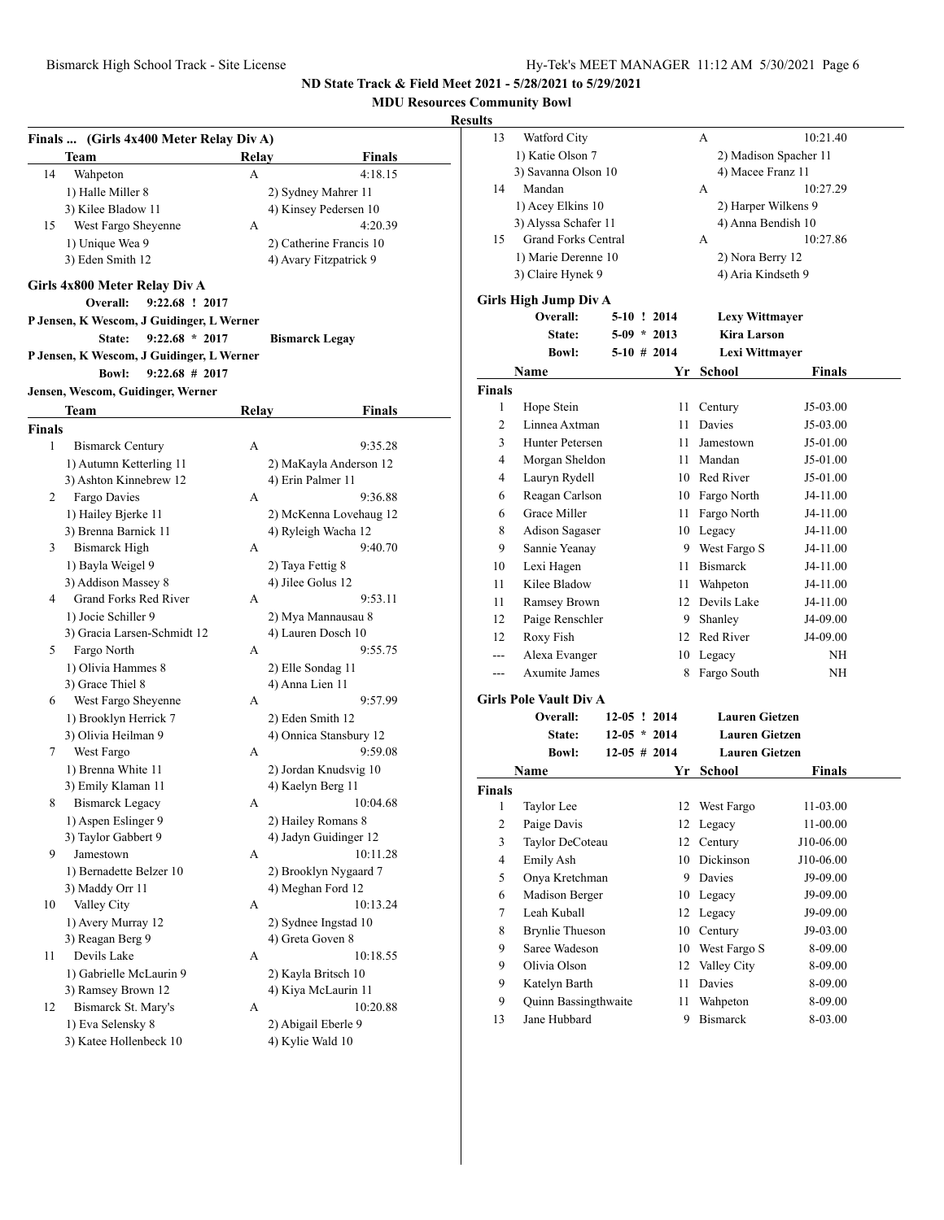ND State Track & Field Meet 2021 - 5/28/2021 to 5/29/2021

MDU Resources Community Bowl

Results

### Finals ... (Girls 4x400 Meter Relay Div A)

| | Team | Relay | Finals |
|---|---|---|---|
| 14 | Wahpeton | A | 4:18.15 |
| | 1) Halle Miller 8 | 2) Sydney Mahrer 11 | |
| | 3) Kilee Bladow 11 | 4) Kinsey Pedersen 10 | |
| 15 | West Fargo Sheyenne | A | 4:20.39 |
| | 1) Unique Wea 9 | 2) Catherine Francis 10 | |
| | 3) Eden Smith 12 | 4) Avary Fitzpatrick 9 | |

### Girls 4x800 Meter Relay Div A

Overall: 9:22.68 ! 2017
P Jensen, K Wescom, J Guidinger, L Werner
State: 9:22.68 * 2017 Bismarck Legay
P Jensen, K Wescom, J Guidinger, L Werner
Bowl: 9:22.68 # 2017
Jensen, Wescom, Guidinger, Werner

**Finals**

| | Team | Relay | Finals |
|---|---|---|---|
| 1 | Bismarck Century | A | 9:35.28 |
| | 1) Autumn Ketterling 11 | 2) MaKayla Anderson 12 | |
| | 3) Ashton Kinnebrew 12 | 4) Erin Palmer 11 | |
| 2 | Fargo Davies | A | 9:36.88 |
| | 1) Hailey Bjerke 11 | 2) McKenna Lovehaug 12 | |
| | 3) Brenna Barnick 11 | 4) Ryleigh Wacha 12 | |
| 3 | Bismarck High | A | 9:40.70 |
| | 1) Bayla Weigel 9 | 2) Taya Fettig 8 | |
| | 3) Addison Massey 8 | 4) Jilee Golus 12 | |
| 4 | Grand Forks Red River | A | 9:53.11 |
| | 1) Jocie Schiller 9 | 2) Mya Mannausau 8 | |
| | 3) Gracia Larsen-Schmidt 12 | 4) Lauren Dosch 10 | |
| 5 | Fargo North | A | 9:55.75 |
| | 1) Olivia Hammes 8 | 2) Elle Sondag 11 | |
| | 3) Grace Thiel 8 | 4) Anna Lien 11 | |
| 6 | West Fargo Sheyenne | A | 9:57.99 |
| | 1) Brooklyn Herrick 7 | 2) Eden Smith 12 | |
| | 3) Olivia Heilman 9 | 4) Onnica Stansbury 12 | |
| 7 | West Fargo | A | 9:59.08 |
| | 1) Brenna White 11 | 2) Jordan Knudsvig 10 | |
| | 3) Emily Klaman 11 | 4) Kaelyn Berg 11 | |
| 8 | Bismarck Legacy | A | 10:04.68 |
| | 1) Aspen Eslinger 9 | 2) Hailey Romans 8 | |
| | 3) Taylor Gabbert 9 | 4) Jadyn Guidinger 12 | |
| 9 | Jamestown | A | 10:11.28 |
| | 1) Bernadette Belzer 10 | 2) Brooklyn Nygaard 7 | |
| | 3) Maddy Orr 11 | 4) Meghan Ford 12 | |
| 10 | Valley City | A | 10:13.24 |
| | 1) Avery Murray 12 | 2) Sydnee Ingstad 10 | |
| | 3) Reagan Berg 9 | 4) Greta Goven 8 | |
| 11 | Devils Lake | A | 10:18.55 |
| | 1) Gabrielle McLaurin 9 | 2) Kayla Britsch 10 | |
| | 3) Ramsey Brown 12 | 4) Kiya McLaurin 11 | |
| 12 | Bismarck St. Mary's | A | 10:20.88 |
| | 1) Eva Selensky 8 | 2) Abigail Eberle 9 | |
| | 3) Katee Hollenbeck 10 | 4) Kylie Wald 10 | |
| 13 | Watford City | A | 10:21.40 |
| | 1) Katie Olson 7 | 2) Madison Spacher 11 | |
| | 3) Savanna Olson 10 | 4) Macee Franz 11 | |
| 14 | Mandan | A | 10:27.29 |
| | 1) Acey Elkins 10 | 2) Harper Wilkens 9 | |
| | 3) Alyssa Schafer 11 | 4) Anna Bendish 10 | |
| 15 | Grand Forks Central | A | 10:27.86 |
| | 1) Marie Derenne 10 | 2) Nora Berry 12 | |
| | 3) Claire Hynek 9 | 4) Aria Kindseth 9 | |

### Girls High Jump Div A

Overall: 5-10 ! 2014 Lexy Wittmayer
State: 5-09 * 2013 Kira Larson
Bowl: 5-10 # 2014 Lexi Wittmayer

**Finals**

| | Name | Yr | School | Finals |
|---|---|---|---|---|
| 1 | Hope Stein | 11 | Century | J5-03.00 |
| 2 | Linnea Axtman | 11 | Davies | J5-03.00 |
| 3 | Hunter Petersen | 11 | Jamestown | J5-01.00 |
| 4 | Morgan Sheldon | 11 | Mandan | J5-01.00 |
| 4 | Lauryn Rydell | 10 | Red River | J5-01.00 |
| 6 | Reagan Carlson | 10 | Fargo North | J4-11.00 |
| 6 | Grace Miller | 11 | Fargo North | J4-11.00 |
| 8 | Adison Sagaser | 10 | Legacy | J4-11.00 |
| 9 | Sannie Yeanay | 9 | West Fargo S | J4-11.00 |
| 10 | Lexi Hagen | 11 | Bismarck | J4-11.00 |
| 11 | Kilee Bladow | 11 | Wahpeton | J4-11.00 |
| 11 | Ramsey Brown | 12 | Devils Lake | J4-11.00 |
| 12 | Paige Renschler | 9 | Shanley | J4-09.00 |
| 12 | Roxy Fish | 12 | Red River | J4-09.00 |
| --- | Alexa Evanger | 10 | Legacy | NH |
| --- | Axumite James | 8 | Fargo South | NH |

### Girls Pole Vault Div A

Overall: 12-05 ! 2014 Lauren Gietzen
State: 12-05 * 2014 Lauren Gietzen
Bowl: 12-05 # 2014 Lauren Gietzen

**Finals**

| | Name | Yr | School | Finals |
|---|---|---|---|---|
| 1 | Taylor Lee | 12 | West Fargo | 11-03.00 |
| 2 | Paige Davis | 12 | Legacy | 11-00.00 |
| 3 | Taylor DeCoteau | 12 | Century | J10-06.00 |
| 4 | Emily Ash | 10 | Dickinson | J10-06.00 |
| 5 | Onya Kretchman | 9 | Davies | J9-09.00 |
| 6 | Madison Berger | 10 | Legacy | J9-09.00 |
| 7 | Leah Kuball | 12 | Legacy | J9-09.00 |
| 8 | Brynlie Thueson | 10 | Century | J9-03.00 |
| 9 | Saree Wadeson | 10 | West Fargo S | 8-09.00 |
| 9 | Olivia Olson | 12 | Valley City | 8-09.00 |
| 9 | Katelyn Barth | 11 | Davies | 8-09.00 |
| 9 | Quinn Bassingthwaite | 11 | Wahpeton | 8-09.00 |
| 13 | Jane Hubbard | 9 | Bismarck | 8-03.00 |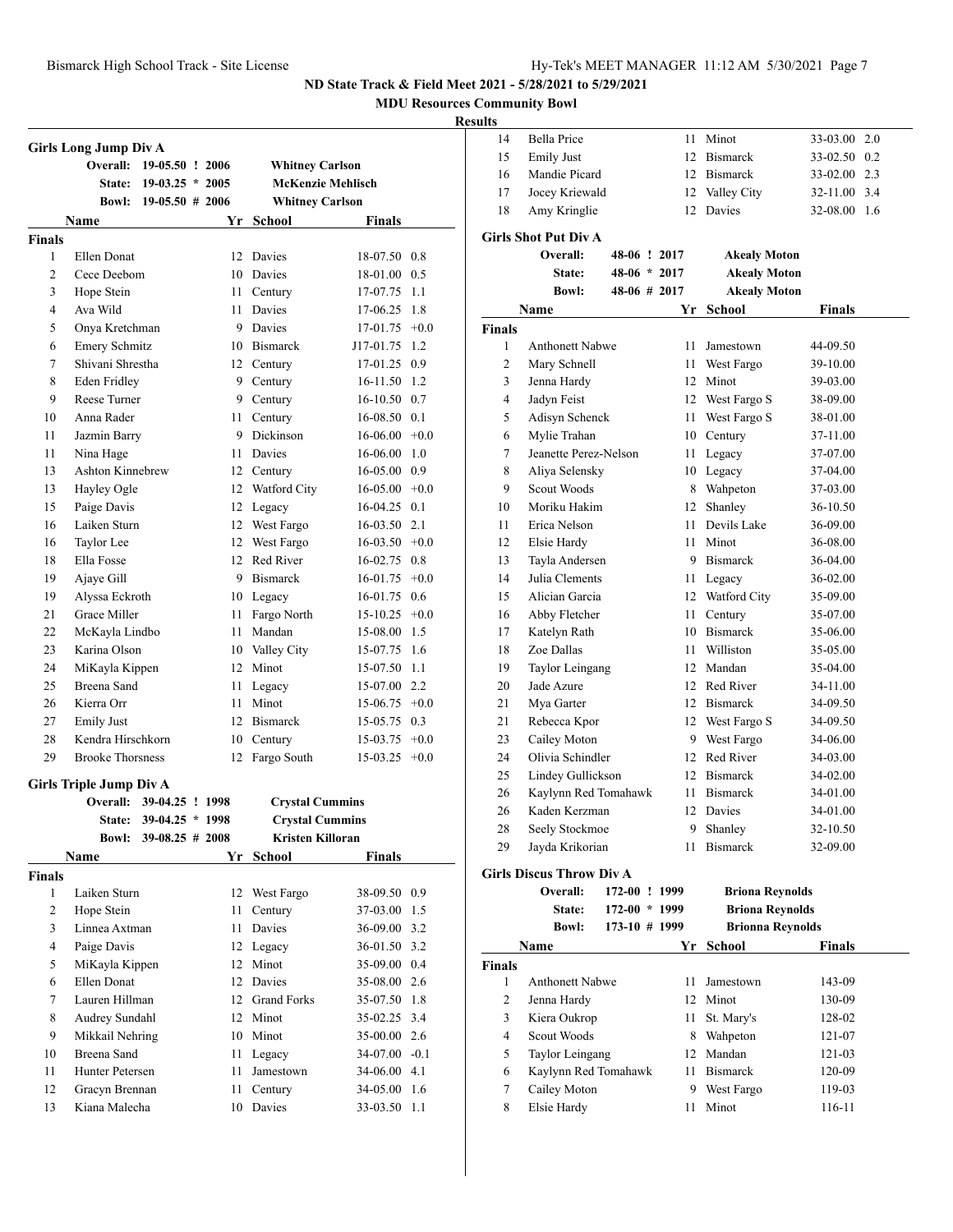# ND State Track & Field Meet 2021 - 5/28/2021 to 5/29/2021

## MDU Resources Community Bowl

### Results

## Girls Long Jump Div A

| | | | | |
|---|---|---|---|---|
| Overall: | 19-05.50 ! 2006 | | Whitney Carlson | |
| State: | 19-03.25 * 2005 | | McKenzie Mehlisch | |
| Bowl: | 19-05.50 # 2006 | | Whitney Carlson | |

**Finals**

| | Name | Yr | School | Finals | |
|---|---|---|---|---|---|
| 1 | Ellen Donat | 12 | Davies | 18-07.50 | 0.8 |
| 2 | Cece Deebom | 10 | Davies | 18-01.00 | 0.5 |
| 3 | Hope Stein | 11 | Century | 17-07.75 | 1.1 |
| 4 | Ava Wild | 11 | Davies | 17-06.25 | 1.8 |
| 5 | Onya Kretchman | 9 | Davies | 17-01.75 | +0.0 |
| 6 | Emery Schmitz | 10 | Bismarck | J17-01.75 | 1.2 |
| 7 | Shivani Shrestha | 12 | Century | 17-01.25 | 0.9 |
| 8 | Eden Fridley | 9 | Century | 16-11.50 | 1.2 |
| 9 | Reese Turner | 9 | Century | 16-10.50 | 0.7 |
| 10 | Anna Rader | 11 | Century | 16-08.50 | 0.1 |
| 11 | Jazmin Barry | 9 | Dickinson | 16-06.00 | +0.0 |
| 11 | Nina Hage | 11 | Davies | 16-06.00 | 1.0 |
| 13 | Ashton Kinnebrew | 12 | Century | 16-05.00 | 0.9 |
| 13 | Hayley Ogle | 12 | Watford City | 16-05.00 | +0.0 |
| 15 | Paige Davis | 12 | Legacy | 16-04.25 | 0.1 |
| 16 | Laiken Sturn | 12 | West Fargo | 16-03.50 | 2.1 |
| 16 | Taylor Lee | 12 | West Fargo | 16-03.50 | +0.0 |
| 18 | Ella Fosse | 12 | Red River | 16-02.75 | 0.8 |
| 19 | Ajaye Gill | 9 | Bismarck | 16-01.75 | +0.0 |
| 19 | Alyssa Eckroth | 10 | Legacy | 16-01.75 | 0.6 |
| 21 | Grace Miller | 11 | Fargo North | 15-10.25 | +0.0 |
| 22 | McKayla Lindbo | 11 | Mandan | 15-08.00 | 1.5 |
| 23 | Karina Olson | 10 | Valley City | 15-07.75 | 1.6 |
| 24 | MiKayla Kippen | 12 | Minot | 15-07.50 | 1.1 |
| 25 | Breena Sand | 11 | Legacy | 15-07.00 | 2.2 |
| 26 | Kierra Orr | 11 | Minot | 15-06.75 | +0.0 |
| 27 | Emily Just | 12 | Bismarck | 15-05.75 | 0.3 |
| 28 | Kendra Hirschkorn | 10 | Century | 15-03.75 | +0.0 |
| 29 | Brooke Thorsness | 12 | Fargo South | 15-03.25 | +0.0 |

## Girls Triple Jump Div A

| | | | | |
|---|---|---|---|---|
| Overall: | 39-04.25 ! 1998 | | Crystal Cummins | |
| State: | 39-04.25 * 1998 | | Crystal Cummins | |
| Bowl: | 39-08.25 # 2008 | | Kristen Killoran | |

**Finals**

| | Name | Yr | School | Finals | |
|---|---|---|---|---|---|
| 1 | Laiken Sturn | 12 | West Fargo | 38-09.50 | 0.9 |
| 2 | Hope Stein | 11 | Century | 37-03.00 | 1.5 |
| 3 | Linnea Axtman | 11 | Davies | 36-09.00 | 3.2 |
| 4 | Paige Davis | 12 | Legacy | 36-01.50 | 3.2 |
| 5 | MiKayla Kippen | 12 | Minot | 35-09.00 | 0.4 |
| 6 | Ellen Donat | 12 | Davies | 35-08.00 | 2.6 |
| 7 | Lauren Hillman | 12 | Grand Forks | 35-07.50 | 1.8 |
| 8 | Audrey Sundahl | 12 | Minot | 35-02.25 | 3.4 |
| 9 | Mikkail Nehring | 10 | Minot | 35-00.00 | 2.6 |
| 10 | Breena Sand | 11 | Legacy | 34-07.00 | -0.1 |
| 11 | Hunter Petersen | 11 | Jamestown | 34-06.00 | 4.1 |
| 12 | Gracyn Brennan | 11 | Century | 34-05.00 | 1.6 |
| 13 | Kiana Malecha | 10 | Davies | 33-03.50 | 1.1 |
| 14 | Bella Price | 11 | Minot | 33-03.00 | 2.0 |
| 15 | Emily Just | 12 | Bismarck | 33-02.50 | 0.2 |
| 16 | Mandie Picard | 12 | Bismarck | 33-02.00 | 2.3 |
| 17 | Jocey Kriewald | 12 | Valley City | 32-11.00 | 3.4 |
| 18 | Amy Kringlie | 12 | Davies | 32-08.00 | 1.6 |

## Girls Shot Put Div A

| | | | |
|---|---|---|---|
| Overall: | 48-06 ! 2017 | | Akealy Moton |
| State: | 48-06 * 2017 | | Akealy Moton |
| Bowl: | 48-06 # 2017 | | Akealy Moton |

**Finals**

| | Name | Yr | School | Finals |
|---|---|---|---|---|
| 1 | Anthonett Nabwe | 11 | Jamestown | 44-09.50 |
| 2 | Mary Schnell | 11 | West Fargo | 39-10.00 |
| 3 | Jenna Hardy | 12 | Minot | 39-03.00 |
| 4 | Jadyn Feist | 12 | West Fargo S | 38-09.00 |
| 5 | Adisyn Schenck | 11 | West Fargo S | 38-01.00 |
| 6 | Mylie Trahan | 10 | Century | 37-11.00 |
| 7 | Jeanette Perez-Nelson | 11 | Legacy | 37-07.00 |
| 8 | Aliya Selensky | 10 | Legacy | 37-04.00 |
| 9 | Scout Woods | 8 | Wahpeton | 37-03.00 |
| 10 | Moriku Hakim | 12 | Shanley | 36-10.50 |
| 11 | Erica Nelson | 11 | Devils Lake | 36-09.00 |
| 12 | Elsie Hardy | 11 | Minot | 36-08.00 |
| 13 | Tayla Andersen | 9 | Bismarck | 36-04.00 |
| 14 | Julia Clements | 11 | Legacy | 36-02.00 |
| 15 | Alician Garcia | 12 | Watford City | 35-09.00 |
| 16 | Abby Fletcher | 11 | Century | 35-07.00 |
| 17 | Katelyn Rath | 10 | Bismarck | 35-06.00 |
| 18 | Zoe Dallas | 11 | Williston | 35-05.00 |
| 19 | Taylor Leingang | 12 | Mandan | 35-04.00 |
| 20 | Jade Azure | 12 | Red River | 34-11.00 |
| 21 | Mya Garter | 12 | Bismarck | 34-09.50 |
| 21 | Rebecca Kpor | 12 | West Fargo S | 34-09.50 |
| 23 | Cailey Moton | 9 | West Fargo | 34-06.00 |
| 24 | Olivia Schindler | 12 | Red River | 34-03.00 |
| 25 | Lindey Gullickson | 12 | Bismarck | 34-02.00 |
| 26 | Kaylynn Red Tomahawk | 11 | Bismarck | 34-01.00 |
| 26 | Kaden Kerzman | 12 | Davies | 34-01.00 |
| 28 | Seely Stockmoe | 9 | Shanley | 32-10.50 |
| 29 | Jayda Krikorian | 11 | Bismarck | 32-09.00 |

## Girls Discus Throw Div A

| | | | |
|---|---|---|---|
| Overall: | 172-00 ! 1999 | | Briona Reynolds |
| State: | 172-00 * 1999 | | Briona Reynolds |
| Bowl: | 173-10 # 1999 | | Brionna Reynolds |

**Finals**

| | Name | Yr | School | Finals |
|---|---|---|---|---|
| 1 | Anthonett Nabwe | 11 | Jamestown | 143-09 |
| 2 | Jenna Hardy | 12 | Minot | 130-09 |
| 3 | Kiera Oukrop | 11 | St. Mary's | 128-02 |
| 4 | Scout Woods | 8 | Wahpeton | 121-07 |
| 5 | Taylor Leingang | 12 | Mandan | 121-03 |
| 6 | Kaylynn Red Tomahawk | 11 | Bismarck | 120-09 |
| 7 | Cailey Moton | 9 | West Fargo | 119-03 |
| 8 | Elsie Hardy | 11 | Minot | 116-11 |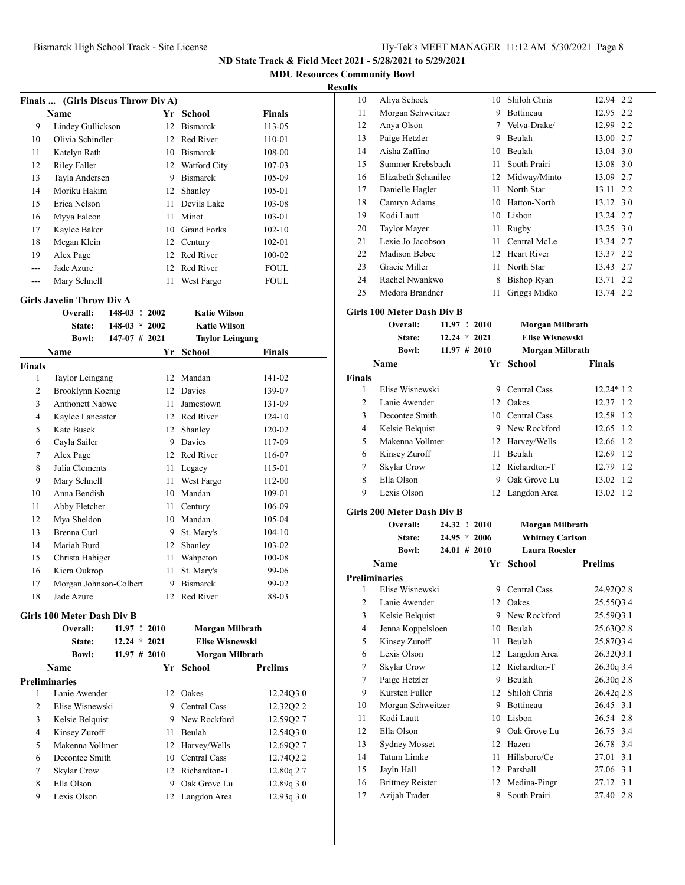**ND State Track & Field Meet 2021 - 5/28/2021 to 5/29/2021**

**MDU Resources Community Bowl**

**Results**

### Finals ... (Girls Discus Throw Div A)

| | Name | Yr | School | Finals |
|---|---|---|---|---|
| 9 | Lindey Gullickson | 12 | Bismarck | 113-05 |
| 10 | Olivia Schindler | 12 | Red River | 110-01 |
| 11 | Katelyn Rath | 10 | Bismarck | 108-00 |
| 12 | Riley Faller | 12 | Watford City | 107-03 |
| 13 | Tayla Andersen | 9 | Bismarck | 105-09 |
| 14 | Moriku Hakim | 12 | Shanley | 105-01 |
| 15 | Erica Nelson | 11 | Devils Lake | 103-08 |
| 16 | Myya Falcon | 11 | Minot | 103-01 |
| 17 | Kaylee Baker | 10 | Grand Forks | 102-10 |
| 18 | Megan Klein | 12 | Century | 102-01 |
| 19 | Alex Page | 12 | Red River | 100-02 |
| --- | Jade Azure | 12 | Red River | FOUL |
| --- | Mary Schnell | 11 | West Fargo | FOUL |

### Girls Javelin Throw Div A

| | | | |
|---|---|---|---|
| Overall: | 148-03 ! | 2002 | Katie Wilson |
| State: | 148-03 * | 2002 | Katie Wilson |
| Bowl: | 147-07 # | 2021 | Taylor Leingang |

| | Name | Yr | School | Finals |
|---|---|---|---|---|
| **Finals** | | | | |
| 1 | Taylor Leingang | 12 | Mandan | 141-02 |
| 2 | Brooklynn Koenig | 12 | Davies | 139-07 |
| 3 | Anthonett Nabwe | 11 | Jamestown | 131-09 |
| 4 | Kaylee Lancaster | 12 | Red River | 124-10 |
| 5 | Kate Busek | 12 | Shanley | 120-02 |
| 6 | Cayla Sailer | 9 | Davies | 117-09 |
| 7 | Alex Page | 12 | Red River | 116-07 |
| 8 | Julia Clements | 11 | Legacy | 115-01 |
| 9 | Mary Schnell | 11 | West Fargo | 112-00 |
| 10 | Anna Bendish | 10 | Mandan | 109-01 |
| 11 | Abby Fletcher | 11 | Century | 106-09 |
| 12 | Mya Sheldon | 10 | Mandan | 105-04 |
| 13 | Brenna Curl | 9 | St. Mary's | 104-10 |
| 14 | Mariah Burd | 12 | Shanley | 103-02 |
| 15 | Christa Habiger | 11 | Wahpeton | 100-08 |
| 16 | Kiera Oukrop | 11 | St. Mary's | 99-06 |
| 17 | Morgan Johnson-Colbert | 9 | Bismarck | 99-02 |
| 18 | Jade Azure | 12 | Red River | 88-03 |

### Girls 100 Meter Dash Div B

| | | | |
|---|---|---|---|
| Overall: | 11.97 ! | 2010 | Morgan Milbrath |
| State: | 12.24 * | 2021 | Elise Wisnewski |
| Bowl: | 11.97 # | 2010 | Morgan Milbrath |

| | Name | Yr | School | Prelims |
|---|---|---|---|---|
| **Preliminaries** | | | | |
| 1 | Lanie Awender | 12 | Oakes | 12.24Q3.0 |
| 2 | Elise Wisnewski | 9 | Central Cass | 12.32Q2.2 |
| 3 | Kelsie Belquist | 9 | New Rockford | 12.59Q2.7 |
| 4 | Kinsey Zuroff | 11 | Beulah | 12.54Q3.0 |
| 5 | Makenna Vollmer | 12 | Harvey/Wells | 12.69Q2.7 |
| 6 | Decontee Smith | 10 | Central Cass | 12.74Q2.2 |
| 7 | Skylar Crow | 12 | Richardton-T | 12.80q 2.7 |
| 8 | Ella Olson | 9 | Oak Grove Lu | 12.89q 3.0 |
| 9 | Lexis Olson | 12 | Langdon Area | 12.93q 3.0 |
| 10 | Aliya Schock | 10 | Shiloh Chris | 12.94 2.2 |
| 11 | Morgan Schweitzer | 9 | Bottineau | 12.95 2.2 |
| 12 | Anya Olson | 7 | Velva-Drake/ | 12.99 2.2 |
| 13 | Paige Hetzler | 9 | Beulah | 13.00 2.7 |
| 14 | Aisha Zaffino | 10 | Beulah | 13.04 3.0 |
| 15 | Summer Krebsbach | 11 | South Prairi | 13.08 3.0 |
| 16 | Elizabeth Schanilec | 12 | Midway/Minto | 13.09 2.7 |
| 17 | Danielle Hagler | 11 | North Star | 13.11 2.2 |
| 18 | Camryn Adams | 10 | Hatton-North | 13.12 3.0 |
| 19 | Kodi Lautt | 10 | Lisbon | 13.24 2.7 |
| 20 | Taylor Mayer | 11 | Rugby | 13.25 3.0 |
| 21 | Lexie Jo Jacobson | 11 | Central McLe | 13.34 2.7 |
| 22 | Madison Bebee | 12 | Heart River | 13.37 2.2 |
| 23 | Gracie Miller | 11 | North Star | 13.43 2.7 |
| 24 | Rachel Nwankwo | 8 | Bishop Ryan | 13.71 2.2 |
| 25 | Medora Brandner | 11 | Griggs Midko | 13.74 2.2 |

### Girls 100 Meter Dash Div B

| | | | |
|---|---|---|---|
| Overall: | 11.97 ! | 2010 | Morgan Milbrath |
| State: | 12.24 * | 2021 | Elise Wisnewski |
| Bowl: | 11.97 # | 2010 | Morgan Milbrath |

| | Name | Yr | School | Finals |
|---|---|---|---|---|
| **Finals** | | | | |
| 1 | Elise Wisnewski | 9 | Central Cass | 12.24* 1.2 |
| 2 | Lanie Awender | 12 | Oakes | 12.37 1.2 |
| 3 | Decontee Smith | 10 | Central Cass | 12.58 1.2 |
| 4 | Kelsie Belquist | 9 | New Rockford | 12.65 1.2 |
| 5 | Makenna Vollmer | 12 | Harvey/Wells | 12.66 1.2 |
| 6 | Kinsey Zuroff | 11 | Beulah | 12.69 1.2 |
| 7 | Skylar Crow | 12 | Richardton-T | 12.79 1.2 |
| 8 | Ella Olson | 9 | Oak Grove Lu | 13.02 1.2 |
| 9 | Lexis Olson | 12 | Langdon Area | 13.02 1.2 |

### Girls 200 Meter Dash Div B

| | | | |
|---|---|---|---|
| Overall: | 24.32 ! | 2010 | Morgan Milbrath |
| State: | 24.95 * | 2006 | Whitney Carlson |
| Bowl: | 24.01 # | 2010 | Laura Roesler |

| | Name | Yr | School | Prelims |
|---|---|---|---|---|
| **Preliminaries** | | | | |
| 1 | Elise Wisnewski | 9 | Central Cass | 24.92Q2.8 |
| 2 | Lanie Awender | 12 | Oakes | 25.55Q3.4 |
| 3 | Kelsie Belquist | 9 | New Rockford | 25.59Q3.1 |
| 4 | Jenna Koppelsloen | 10 | Beulah | 25.63Q2.8 |
| 5 | Kinsey Zuroff | 11 | Beulah | 25.87Q3.4 |
| 6 | Lexis Olson | 12 | Langdon Area | 26.32Q3.1 |
| 7 | Skylar Crow | 12 | Richardton-T | 26.30q 3.4 |
| 7 | Paige Hetzler | 9 | Beulah | 26.30q 2.8 |
| 9 | Kursten Fuller | 12 | Shiloh Chris | 26.42q 2.8 |
| 10 | Morgan Schweitzer | 9 | Bottineau | 26.45 3.1 |
| 11 | Kodi Lautt | 10 | Lisbon | 26.54 2.8 |
| 12 | Ella Olson | 9 | Oak Grove Lu | 26.75 3.4 |
| 13 | Sydney Mosset | 12 | Hazen | 26.78 3.4 |
| 14 | Tatum Limke | 11 | Hillsboro/Ce | 27.01 3.1 |
| 15 | Jayln Hall | 12 | Parshall | 27.06 3.1 |
| 16 | Brittney Reister | 12 | Medina-Pingr | 27.12 3.1 |
| 17 | Azijah Trader | 8 | South Prairi | 27.40 2.8 |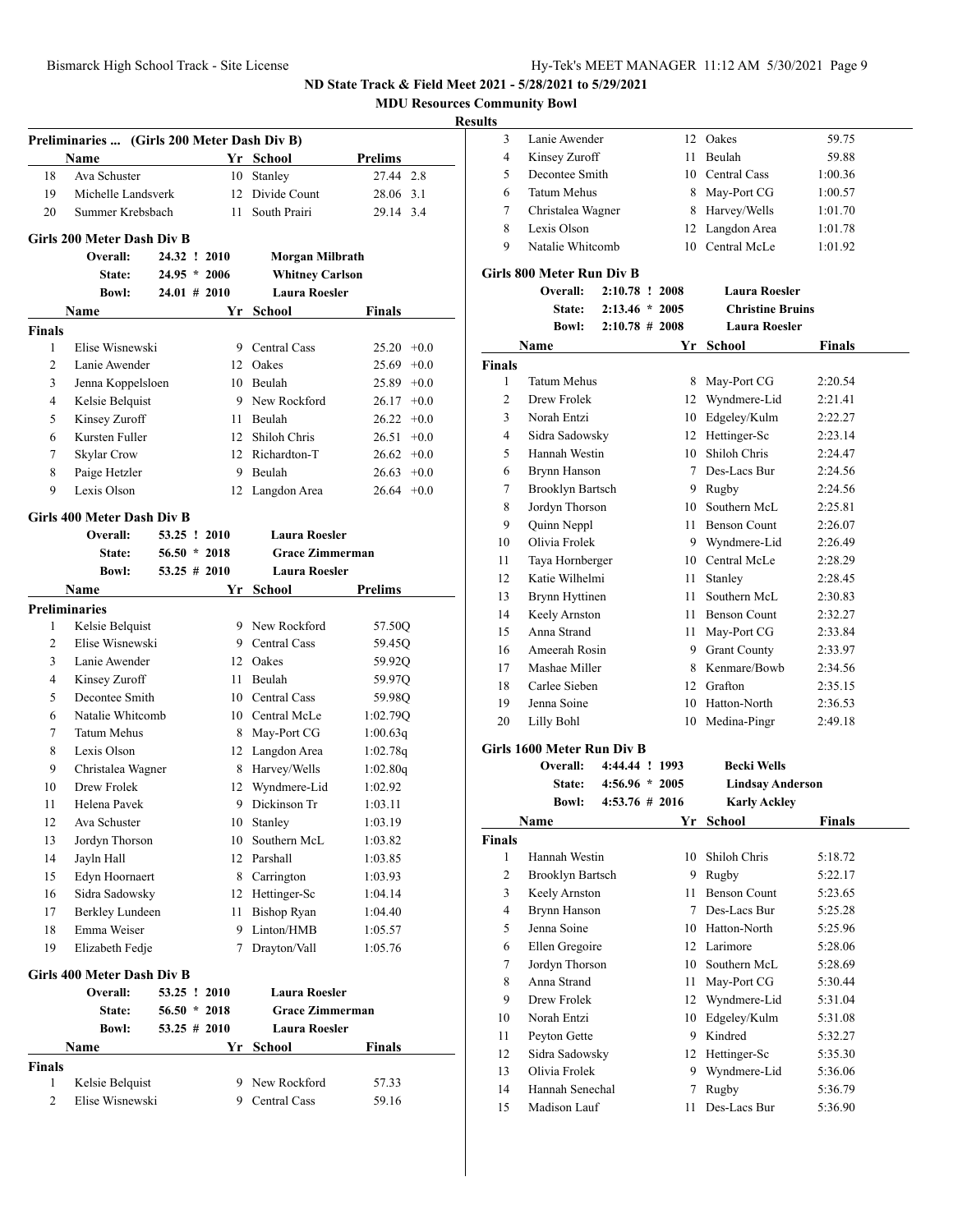# ND State Track & Field Meet 2021 - 5/28/2021 to 5/29/2021

**MDU Resources Community Bowl**

**Results**

## Preliminaries ... (Girls 200 Meter Dash Div B)

| | Name | Yr | School | Prelims | |
|---|---|---|---|---|---|
| 18 | Ava Schuster | 10 | Stanley | 27.44 | 2.8 |
| 19 | Michelle Landsverk | 12 | Divide Count | 28.06 | 3.1 |
| 20 | Summer Krebsbach | 11 | South Prairi | 29.14 | 3.4 |

## Girls 200 Meter Dash Div B

| | | | |
|---|---|---|---|
| Overall: | 24.32 ! | 2010 | Morgan Milbrath |
| State: | 24.95 * | 2006 | Whitney Carlson |
| Bowl: | 24.01 # | 2010 | Laura Roesler |

| | Name | Yr | School | Finals | |
|---|---|---|---|---|---|
| **Finals** | | | | | |
| 1 | Elise Wisnewski | 9 | Central Cass | 25.20 | +0.0 |
| 2 | Lanie Awender | 12 | Oakes | 25.69 | +0.0 |
| 3 | Jenna Koppelsloen | 10 | Beulah | 25.89 | +0.0 |
| 4 | Kelsie Belquist | 9 | New Rockford | 26.17 | +0.0 |
| 5 | Kinsey Zuroff | 11 | Beulah | 26.22 | +0.0 |
| 6 | Kursten Fuller | 12 | Shiloh Chris | 26.51 | +0.0 |
| 7 | Skylar Crow | 12 | Richardton-T | 26.62 | +0.0 |
| 8 | Paige Hetzler | 9 | Beulah | 26.63 | +0.0 |
| 9 | Lexis Olson | 12 | Langdon Area | 26.64 | +0.0 |

## Girls 400 Meter Dash Div B

| | | | |
|---|---|---|---|
| Overall: | 53.25 ! | 2010 | Laura Roesler |
| State: | 56.50 * | 2018 | Grace Zimmerman |
| Bowl: | 53.25 # | 2010 | Laura Roesler |

| | Name | Yr | School | Prelims |
|---|---|---|---|---|
| **Preliminaries** | | | | |
| 1 | Kelsie Belquist | 9 | New Rockford | 57.50Q |
| 2 | Elise Wisnewski | 9 | Central Cass | 59.45Q |
| 3 | Lanie Awender | 12 | Oakes | 59.92Q |
| 4 | Kinsey Zuroff | 11 | Beulah | 59.97Q |
| 5 | Decontee Smith | 10 | Central Cass | 59.98Q |
| 6 | Natalie Whitcomb | 10 | Central McLe | 1:02.79Q |
| 7 | Tatum Mehus | 8 | May-Port CG | 1:00.63q |
| 8 | Lexis Olson | 12 | Langdon Area | 1:02.78q |
| 9 | Christalea Wagner | 8 | Harvey/Wells | 1:02.80q |
| 10 | Drew Frolek | 12 | Wyndmere-Lid | 1:02.92 |
| 11 | Helena Pavek | 9 | Dickinson Tr | 1:03.11 |
| 12 | Ava Schuster | 10 | Stanley | 1:03.19 |
| 13 | Jordyn Thorson | 10 | Southern McL | 1:03.82 |
| 14 | Jayln Hall | 12 | Parshall | 1:03.85 |
| 15 | Edyn Hoornaert | 8 | Carrington | 1:03.93 |
| 16 | Sidra Sadowsky | 12 | Hettinger-Sc | 1:04.14 |
| 17 | Berkley Lundeen | 11 | Bishop Ryan | 1:04.40 |
| 18 | Emma Weiser | 9 | Linton/HMB | 1:05.57 |
| 19 | Elizabeth Fedje | 7 | Drayton/Vall | 1:05.76 |

## Girls 400 Meter Dash Div B

| | | | |
|---|---|---|---|
| Overall: | 53.25 ! | 2010 | Laura Roesler |
| State: | 56.50 * | 2018 | Grace Zimmerman |
| Bowl: | 53.25 # | 2010 | Laura Roesler |

| | Name | Yr | School | Finals |
|---|---|---|---|---|
| **Finals** | | | | |
| 1 | Kelsie Belquist | 9 | New Rockford | 57.33 |
| 2 | Elise Wisnewski | 9 | Central Cass | 59.16 |
| 3 | Lanie Awender | 12 | Oakes | 59.75 |
| 4 | Kinsey Zuroff | 11 | Beulah | 59.88 |
| 5 | Decontee Smith | 10 | Central Cass | 1:00.36 |
| 6 | Tatum Mehus | 8 | May-Port CG | 1:00.57 |
| 7 | Christalea Wagner | 8 | Harvey/Wells | 1:01.70 |
| 8 | Lexis Olson | 12 | Langdon Area | 1:01.78 |
| 9 | Natalie Whitcomb | 10 | Central McLe | 1:01.92 |

## Girls 800 Meter Run Div B

| | | | |
|---|---|---|---|
| Overall: | 2:10.78 ! | 2008 | Laura Roesler |
| State: | 2:13.46 * | 2005 | Christine Bruins |
| Bowl: | 2:10.78 # | 2008 | Laura Roesler |

| | Name | Yr | School | Finals |
|---|---|---|---|---|
| **Finals** | | | | |
| 1 | Tatum Mehus | 8 | May-Port CG | 2:20.54 |
| 2 | Drew Frolek | 12 | Wyndmere-Lid | 2:21.41 |
| 3 | Norah Entzi | 10 | Edgeley/Kulm | 2:22.27 |
| 4 | Sidra Sadowsky | 12 | Hettinger-Sc | 2:23.14 |
| 5 | Hannah Westin | 10 | Shiloh Chris | 2:24.47 |
| 6 | Brynn Hanson | 7 | Des-Lacs Bur | 2:24.56 |
| 7 | Brooklyn Bartsch | 9 | Rugby | 2:24.56 |
| 8 | Jordyn Thorson | 10 | Southern McL | 2:25.81 |
| 9 | Quinn Neppl | 11 | Benson Count | 2:26.07 |
| 10 | Olivia Frolek | 9 | Wyndmere-Lid | 2:26.49 |
| 11 | Taya Hornberger | 10 | Central McLe | 2:28.29 |
| 12 | Katie Wilhelmi | 11 | Stanley | 2:28.45 |
| 13 | Brynn Hyttinen | 11 | Southern McL | 2:30.83 |
| 14 | Keely Arnston | 11 | Benson Count | 2:32.27 |
| 15 | Anna Strand | 11 | May-Port CG | 2:33.84 |
| 16 | Ameerah Rosin | 9 | Grant County | 2:33.97 |
| 17 | Mashae Miller | 8 | Kenmare/Bowb | 2:34.56 |
| 18 | Carlee Sieben | 12 | Grafton | 2:35.15 |
| 19 | Jenna Soine | 10 | Hatton-North | 2:36.53 |
| 20 | Lilly Bohl | 10 | Medina-Pingr | 2:49.18 |

## Girls 1600 Meter Run Div B

| | | | |
|---|---|---|---|
| Overall: | 4:44.44 ! | 1993 | Becki Wells |
| State: | 4:56.96 * | 2005 | Lindsay Anderson |
| Bowl: | 4:53.76 # | 2016 | Karly Ackley |

| | Name | Yr | School | Finals |
|---|---|---|---|---|
| **Finals** | | | | |
| 1 | Hannah Westin | 10 | Shiloh Chris | 5:18.72 |
| 2 | Brooklyn Bartsch | 9 | Rugby | 5:22.17 |
| 3 | Keely Arnston | 11 | Benson Count | 5:23.65 |
| 4 | Brynn Hanson | 7 | Des-Lacs Bur | 5:25.28 |
| 5 | Jenna Soine | 10 | Hatton-North | 5:25.96 |
| 6 | Ellen Gregoire | 12 | Larimore | 5:28.06 |
| 7 | Jordyn Thorson | 10 | Southern McL | 5:28.69 |
| 8 | Anna Strand | 11 | May-Port CG | 5:30.44 |
| 9 | Drew Frolek | 12 | Wyndmere-Lid | 5:31.04 |
| 10 | Norah Entzi | 10 | Edgeley/Kulm | 5:31.08 |
| 11 | Peyton Gette | 9 | Kindred | 5:32.27 |
| 12 | Sidra Sadowsky | 12 | Hettinger-Sc | 5:35.30 |
| 13 | Olivia Frolek | 9 | Wyndmere-Lid | 5:36.06 |
| 14 | Hannah Senechal | 7 | Rugby | 5:36.79 |
| 15 | Madison Lauf | 11 | Des-Lacs Bur | 5:36.90 |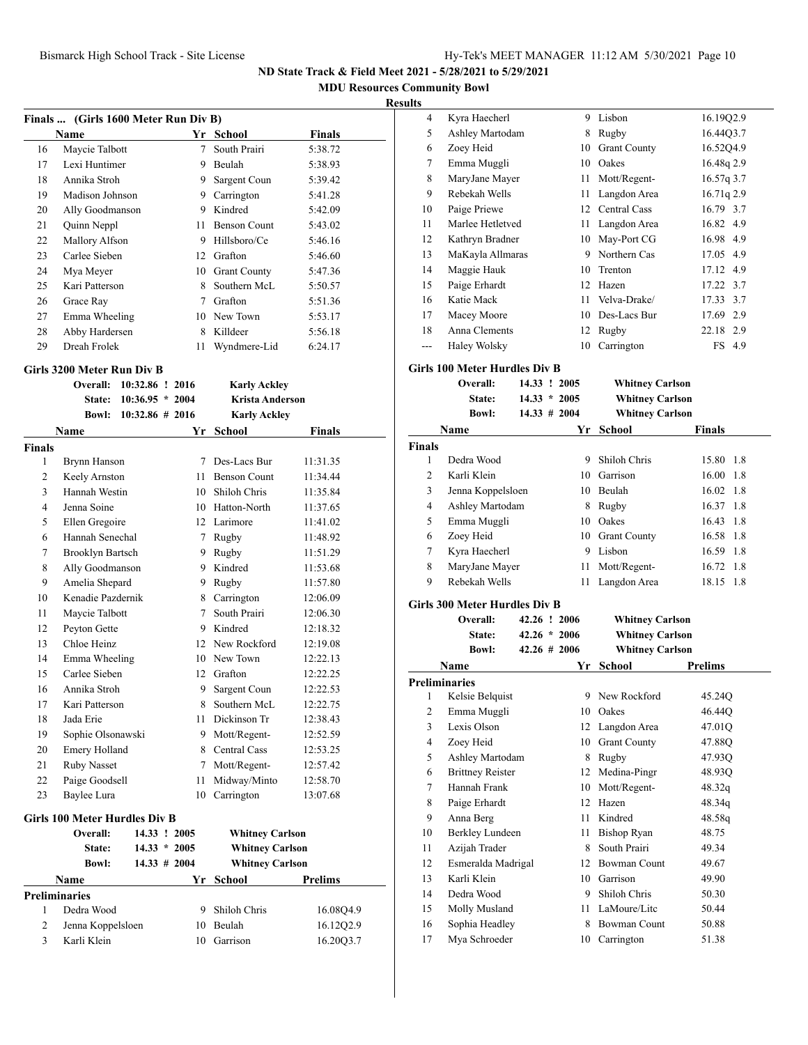**ND State Track & Field Meet 2021 - 5/28/2021 to 5/29/2021**

**MDU Resources Community Bowl**

**Results**

### Finals ... (Girls 1600 Meter Run Div B)

| | Name | Yr | School | Finals |
|---|---|---|---|---|
| 16 | Maycie Talbott | 7 | South Prairi | 5:38.72 |
| 17 | Lexi Huntimer | 9 | Beulah | 5:38.93 |
| 18 | Annika Stroh | 9 | Sargent Coun | 5:39.42 |
| 19 | Madison Johnson | 9 | Carrington | 5:41.28 |
| 20 | Ally Goodmanson | 9 | Kindred | 5:42.09 |
| 21 | Quinn Neppl | 11 | Benson Count | 5:43.02 |
| 22 | Mallory Alfson | 9 | Hillsboro/Ce | 5:46.16 |
| 23 | Carlee Sieben | 12 | Grafton | 5:46.60 |
| 24 | Mya Meyer | 10 | Grant County | 5:47.36 |
| 25 | Kari Patterson | 8 | Southern McL | 5:50.57 |
| 26 | Grace Ray | 7 | Grafton | 5:51.36 |
| 27 | Emma Wheeling | 10 | New Town | 5:53.17 |
| 28 | Abby Hardersen | 8 | Killdeer | 5:56.18 |
| 29 | Dreah Frolek | 11 | Wyndmere-Lid | 6:24.17 |

### Girls 3200 Meter Run Div B

Overall: 10:32.86 ! 2016 Karly Ackley
State: 10:36.95 * 2004 Krista Anderson
Bowl: 10:32.86 # 2016 Karly Ackley

| | Name | Yr | School | Finals |
|---|---|---|---|---|
| **Finals** | | | | |
| 1 | Brynn Hanson | 7 | Des-Lacs Bur | 11:31.35 |
| 2 | Keely Arnston | 11 | Benson Count | 11:34.44 |
| 3 | Hannah Westin | 10 | Shiloh Chris | 11:35.84 |
| 4 | Jenna Soine | 10 | Hatton-North | 11:37.65 |
| 5 | Ellen Gregoire | 12 | Larimore | 11:41.02 |
| 6 | Hannah Senechal | 7 | Rugby | 11:48.92 |
| 7 | Brooklyn Bartsch | 9 | Rugby | 11:51.29 |
| 8 | Ally Goodmanson | 9 | Kindred | 11:53.68 |
| 9 | Amelia Shepard | 9 | Rugby | 11:57.80 |
| 10 | Kenadie Pazdernik | 8 | Carrington | 12:06.09 |
| 11 | Maycie Talbott | 7 | South Prairi | 12:06.30 |
| 12 | Peyton Gette | 9 | Kindred | 12:18.32 |
| 13 | Chloe Heinz | 12 | New Rockford | 12:19.08 |
| 14 | Emma Wheeling | 10 | New Town | 12:22.13 |
| 15 | Carlee Sieben | 12 | Grafton | 12:22.25 |
| 16 | Annika Stroh | 9 | Sargent Coun | 12:22.53 |
| 17 | Kari Patterson | 8 | Southern McL | 12:22.75 |
| 18 | Jada Erie | 11 | Dickinson Tr | 12:38.43 |
| 19 | Sophie Olsonawski | 9 | Mott/Regent- | 12:52.59 |
| 20 | Emery Holland | 8 | Central Cass | 12:53.25 |
| 21 | Ruby Nasset | 7 | Mott/Regent- | 12:57.42 |
| 22 | Paige Goodsell | 11 | Midway/Minto | 12:58.70 |
| 23 | Baylee Lura | 10 | Carrington | 13:07.68 |

### Girls 100 Meter Hurdles Div B

Overall: 14.33 ! 2005 Whitney Carlson
State: 14.33 * 2005 Whitney Carlson
Bowl: 14.33 # 2004 Whitney Carlson

| | Name | Yr | School | Prelims |
|---|---|---|---|---|
| **Preliminaries** | | | | |
| 1 | Dedra Wood | 9 | Shiloh Chris | 16.08Q4.9 |
| 2 | Jenna Koppelsloen | 10 | Beulah | 16.12Q2.9 |
| 3 | Karli Klein | 10 | Garrison | 16.20Q3.7 |
| 4 | Kyra Haecherl | 9 | Lisbon | 16.19Q2.9 |
| 5 | Ashley Martodam | 8 | Rugby | 16.44Q3.7 |
| 6 | Zoey Heid | 10 | Grant County | 16.52Q4.9 |
| 7 | Emma Muggli | 10 | Oakes | 16.48q 2.9 |
| 8 | MaryJane Mayer | 11 | Mott/Regent- | 16.57q 3.7 |
| 9 | Rebekah Wells | 11 | Langdon Area | 16.71q 2.9 |
| 10 | Paige Priewe | 12 | Central Cass | 16.79 3.7 |
| 11 | Marlee Hetletved | 11 | Langdon Area | 16.82 4.9 |
| 12 | Kathryn Bradner | 10 | May-Port CG | 16.98 4.9 |
| 13 | MaKayla Allmaras | 9 | Northern Cas | 17.05 4.9 |
| 14 | Maggie Hauk | 10 | Trenton | 17.12 4.9 |
| 15 | Paige Erhardt | 12 | Hazen | 17.22 3.7 |
| 16 | Katie Mack | 11 | Velva-Drake/ | 17.33 3.7 |
| 17 | Macey Moore | 10 | Des-Lacs Bur | 17.69 2.9 |
| 18 | Anna Clements | 12 | Rugby | 22.18 2.9 |
| --- | Haley Wolsky | 10 | Carrington | FS 4.9 |

### Girls 100 Meter Hurdles Div B

Overall: 14.33 ! 2005 Whitney Carlson
State: 14.33 * 2005 Whitney Carlson
Bowl: 14.33 # 2004 Whitney Carlson

| | Name | Yr | School | Finals |
|---|---|---|---|---|
| **Finals** | | | | |
| 1 | Dedra Wood | 9 | Shiloh Chris | 15.80 1.8 |
| 2 | Karli Klein | 10 | Garrison | 16.00 1.8 |
| 3 | Jenna Koppelsloen | 10 | Beulah | 16.02 1.8 |
| 4 | Ashley Martodam | 8 | Rugby | 16.37 1.8 |
| 5 | Emma Muggli | 10 | Oakes | 16.43 1.8 |
| 6 | Zoey Heid | 10 | Grant County | 16.58 1.8 |
| 7 | Kyra Haecherl | 9 | Lisbon | 16.59 1.8 |
| 8 | MaryJane Mayer | 11 | Mott/Regent- | 16.72 1.8 |
| 9 | Rebekah Wells | 11 | Langdon Area | 18.15 1.8 |

### Girls 300 Meter Hurdles Div B

Overall: 42.26 ! 2006 Whitney Carlson
State: 42.26 * 2006 Whitney Carlson
Bowl: 42.26 # 2006 Whitney Carlson

| | Name | Yr | School | Prelims |
|---|---|---|---|---|
| **Preliminaries** | | | | |
| 1 | Kelsie Belquist | 9 | New Rockford | 45.24Q |
| 2 | Emma Muggli | 10 | Oakes | 46.44Q |
| 3 | Lexis Olson | 12 | Langdon Area | 47.01Q |
| 4 | Zoey Heid | 10 | Grant County | 47.88Q |
| 5 | Ashley Martodam | 8 | Rugby | 47.93Q |
| 6 | Brittney Reister | 12 | Medina-Pingr | 48.93Q |
| 7 | Hannah Frank | 10 | Mott/Regent- | 48.32q |
| 8 | Paige Erhardt | 12 | Hazen | 48.34q |
| 9 | Anna Berg | 11 | Kindred | 48.58q |
| 10 | Berkley Lundeen | 11 | Bishop Ryan | 48.75 |
| 11 | Azijah Trader | 8 | South Prairi | 49.34 |
| 12 | Esmeralda Madrigal | 12 | Bowman Count | 49.67 |
| 13 | Karli Klein | 10 | Garrison | 49.90 |
| 14 | Dedra Wood | 9 | Shiloh Chris | 50.30 |
| 15 | Molly Musland | 11 | LaMoure/Litc | 50.44 |
| 16 | Sophia Headley | 8 | Bowman Count | 50.88 |
| 17 | Mya Schroeder | 10 | Carrington | 51.38 |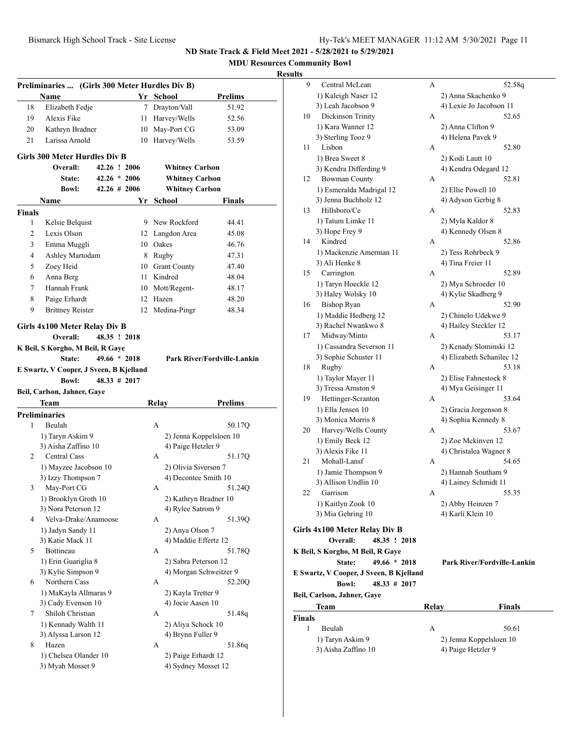## ND State Track & Field Meet 2021 - 5/28/2021 to 5/29/2021

### MDU Resources Community Bowl

**Results**

**Preliminaries ... (Girls 300 Meter Hurdles Div B)**

| | Name | Yr | School | Prelims |
|---|---|---|---|---|
| 18 | Elizabeth Fedje | 7 | Drayton/Vall | 51.92 |
| 19 | Alexis Fike | 11 | Harvey/Wells | 52.56 |
| 20 | Kathryn Bradner | 10 | May-Port CG | 53.09 |
| 21 | Larissa Arnold | 10 | Harvey/Wells | 53.59 |

### Girls 300 Meter Hurdles Div B

| | | | |
|---|---|---|---|
| Overall: | 42.26 ! 2006 | | Whitney Carlson |
| State: | 42.26 * 2006 | | Whitney Carlson |
| Bowl: | 42.26 # 2006 | | Whitney Carlson |

| | Name | Yr | School | Finals |
|---|---|---|---|---|
| **Finals** | | | | |
| 1 | Kelsie Belquist | 9 | New Rockford | 44.41 |
| 2 | Lexis Olson | 12 | Langdon Area | 45.08 |
| 3 | Emma Muggli | 10 | Oakes | 46.76 |
| 4 | Ashley Martodam | 8 | Rugby | 47.31 |
| 5 | Zoey Heid | 10 | Grant County | 47.40 |
| 6 | Anna Berg | 11 | Kindred | 48.04 |
| 7 | Hannah Frank | 10 | Mott/Regent- | 48.17 |
| 8 | Paige Erhardt | 12 | Hazen | 48.20 |
| 9 | Brittney Reister | 12 | Medina-Pingr | 48.34 |

### Girls 4x100 Meter Relay Div B

Overall: 48.35 ! 2018
K Beil, S Korgho, M Beil, R Gaye
State: 49.66 * 2018 Park River/Fordville-Lankin
E Swartz, V Cooper, J Sveen, B Kjelland
Bowl: 48.33 # 2017
Beil, Carlson, Jahner, Gaye

| | Team | Relay | Prelims |
|---|---|---|---|
| **Preliminaries** | | | |
| 1 | Beulah | A | 50.17Q |
| | 1) Taryn Askim 9 | 2) Jenna Koppelsloen 10 | |
| | 3) Aisha Zaffino 10 | 4) Paige Hetzler 9 | |
| 2 | Central Cass | A | 51.17Q |
| | 1) Mayzee Jacobson 10 | 2) Olivia Siverson 7 | |
| | 3) Izzy Thompson 7 | 4) Decontee Smith 10 | |
| 3 | May-Port CG | A | 51.24Q |
| | 1) Brooklyn Groth 10 | 2) Kathryn Bradner 10 | |
| | 3) Nora Peterson 12 | 4) Rylee Satrom 9 | |
| 4 | Velva-Drake/Anamoose | A | 51.39Q |
| | 1) Jadyn Sandy 11 | 2) Anya Olson 7 | |
| | 3) Katie Mack 11 | 4) Maddie Effertz 12 | |
| 5 | Bottineau | A | 51.78Q |
| | 1) Erin Guariglia 8 | 2) Sabra Peterson 12 | |
| | 3) Kylie Simpson 9 | 4) Morgan Schweitzer 9 | |
| 6 | Northern Cass | A | 52.20Q |
| | 1) MaKayla Allmaras 9 | 2) Kayla Tretter 9 | |
| | 3) Cady Evenson 10 | 4) Jocie Aasen 10 | |
| 7 | Shiloh Christian | A | 51.48q |
| | 1) Kennady Walth 11 | 2) Aliya Schock 10 | |
| | 3) Alyssa Larson 12 | 4) Brynn Fuller 9 | |
| 8 | Hazen | A | 51.86q |
| | 1) Chelsea Olander 10 | 2) Paige Erhardt 12 | |
| | 3) Myah Mosset 9 | 4) Sydney Mosset 12 | |
| 9 | Central McLean | A | 52.58q |
| | 1) Kaleigh Naser 12 | 2) Anna Skachenko 9 | |
| | 3) Leah Jacobson 9 | 4) Lexie Jo Jacobson 11 | |
| 10 | Dickinson Trinity | A | 52.65 |
| | 1) Kara Wanner 12 | 2) Anna Clifton 9 | |
| | 3) Sterling Tooz 9 | 4) Helena Pavek 9 | |
| 11 | Lisbon | A | 52.80 |
| | 1) Brea Sweet 8 | 2) Kodi Lautt 10 | |
| | 3) Kendra Differding 9 | 4) Kendra Odegard 12 | |
| 12 | Bowman County | A | 52.81 |
| | 1) Esmeralda Madrigal 12 | 2) Ellie Powell 10 | |
| | 3) Jenna Buchholz 12 | 4) Adyson Gerbig 8 | |
| 13 | Hillsboro/Ce | A | 52.83 |
| | 1) Tatum Limke 11 | 2) Myla Kaldor 8 | |
| | 3) Hope Frey 9 | 4) Kennedy Olsen 8 | |
| 14 | Kindred | A | 52.86 |
| | 1) Mackenzie Amerman 11 | 2) Tess Rohrbeck 9 | |
| | 3) Ali Henke 8 | 4) Tina Freier 11 | |
| 15 | Carrington | A | 52.89 |
| | 1) Taryn Hoeckle 12 | 2) Mya Schroeder 10 | |
| | 3) Haley Wolsky 10 | 4) Kylie Skadberg 9 | |
| 16 | Bishop Ryan | A | 52.90 |
| | 1) Maddie Hedberg 12 | 2) Chinelo Udekwe 9 | |
| | 3) Rachel Nwankwo 8 | 4) Hailey Steckler 12 | |
| 17 | Midway/Minto | A | 53.17 |
| | 1) Cassandra Severson 11 | 2) Kenady Slominski 12 | |
| | 3) Sophie Schuster 11 | 4) Elizabeth Schanilec 12 | |
| 18 | Rugby | A | 53.18 |
| | 1) Taylor Mayer 11 | 2) Elise Fahnestock 8 | |
| | 3) Tressa Arnston 9 | 4) Mya Geisinger 11 | |
| 19 | Hettinger-Scranton | A | 53.64 |
| | 1) Ella Jensen 10 | 2) Gracia Jorgenson 8 | |
| | 3) Monica Morris 8 | 4) Sophia Kennedy 8 | |
| 20 | Harvey/Wells County | A | 53.67 |
| | 1) Emily Beck 12 | 2) Zoe Mckinven 12 | |
| | 3) Alexis Fike 11 | 4) Christalea Wagner 8 | |
| 21 | Mohall-Lansf | A | 54.65 |
| | 1) Jamie Thompson 9 | 2) Hannah Southam 9 | |
| | 3) Allison Undlin 10 | 4) Lainey Schmidt 11 | |
| 22 | Garrison | A | 55.35 |
| | 1) Kaitlyn Zook 10 | 2) Abby Heinzen 7 | |
| | 3) Mia Gehring 10 | 4) Karli Klein 10 | |

### Girls 4x100 Meter Relay Div B

Overall: 48.35 ! 2018
K Beil, S Korgho, M Beil, R Gaye
State: 49.66 * 2018 Park River/Fordville-Lankin
E Swartz, V Cooper, J Sveen, B Kjelland
Bowl: 48.33 # 2017
Beil, Carlson, Jahner, Gaye

| | Team | Relay | Finals |
|---|---|---|---|
| **Finals** | | | |
| 1 | Beulah | A | 50.61 |
| | 1) Taryn Askim 9 | 2) Jenna Koppelsloen 10 | |
| | 3) Aisha Zaffino 10 | 4) Paige Hetzler 9 | |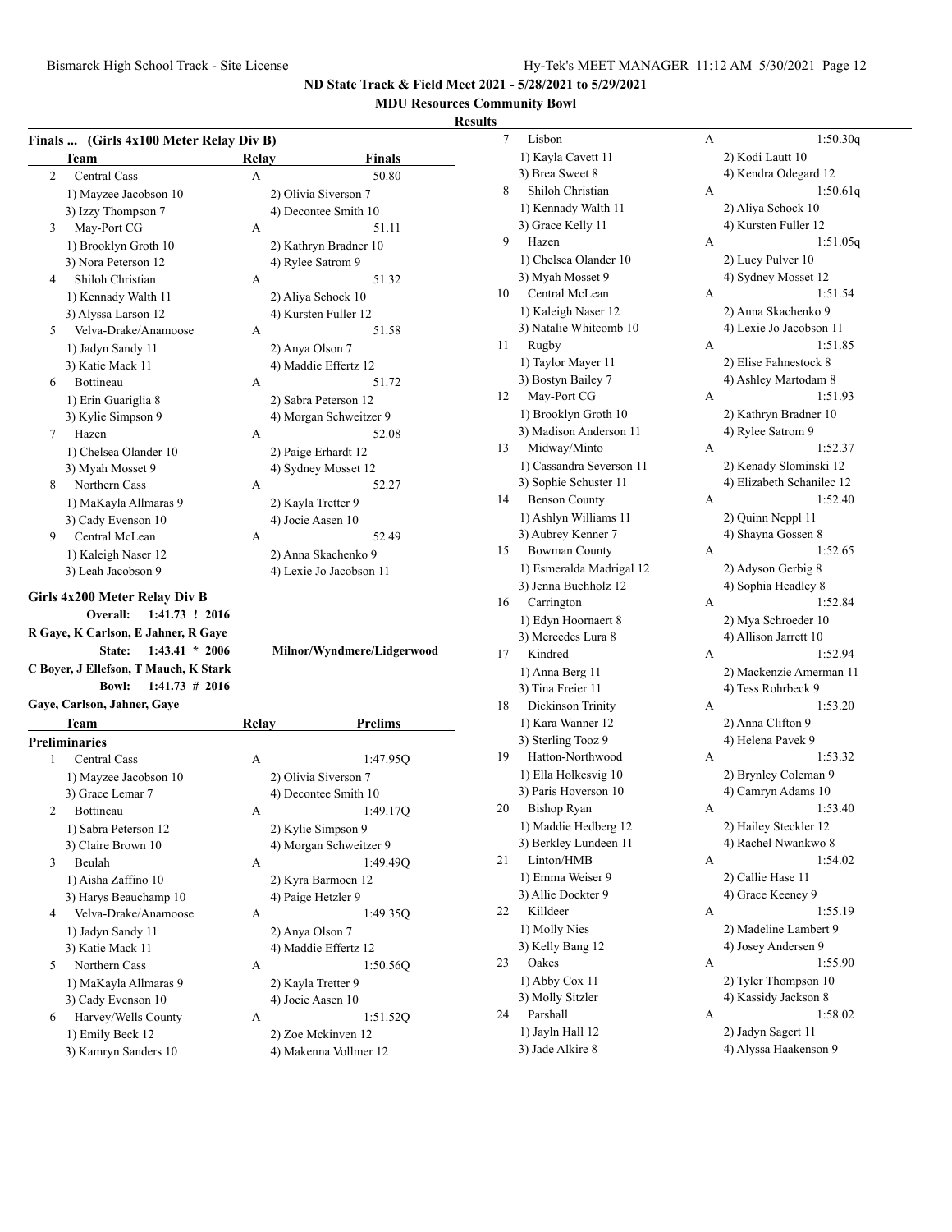## ND State Track & Field Meet 2021 - 5/28/2021 to 5/29/2021

### MDU Resources Community Bowl

### Results

**Finals ... (Girls 4x100 Meter Relay Div B)**

| | Team | Relay | Finals |
|---|---|---|---|
| 2 | Central Cass | A | 50.80 |
| | 1) Mayzee Jacobson 10 | 2) Olivia Siverson 7 | |
| | 3) Izzy Thompson 7 | 4) Decontee Smith 10 | |
| 3 | May-Port CG | A | 51.11 |
| | 1) Brooklyn Groth 10 | 2) Kathryn Bradner 10 | |
| | 3) Nora Peterson 12 | 4) Rylee Satrom 9 | |
| 4 | Shiloh Christian | A | 51.32 |
| | 1) Kennady Walth 11 | 2) Aliya Schock 10 | |
| | 3) Alyssa Larson 12 | 4) Kursten Fuller 12 | |
| 5 | Velva-Drake/Anamoose | A | 51.58 |
| | 1) Jadyn Sandy 11 | 2) Anya Olson 7 | |
| | 3) Katie Mack 11 | 4) Maddie Effertz 12 | |
| 6 | Bottineau | A | 51.72 |
| | 1) Erin Guariglia 8 | 2) Sabra Peterson 12 | |
| | 3) Kylie Simpson 9 | 4) Morgan Schweitzer 9 | |
| 7 | Hazen | A | 52.08 |
| | 1) Chelsea Olander 10 | 2) Paige Erhardt 12 | |
| | 3) Myah Mosset 9 | 4) Sydney Mosset 12 | |
| 8 | Northern Cass | A | 52.27 |
| | 1) MaKayla Allmaras 9 | 2) Kayla Tretter 9 | |
| | 3) Cady Evenson 10 | 4) Jocie Aasen 10 | |
| 9 | Central McLean | A | 52.49 |
| | 1) Kaleigh Naser 12 | 2) Anna Skachenko 9 | |
| | 3) Leah Jacobson 9 | 4) Lexie Jo Jacobson 11 | |

**Girls 4x200 Meter Relay Div B**

Overall: 1:41.73 ! 2016
R Gaye, K Carlson, E Jahner, R Gaye

State: 1:43.41 * 2006 Milnor/Wyndmere/Lidgerwood
C Boyer, J Ellefson, T Mauch, K Stark

Bowl: 1:41.73 # 2016
Gaye, Carlson, Jahner, Gaye

| | Team | Relay | Prelims |
|---|---|---|---|
| **Preliminaries** | | | |
| 1 | Central Cass | A | 1:47.95Q |
| | 1) Mayzee Jacobson 10 | 2) Olivia Siverson 7 | |
| | 3) Grace Lemar 7 | 4) Decontee Smith 10 | |
| 2 | Bottineau | A | 1:49.17Q |
| | 1) Sabra Peterson 12 | 2) Kylie Simpson 9 | |
| | 3) Claire Brown 10 | 4) Morgan Schweitzer 9 | |
| 3 | Beulah | A | 1:49.49Q |
| | 1) Aisha Zaffino 10 | 2) Kyra Barmoen 12 | |
| | 3) Harys Beauchamp 10 | 4) Paige Hetzler 9 | |
| 4 | Velva-Drake/Anamoose | A | 1:49.35Q |
| | 1) Jadyn Sandy 11 | 2) Anya Olson 7 | |
| | 3) Katie Mack 11 | 4) Maddie Effertz 12 | |
| 5 | Northern Cass | A | 1:50.56Q |
| | 1) MaKayla Allmaras 9 | 2) Kayla Tretter 9 | |
| | 3) Cady Evenson 10 | 4) Jocie Aasen 10 | |
| 6 | Harvey/Wells County | A | 1:51.52Q |
| | 1) Emily Beck 12 | 2) Zoe Mckinven 12 | |
| | 3) Kamryn Sanders 10 | 4) Makenna Vollmer 12 | |
| 7 | Lisbon | A | 1:50.30q |
| | 1) Kayla Cavett 11 | 2) Kodi Lautt 10 | |
| | 3) Brea Sweet 8 | 4) Kendra Odegard 12 | |
| 8 | Shiloh Christian | A | 1:50.61q |
| | 1) Kennady Walth 11 | 2) Aliya Schock 10 | |
| | 3) Grace Kelly 11 | 4) Kursten Fuller 12 | |
| 9 | Hazen | A | 1:51.05q |
| | 1) Chelsea Olander 10 | 2) Lucy Pulver 10 | |
| | 3) Myah Mosset 9 | 4) Sydney Mosset 12 | |
| 10 | Central McLean | A | 1:51.54 |
| | 1) Kaleigh Naser 12 | 2) Anna Skachenko 9 | |
| | 3) Natalie Whitcomb 10 | 4) Lexie Jo Jacobson 11 | |
| 11 | Rugby | A | 1:51.85 |
| | 1) Taylor Mayer 11 | 2) Elise Fahnestock 8 | |
| | 3) Bostyn Bailey 7 | 4) Ashley Martodam 8 | |
| 12 | May-Port CG | A | 1:51.93 |
| | 1) Brooklyn Groth 10 | 2) Kathryn Bradner 10 | |
| | 3) Madison Anderson 11 | 4) Rylee Satrom 9 | |
| 13 | Midway/Minto | A | 1:52.37 |
| | 1) Cassandra Severson 11 | 2) Kenady Slominski 12 | |
| | 3) Sophie Schuster 11 | 4) Elizabeth Schanilec 12 | |
| 14 | Benson County | A | 1:52.40 |
| | 1) Ashlyn Williams 11 | 2) Quinn Neppl 11 | |
| | 3) Aubrey Kenner 7 | 4) Shayna Gossen 8 | |
| 15 | Bowman County | A | 1:52.65 |
| | 1) Esmeralda Madrigal 12 | 2) Adyson Gerbig 8 | |
| | 3) Jenna Buchholz 12 | 4) Sophia Headley 8 | |
| 16 | Carrington | A | 1:52.84 |
| | 1) Edyn Hoornaert 8 | 2) Mya Schroeder 10 | |
| | 3) Mercedes Lura 8 | 4) Allison Jarrett 10 | |
| 17 | Kindred | A | 1:52.94 |
| | 1) Anna Berg 11 | 2) Mackenzie Amerman 11 | |
| | 3) Tina Freier 11 | 4) Tess Rohrbeck 9 | |
| 18 | Dickinson Trinity | A | 1:53.20 |
| | 1) Kara Wanner 12 | 2) Anna Clifton 9 | |
| | 3) Sterling Tooz 9 | 4) Helena Pavek 9 | |
| 19 | Hatton-Northwood | A | 1:53.32 |
| | 1) Ella Holkesvig 10 | 2) Brynley Coleman 9 | |
| | 3) Paris Hoverson 10 | 4) Camryn Adams 10 | |
| 20 | Bishop Ryan | A | 1:53.40 |
| | 1) Maddie Hedberg 12 | 2) Hailey Steckler 12 | |
| | 3) Berkley Lundeen 11 | 4) Rachel Nwankwo 8 | |
| 21 | Linton/HMB | A | 1:54.02 |
| | 1) Emma Weiser 9 | 2) Callie Hase 11 | |
| | 3) Allie Dockter 9 | 4) Grace Keeney 9 | |
| 22 | Killdeer | A | 1:55.19 |
| | 1) Molly Nies | 2) Madeline Lambert 9 | |
| | 3) Kelly Bang 12 | 4) Josey Andersen 9 | |
| 23 | Oakes | A | 1:55.90 |
| | 1) Abby Cox 11 | 2) Tyler Thompson 10 | |
| | 3) Molly Sitzler | 4) Kassidy Jackson 8 | |
| 24 | Parshall | A | 1:58.02 |
| | 1) Jayln Hall 12 | 2) Jadyn Sagert 11 | |
| | 3) Jade Alkire 8 | 4) Alyssa Haakenson 9 | |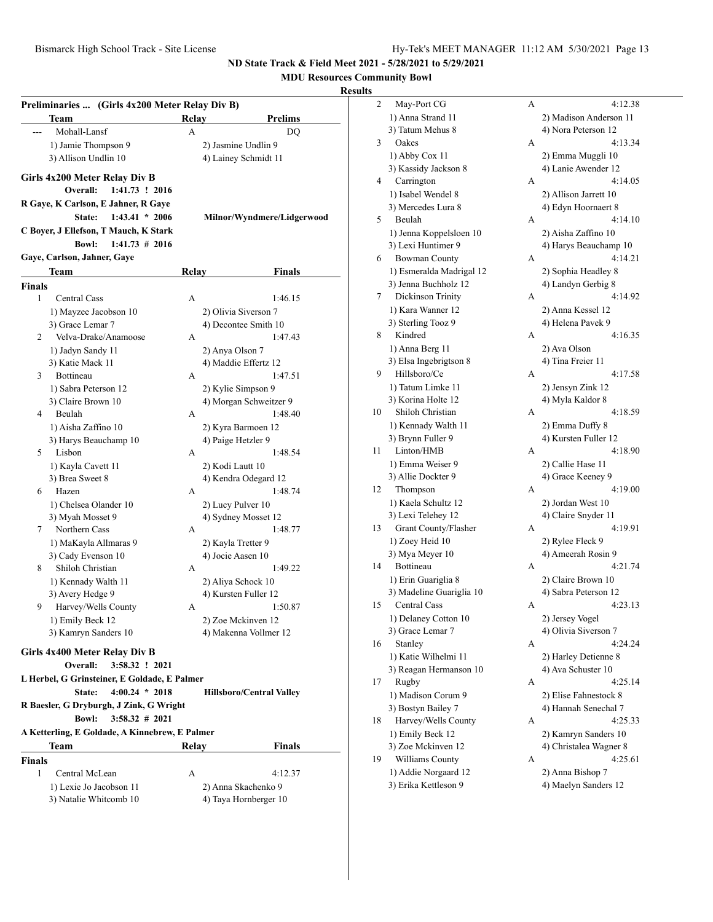**ND State Track & Field Meet 2021 - 5/28/2021 to 5/29/2021**

**MDU Resources Community Bowl**

**Results**

**Preliminaries ... (Girls 4x200 Meter Relay Div B)**

| | Team | Relay | Prelims |
|---|---|---|---|
| --- | Mohall-Lansf | A | DQ |
| | 1) Jamie Thompson 9 | 2) Jasmine Undlin 9 | |
| | 3) Allison Undlin 10 | 4) Lainey Schmidt 11 | |

### Girls 4x200 Meter Relay Div B

**Overall: 1:41.73 ! 2016**
**R Gaye, K Carlson, E Jahner, R Gaye**
**State: 1:43.41 * 2006 Milnor/Wyndmere/Lidgerwood**
**C Boyer, J Ellefson, T Mauch, K Stark**
**Bowl: 1:41.73 # 2016**
**Gaye, Carlson, Jahner, Gaye**

**Finals**

| | Team | Relay | Finals |
|---|---|---|---|
| 1 | Central Cass | A | 1:46.15 |
| | 1) Mayzee Jacobson 10 | 2) Olivia Siverson 7 | |
| | 3) Grace Lemar 7 | 4) Decontee Smith 10 | |
| 2 | Velva-Drake/Anamoose | A | 1:47.43 |
| | 1) Jadyn Sandy 11 | 2) Anya Olson 7 | |
| | 3) Katie Mack 11 | 4) Maddie Effertz 12 | |
| 3 | Bottineau | A | 1:47.51 |
| | 1) Sabra Peterson 12 | 2) Kylie Simpson 9 | |
| | 3) Claire Brown 10 | 4) Morgan Schweitzer 9 | |
| 4 | Beulah | A | 1:48.40 |
| | 1) Aisha Zaffino 10 | 2) Kyra Barmoen 12 | |
| | 3) Harys Beauchamp 10 | 4) Paige Hetzler 9 | |
| 5 | Lisbon | A | 1:48.54 |
| | 1) Kayla Cavett 11 | 2) Kodi Lautt 10 | |
| | 3) Brea Sweet 8 | 4) Kendra Odegard 12 | |
| 6 | Hazen | A | 1:48.74 |
| | 1) Chelsea Olander 10 | 2) Lucy Pulver 10 | |
| | 3) Myah Mosset 9 | 4) Sydney Mosset 12 | |
| 7 | Northern Cass | A | 1:48.77 |
| | 1) MaKayla Allmaras 9 | 2) Kayla Tretter 9 | |
| | 3) Cady Evenson 10 | 4) Jocie Aasen 10 | |
| 8 | Shiloh Christian | A | 1:49.22 |
| | 1) Kennady Walth 11 | 2) Aliya Schock 10 | |
| | 3) Avery Hedge 9 | 4) Kursten Fuller 12 | |
| 9 | Harvey/Wells County | A | 1:50.87 |
| | 1) Emily Beck 12 | 2) Zoe Mckinven 12 | |
| | 3) Kamryn Sanders 10 | 4) Makenna Vollmer 12 | |

### Girls 4x400 Meter Relay Div B

**Overall: 3:58.32 ! 2021**
**L Herbel, G Grinsteiner, E Goldade, E Palmer**
**State: 4:00.24 * 2018 Hillsboro/Central Valley**
**R Baesler, G Dryburgh, J Zink, G Wright**
**Bowl: 3:58.32 # 2021**
**A Ketterling, E Goldade, A Kinnebrew, E Palmer**

**Finals**

| | Team | Relay | Finals |
|---|---|---|---|
| 1 | Central McLean | A | 4:12.37 |
| | 1) Lexie Jo Jacobson 11 | 2) Anna Skachenko 9 | |
| | 3) Natalie Whitcomb 10 | 4) Taya Hornberger 10 | |
| 2 | May-Port CG | A | 4:12.38 |
| | 1) Anna Strand 11 | 2) Madison Anderson 11 | |
| | 3) Tatum Mehus 8 | 4) Nora Peterson 12 | |
| 3 | Oakes | A | 4:13.34 |
| | 1) Abby Cox 11 | 2) Emma Muggli 10 | |
| | 3) Kassidy Jackson 8 | 4) Lanie Awender 12 | |
| 4 | Carrington | A | 4:14.05 |
| | 1) Isabel Wendel 8 | 2) Allison Jarrett 10 | |
| | 3) Mercedes Lura 8 | 4) Edyn Hoornaert 8 | |
| 5 | Beulah | A | 4:14.10 |
| | 1) Jenna Koppelsloen 10 | 2) Aisha Zaffino 10 | |
| | 3) Lexi Huntimer 9 | 4) Harys Beauchamp 10 | |
| 6 | Bowman County | A | 4:14.21 |
| | 1) Esmeralda Madrigal 12 | 2) Sophia Headley 8 | |
| | 3) Jenna Buchholz 12 | 4) Landyn Gerbig 8 | |
| 7 | Dickinson Trinity | A | 4:14.92 |
| | 1) Kara Wanner 12 | 2) Anna Kessel 12 | |
| | 3) Sterling Tooz 9 | 4) Helena Pavek 9 | |
| 8 | Kindred | A | 4:16.35 |
| | 1) Anna Berg 11 | 2) Ava Olson | |
| | 3) Elsa Ingebrigtson 8 | 4) Tina Freier 11 | |
| 9 | Hillsboro/Ce | A | 4:17.58 |
| | 1) Tatum Limke 11 | 2) Jensyn Zink 12 | |
| | 3) Korina Holte 12 | 4) Myla Kaldor 8 | |
| 10 | Shiloh Christian | A | 4:18.59 |
| | 1) Kennady Walth 11 | 2) Emma Duffy 8 | |
| | 3) Brynn Fuller 9 | 4) Kursten Fuller 12 | |
| 11 | Linton/HMB | A | 4:18.90 |
| | 1) Emma Weiser 9 | 2) Callie Hase 11 | |
| | 3) Allie Dockter 9 | 4) Grace Keeney 9 | |
| 12 | Thompson | A | 4:19.00 |
| | 1) Kaela Schultz 12 | 2) Jordan West 10 | |
| | 3) Lexi Telehey 12 | 4) Claire Snyder 11 | |
| 13 | Grant County/Flasher | A | 4:19.91 |
| | 1) Zoey Heid 10 | 2) Rylee Fleck 9 | |
| | 3) Mya Meyer 10 | 4) Ameerah Rosin 9 | |
| 14 | Bottineau | A | 4:21.74 |
| | 1) Erin Guariglia 8 | 2) Claire Brown 10 | |
| | 3) Madeline Guariglia 10 | 4) Sabra Peterson 12 | |
| 15 | Central Cass | A | 4:23.13 |
| | 1) Delaney Cotton 10 | 2) Jersey Vogel | |
| | 3) Grace Lemar 7 | 4) Olivia Siverson 7 | |
| 16 | Stanley | A | 4:24.24 |
| | 1) Katie Wilhelmi 11 | 2) Harley Detienne 8 | |
| | 3) Reagan Hermanson 10 | 4) Ava Schuster 10 | |
| 17 | Rugby | A | 4:25.14 |
| | 1) Madison Corum 9 | 2) Elise Fahnestock 8 | |
| | 3) Bostyn Bailey 7 | 4) Hannah Senechal 7 | |
| 18 | Harvey/Wells County | A | 4:25.33 |
| | 1) Emily Beck 12 | 2) Kamryn Sanders 10 | |
| | 3) Zoe Mckinven 12 | 4) Christalea Wagner 8 | |
| 19 | Williams County | A | 4:25.61 |
| | 1) Addie Norgaard 12 | 2) Anna Bishop 7 | |
| | 3) Erika Kettleson 9 | 4) Maelyn Sanders 12 | |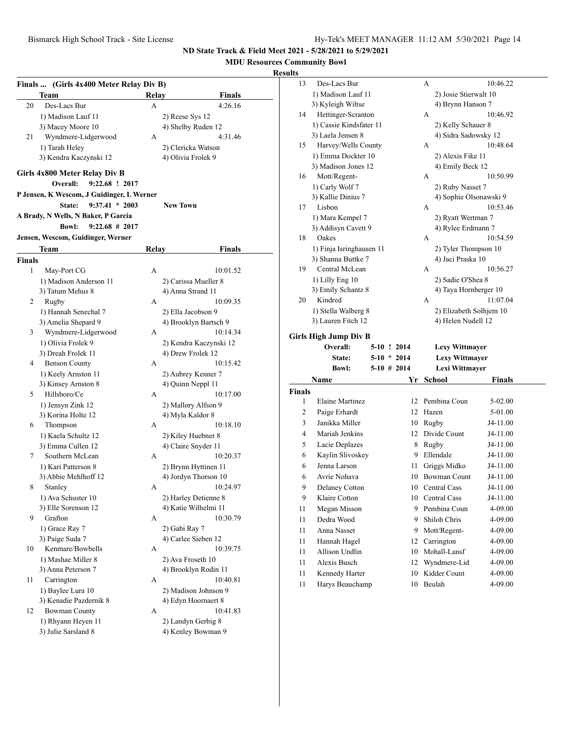## ND State Track & Field Meet 2021 - 5/28/2021 to 5/29/2021

**MDU Resources Community Bowl**

**Results**

### Finals ... (Girls 4x400 Meter Relay Div B)

| | Team | Relay | Finals |
|---|---|---|---|
| 20 | Des-Lacs Bur | A | 4:26.16 |
| | 1) Madison Lauf 11 | 2) Reese Sys 12 | |
| | 3) Macey Moore 10 | 4) Shelby Ruden 12 | |
| 21 | Wyndmere-Lidgerwood | A | 4:31.46 |
| | 1) Tarah Heley | 2) Clericka Watson | |
| | 3) Kendra Kaczynski 12 | 4) Olivia Frolek 9 | |

### Girls 4x800 Meter Relay Div B

**Overall:** 9:22.68 ! 2017
P Jensen, K Wescom, J Guidinger, L Werner
**State:** 9:37.41 * 2003 **New Town**
A Brady, N Wells, N Baker, P Garcia
**Bowl:** 9:22.68 # 2017
Jensen, Wescom, Guidinger, Werner

| | Team | Relay | Finals |
|---|---|---|---|
| **Finals** | | | |
| 1 | May-Port CG | A | 10:01.52 |
| | 1) Madison Anderson 11 | 2) Carissa Mueller 8 | |
| | 3) Tatum Mehus 8 | 4) Anna Strand 11 | |
| 2 | Rugby | A | 10:09.35 |
| | 1) Hannah Senechal 7 | 2) Ella Jacobson 9 | |
| | 3) Amelia Shepard 9 | 4) Brooklyn Bartsch 9 | |
| 3 | Wyndmere-Lidgerwood | A | 10:14.34 |
| | 1) Olivia Frolek 9 | 2) Kendra Kaczynski 12 | |
| | 3) Dreah Frolek 11 | 4) Drew Frolek 12 | |
| 4 | Benson County | A | 10:15.42 |
| | 1) Keely Arnston 11 | 2) Aubrey Kenner 7 | |
| | 3) Kinsey Arnston 8 | 4) Quinn Neppl 11 | |
| 5 | Hillsboro/Ce | A | 10:17.00 |
| | 1) Jensyn Zink 12 | 2) Mallory Alfson 9 | |
| | 3) Korina Holte 12 | 4) Myla Kaldor 8 | |
| 6 | Thompson | A | 10:18.10 |
| | 1) Kaela Schultz 12 | 2) Kiley Huebner 8 | |
| | 3) Emma Cullen 12 | 4) Claire Snyder 11 | |
| 7 | Southern McLean | A | 10:20.37 |
| | 1) Kari Patterson 8 | 2) Brynn Hyttinen 11 | |
| | 3) Abbie Mehlhoff 12 | 4) Jordyn Thorson 10 | |
| 8 | Stanley | A | 10:24.97 |
| | 1) Ava Schuster 10 | 2) Harley Detienne 8 | |
| | 3) Elle Sorenson 12 | 4) Katie Wilhelmi 11 | |
| 9 | Grafton | A | 10:30.79 |
| | 1) Grace Ray 7 | 2) Gabi Ray 7 | |
| | 3) Paige Suda 7 | 4) Carlee Sieben 12 | |
| 10 | Kenmare/Bowbells | A | 10:39.75 |
| | 1) Mashae Miller 8 | 2) Ava Froseth 10 | |
| | 3) Anna Peterson 7 | 4) Brooklyn Rodin 11 | |
| 11 | Carrington | A | 10:40.81 |
| | 1) Baylee Lura 10 | 2) Madison Johnson 9 | |
| | 3) Kenadie Pazdernik 8 | 4) Edyn Hoornaert 8 | |
| 12 | Bowman County | A | 10:41.83 |
| | 1) Rhyann Heyen 11 | 2) Landyn Gerbig 8 | |
| | 3) Julie Sarsland 8 | 4) Kenley Bowman 9 | |
| 13 | Des-Lacs Bur | A | 10:46.22 |
| | 1) Madison Lauf 11 | 2) Josie Stierwalt 10 | |
| | 3) Kyleigh Wiltse | 4) Brynn Hanson 7 | |
| 14 | Hettinger-Scranton | A | 10:46.92 |
| | 1) Cassie Kindsfater 11 | 2) Kelly Schauer 8 | |
| | 3) Laela Jensen 8 | 4) Sidra Sadowsky 12 | |
| 15 | Harvey/Wells County | A | 10:48.64 |
| | 1) Emma Dockter 10 | 2) Alexis Fike 11 | |
| | 3) Madison Jones 12 | 4) Emily Beck 12 | |
| 16 | Mott/Regent- | A | 10:50.99 |
| | 1) Carly Wolf 7 | 2) Ruby Nasset 7 | |
| | 3) Kallie Dinius 7 | 4) Sophie Olsonawski 9 | |
| 17 | Lisbon | A | 10:53.46 |
| | 1) Mara Kempel 7 | 2) Ryatt Wertman 7 | |
| | 3) Addisyn Cavett 9 | 4) Rylee Erdmann 7 | |
| 18 | Oakes | A | 10:54.59 |
| | 1) Finja Isringhausen 11 | 2) Tyler Thompson 10 | |
| | 3) Shanna Buttke 7 | 4) Jaci Praska 10 | |
| 19 | Central McLean | A | 10:56.27 |
| | 1) Lilly Eng 10 | 2) Sadie O'Shea 8 | |
| | 3) Emily Schantz 8 | 4) Taya Hornberger 10 | |
| 20 | Kindred | A | 11:07.04 |
| | 1) Stella Walberg 8 | 2) Elizabeth Solhjem 10 | |
| | 3) Lauren Fitch 12 | 4) Helen Nudell 12 | |

### Girls High Jump Div B

**Overall:** 5-10 ! 2014 **Lexy Wittmayer**
**State:** 5-10 * 2014 **Lexy Wittmayer**
**Bowl:** 5-10 # 2014 **Lexi Wittmayer**

| | Name | Yr | School | Finals |
|---|---|---|---|---|
| **Finals** | | | | |
| 1 | Elaine Martinez | 12 | Pembina Coun | 5-02.00 |
| 2 | Paige Erhardt | 12 | Hazen | 5-01.00 |
| 3 | Janikka Miller | 10 | Rugby | J4-11.00 |
| 4 | Mariah Jenkins | 12 | Divide Count | J4-11.00 |
| 5 | Lacie Deplazes | 8 | Rugby | J4-11.00 |
| 6 | Kaylin Slivoskey | 9 | Ellendale | J4-11.00 |
| 6 | Jenna Larson | 11 | Griggs Midko | J4-11.00 |
| 6 | Avrie Nohava | 10 | Bowman Count | J4-11.00 |
| 9 | Delaney Cotton | 10 | Central Cass | J4-11.00 |
| 9 | Klaire Cotton | 10 | Central Cass | J4-11.00 |
| 11 | Megan Misson | 9 | Pembina Coun | 4-09.00 |
| 11 | Dedra Wood | 9 | Shiloh Chris | 4-09.00 |
| 11 | Anna Nasset | 9 | Mott/Regent- | 4-09.00 |
| 11 | Hannah Hagel | 12 | Carrington | 4-09.00 |
| 11 | Allison Undlin | 10 | Mohall-Lansf | 4-09.00 |
| 11 | Alexis Busch | 12 | Wyndmere-Lid | 4-09.00 |
| 11 | Kennedy Harter | 10 | Kidder Count | 4-09.00 |
| 11 | Harys Beauchamp | 10 | Beulah | 4-09.00 |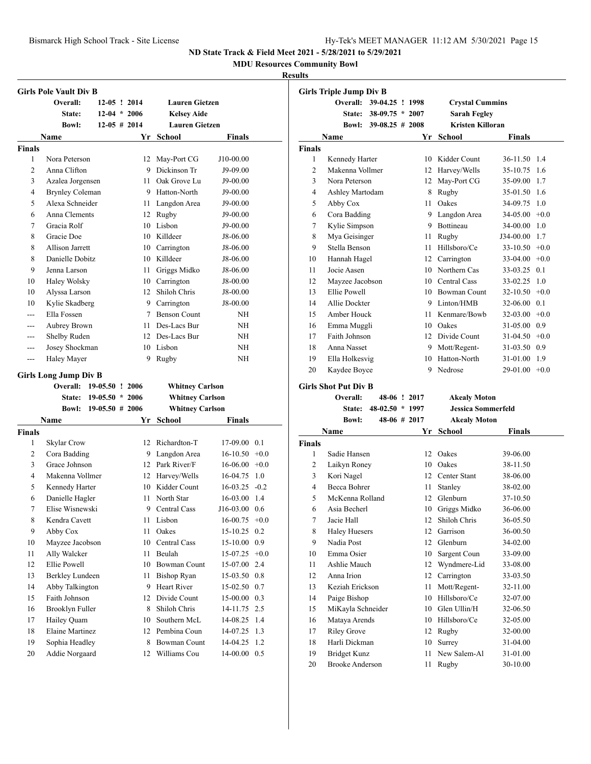**ND State Track & Field Meet 2021 - 5/28/2021 to 5/29/2021**

**MDU Resources Community Bowl**

**Results**

## Girls Pole Vault Div B

| | | | |
|---|---|---|---|
| Overall: | 12-05 ! 2014 | Lauren Gietzen | |
| State: | 12-04 * 2006 | Kelsey Aide | |
| Bowl: | 12-05 # 2014 | Lauren Gietzen | |

| | Name | Yr | School | Finals |
|---|---|---|---|---|
| **Finals** | | | | |
| 1 | Nora Peterson | 12 | May-Port CG | J10-00.00 |
| 2 | Anna Clifton | 9 | Dickinson Tr | J9-09.00 |
| 3 | Azalea Jorgensen | 11 | Oak Grove Lu | J9-00.00 |
| 4 | Brynley Coleman | 9 | Hatton-North | J9-00.00 |
| 5 | Alexa Schneider | 11 | Langdon Area | J9-00.00 |
| 6 | Anna Clements | 12 | Rugby | J9-00.00 |
| 7 | Gracia Rolf | 10 | Lisbon | J9-00.00 |
| 8 | Gracie Doe | 10 | Killdeer | J8-06.00 |
| 8 | Allison Jarrett | 10 | Carrington | J8-06.00 |
| 8 | Danielle Dobitz | 10 | Killdeer | J8-06.00 |
| 9 | Jenna Larson | 11 | Griggs Midko | J8-06.00 |
| 10 | Haley Wolsky | 10 | Carrington | J8-00.00 |
| 10 | Alyssa Larson | 12 | Shiloh Chris | J8-00.00 |
| 10 | Kylie Skadberg | 9 | Carrington | J8-00.00 |
| --- | Ella Fossen | 7 | Benson Count | NH |
| --- | Aubrey Brown | 11 | Des-Lacs Bur | NH |
| --- | Shelby Ruden | 12 | Des-Lacs Bur | NH |
| --- | Josey Shockman | 10 | Lisbon | NH |
| --- | Haley Mayer | 9 | Rugby | NH |

## Girls Long Jump Div B

| | | | |
|---|---|---|---|
| Overall: | 19-05.50 ! 2006 | Whitney Carlson | |
| State: | 19-05.50 * 2006 | Whitney Carlson | |
| Bowl: | 19-05.50 # 2006 | Whitney Carlson | |

| | Name | Yr | School | Finals | Wind |
|---|---|---|---|---|---|
| **Finals** | | | | | |
| 1 | Skylar Crow | 12 | Richardton-T | 17-09.00 | 0.1 |
| 2 | Cora Badding | 9 | Langdon Area | 16-10.50 | +0.0 |
| 3 | Grace Johnson | 12 | Park River/F | 16-06.00 | +0.0 |
| 4 | Makenna Vollmer | 12 | Harvey/Wells | 16-04.75 | 1.0 |
| 5 | Kennedy Harter | 10 | Kidder Count | 16-03.25 | -0.2 |
| 6 | Danielle Hagler | 11 | North Star | 16-03.00 | 1.4 |
| 7 | Elise Wisnewski | 9 | Central Cass | J16-03.00 | 0.6 |
| 8 | Kendra Cavett | 11 | Lisbon | 16-00.75 | +0.0 |
| 9 | Abby Cox | 11 | Oakes | 15-10.25 | 0.2 |
| 10 | Mayzee Jacobson | 10 | Central Cass | 15-10.00 | 0.9 |
| 11 | Ally Walcker | 11 | Beulah | 15-07.25 | +0.0 |
| 12 | Ellie Powell | 10 | Bowman Count | 15-07.00 | 2.4 |
| 13 | Berkley Lundeen | 11 | Bishop Ryan | 15-03.50 | 0.8 |
| 14 | Abby Talkington | 9 | Heart River | 15-02.50 | 0.7 |
| 15 | Faith Johnson | 12 | Divide Count | 15-00.00 | 0.3 |
| 16 | Brooklyn Fuller | 8 | Shiloh Chris | 14-11.75 | 2.5 |
| 17 | Hailey Quam | 10 | Southern McL | 14-08.25 | 1.4 |
| 18 | Elaine Martinez | 12 | Pembina Coun | 14-07.25 | 1.3 |
| 19 | Sophia Headley | 8 | Bowman Count | 14-04.25 | 1.2 |
| 20 | Addie Norgaard | 12 | Williams Cou | 14-00.00 | 0.5 |

## Girls Triple Jump Div B

| | | | |
|---|---|---|---|
| Overall: | 39-04.25 ! 1998 | Crystal Cummins | |
| State: | 38-09.75 * 2007 | Sarah Fegley | |
| Bowl: | 39-08.25 # 2008 | Kristen Killoran | |

| | Name | Yr | School | Finals | Wind |
|---|---|---|---|---|---|
| **Finals** | | | | | |
| 1 | Kennedy Harter | 10 | Kidder Count | 36-11.50 | 1.4 |
| 2 | Makenna Vollmer | 12 | Harvey/Wells | 35-10.75 | 1.6 |
| 3 | Nora Peterson | 12 | May-Port CG | 35-09.00 | 1.7 |
| 4 | Ashley Martodam | 8 | Rugby | 35-01.50 | 1.6 |
| 5 | Abby Cox | 11 | Oakes | 34-09.75 | 1.0 |
| 6 | Cora Badding | 9 | Langdon Area | 34-05.00 | +0.0 |
| 7 | Kylie Simpson | 9 | Bottineau | 34-00.00 | 1.0 |
| 8 | Mya Geisinger | 11 | Rugby | J34-00.00 | 1.7 |
| 9 | Stella Benson | 11 | Hillsboro/Ce | 33-10.50 | +0.0 |
| 10 | Hannah Hagel | 12 | Carrington | 33-04.00 | +0.0 |
| 11 | Jocie Aasen | 10 | Northern Cas | 33-03.25 | 0.1 |
| 12 | Mayzee Jacobson | 10 | Central Cass | 33-02.25 | 1.0 |
| 13 | Ellie Powell | 10 | Bowman Count | 32-10.50 | +0.0 |
| 14 | Allie Dockter | 9 | Linton/HMB | 32-06.00 | 0.1 |
| 15 | Amber Houck | 11 | Kenmare/Bowb | 32-03.00 | +0.0 |
| 16 | Emma Muggli | 10 | Oakes | 31-05.00 | 0.9 |
| 17 | Faith Johnson | 12 | Divide Count | 31-04.50 | +0.0 |
| 18 | Anna Nasset | 9 | Mott/Regent- | 31-03.50 | 0.9 |
| 19 | Ella Holkesvig | 10 | Hatton-North | 31-01.00 | 1.9 |
| 20 | Kaydee Boyce | 9 | Nedrose | 29-01.00 | +0.0 |

## Girls Shot Put Div B

| | | | |
|---|---|---|---|
| Overall: | 48-06 ! 2017 | Akealy Moton | |
| State: | 48-02.50 * 1997 | Jessica Sommerfeld | |
| Bowl: | 48-06 # 2017 | Akealy Moton | |

| | Name | Yr | School | Finals |
|---|---|---|---|---|
| **Finals** | | | | |
| 1 | Sadie Hansen | 12 | Oakes | 39-06.00 |
| 2 | Laikyn Roney | 10 | Oakes | 38-11.50 |
| 3 | Kori Nagel | 12 | Center Stant | 38-06.00 |
| 4 | Becca Bohrer | 11 | Stanley | 38-02.00 |
| 5 | McKenna Rolland | 12 | Glenburn | 37-10.50 |
| 6 | Asia Becherl | 10 | Griggs Midko | 36-06.00 |
| 7 | Jacie Hall | 12 | Shiloh Chris | 36-05.50 |
| 8 | Haley Huesers | 12 | Garrison | 36-00.50 |
| 9 | Nadia Post | 12 | Glenburn | 34-02.00 |
| 10 | Emma Osier | 10 | Sargent Coun | 33-09.00 |
| 11 | Ashlie Mauch | 12 | Wyndmere-Lid | 33-08.00 |
| 12 | Anna Irion | 12 | Carrington | 33-03.50 |
| 13 | Keziah Erickson | 11 | Mott/Regent- | 32-11.00 |
| 14 | Paige Bishop | 10 | Hillsboro/Ce | 32-07.00 |
| 15 | MiKayla Schneider | 10 | Glen Ullin/H | 32-06.50 |
| 16 | Mataya Arends | 10 | Hillsboro/Ce | 32-05.00 |
| 17 | Riley Grove | 12 | Rugby | 32-00.00 |
| 18 | Harli Dickman | 10 | Surrey | 31-04.00 |
| 19 | Bridget Kunz | 11 | New Salem-Al | 31-01.00 |
| 20 | Brooke Anderson | 11 | Rugby | 30-10.00 |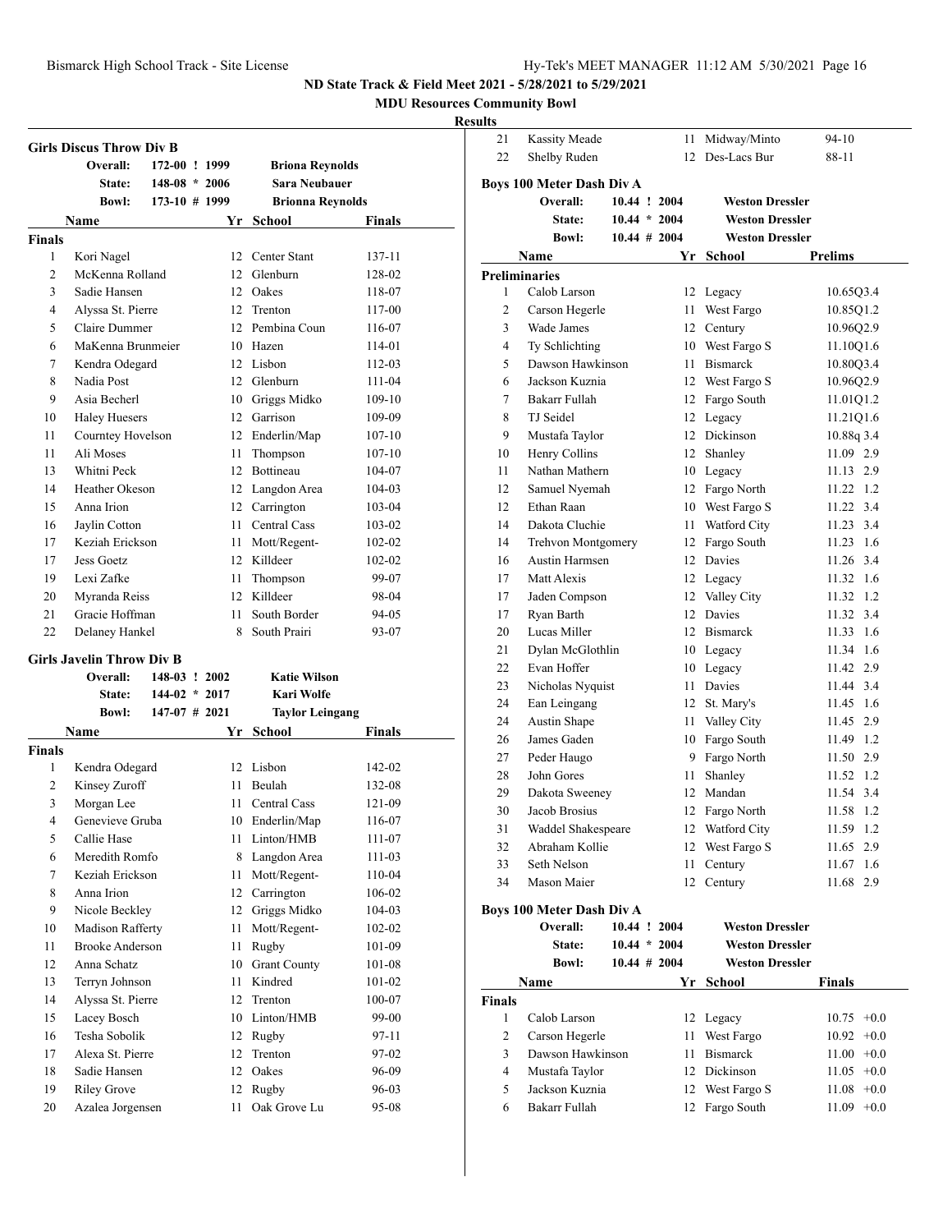## ND State Track & Field Meet 2021 - 5/28/2021 to 5/29/2021

### MDU Resources Community Bowl

#### Results

### Girls Discus Throw Div B

| | | | |
|---|---|---|---|
| Overall: | 172-00 ! 1999 | Briona Reynolds | |
| State: | 148-08 * 2006 | Sara Neubauer | |
| Bowl: | 173-10 # 1999 | Brionna Reynolds | |

| | Name | Yr | School | Finals |
|---|---|---|---|---|
| **Finals** | | | | |
| 1 | Kori Nagel | 12 | Center Stant | 137-11 |
| 2 | McKenna Rolland | 12 | Glenburn | 128-02 |
| 3 | Sadie Hansen | 12 | Oakes | 118-07 |
| 4 | Alyssa St. Pierre | 12 | Trenton | 117-00 |
| 5 | Claire Dummer | 12 | Pembina Coun | 116-07 |
| 6 | MaKenna Brunmeier | 10 | Hazen | 114-01 |
| 7 | Kendra Odegard | 12 | Lisbon | 112-03 |
| 8 | Nadia Post | 12 | Glenburn | 111-04 |
| 9 | Asia Becherl | 10 | Griggs Midko | 109-10 |
| 10 | Haley Huesers | 12 | Garrison | 109-09 |
| 11 | Courntey Hovelson | 12 | Enderlin/Map | 107-10 |
| 11 | Ali Moses | 11 | Thompson | 107-10 |
| 13 | Whitni Peck | 12 | Bottineau | 104-07 |
| 14 | Heather Okeson | 12 | Langdon Area | 104-03 |
| 15 | Anna Irion | 12 | Carrington | 103-04 |
| 16 | Jaylin Cotton | 11 | Central Cass | 103-02 |
| 17 | Keziah Erickson | 11 | Mott/Regent- | 102-02 |
| 17 | Jess Goetz | 12 | Killdeer | 102-02 |
| 19 | Lexi Zafke | 11 | Thompson | 99-07 |
| 20 | Myranda Reiss | 12 | Killdeer | 98-04 |
| 21 | Gracie Hoffman | 11 | South Border | 94-05 |
| 22 | Delaney Hankel | 8 | South Prairi | 93-07 |

### Girls Javelin Throw Div B

| | | | |
|---|---|---|---|
| Overall: | 148-03 ! 2002 | Katie Wilson | |
| State: | 144-02 * 2017 | Kari Wolfe | |
| Bowl: | 147-07 # 2021 | Taylor Leingang | |

| | Name | Yr | School | Finals |
|---|---|---|---|---|
| **Finals** | | | | |
| 1 | Kendra Odegard | 12 | Lisbon | 142-02 |
| 2 | Kinsey Zuroff | 11 | Beulah | 132-08 |
| 3 | Morgan Lee | 11 | Central Cass | 121-09 |
| 4 | Genevieve Gruba | 10 | Enderlin/Map | 116-07 |
| 5 | Callie Hase | 11 | Linton/HMB | 111-07 |
| 6 | Meredith Romfo | 8 | Langdon Area | 111-03 |
| 7 | Keziah Erickson | 11 | Mott/Regent- | 110-04 |
| 8 | Anna Irion | 12 | Carrington | 106-02 |
| 9 | Nicole Beckley | 12 | Griggs Midko | 104-03 |
| 10 | Madison Rafferty | 11 | Mott/Regent- | 102-02 |
| 11 | Brooke Anderson | 11 | Rugby | 101-09 |
| 12 | Anna Schatz | 10 | Grant County | 101-08 |
| 13 | Terryn Johnson | 11 | Kindred | 101-02 |
| 14 | Alyssa St. Pierre | 12 | Trenton | 100-07 |
| 15 | Lacey Bosch | 10 | Linton/HMB | 99-00 |
| 16 | Tesha Sobolik | 12 | Rugby | 97-11 |
| 17 | Alexa St. Pierre | 12 | Trenton | 97-02 |
| 18 | Sadie Hansen | 12 | Oakes | 96-09 |
| 19 | Riley Grove | 12 | Rugby | 96-03 |
| 20 | Azalea Jorgensen | 11 | Oak Grove Lu | 95-08 |
| 21 | Kassity Meade | 11 | Midway/Minto | 94-10 |
| 22 | Shelby Ruden | 12 | Des-Lacs Bur | 88-11 |

### Boys 100 Meter Dash Div A

| | | | |
|---|---|---|---|
| Overall: | 10.44 ! 2004 | Weston Dressler | |
| State: | 10.44 * 2004 | Weston Dressler | |
| Bowl: | 10.44 # 2004 | Weston Dressler | |

| | Name | Yr | School | Prelims |
|---|---|---|---|---|
| **Preliminaries** | | | | |
| 1 | Calob Larson | 12 | Legacy | 10.65Q3.4 |
| 2 | Carson Hegerle | 11 | West Fargo | 10.85Q1.2 |
| 3 | Wade James | 12 | Century | 10.96Q2.9 |
| 4 | Ty Schlichting | 10 | West Fargo S | 11.10Q1.6 |
| 5 | Dawson Hawkinson | 11 | Bismarck | 10.80Q3.4 |
| 6 | Jackson Kuznia | 12 | West Fargo S | 10.96Q2.9 |
| 7 | Bakarr Fullah | 12 | Fargo South | 11.01Q1.2 |
| 8 | TJ Seidel | 12 | Legacy | 11.21Q1.6 |
| 9 | Mustafa Taylor | 12 | Dickinson | 10.88q 3.4 |
| 10 | Henry Collins | 12 | Shanley | 11.09 2.9 |
| 11 | Nathan Mathern | 10 | Legacy | 11.13 2.9 |
| 12 | Samuel Nyemah | 12 | Fargo North | 11.22 1.2 |
| 12 | Ethan Raan | 10 | West Fargo S | 11.22 3.4 |
| 14 | Dakota Cluchie | 11 | Watford City | 11.23 3.4 |
| 14 | Trehvon Montgomery | 12 | Fargo South | 11.23 1.6 |
| 16 | Austin Harmsen | 12 | Davies | 11.26 3.4 |
| 17 | Matt Alexis | 12 | Legacy | 11.32 1.6 |
| 17 | Jaden Compson | 12 | Valley City | 11.32 1.2 |
| 17 | Ryan Barth | 12 | Davies | 11.32 3.4 |
| 20 | Lucas Miller | 12 | Bismarck | 11.33 1.6 |
| 21 | Dylan McGlothlin | 10 | Legacy | 11.34 1.6 |
| 22 | Evan Hoffer | 10 | Legacy | 11.42 2.9 |
| 23 | Nicholas Nyquist | 11 | Davies | 11.44 3.4 |
| 24 | Ean Leingang | 12 | St. Mary's | 11.45 1.6 |
| 24 | Austin Shape | 11 | Valley City | 11.45 2.9 |
| 26 | James Gaden | 10 | Fargo South | 11.49 1.2 |
| 27 | Peder Haugo | 9 | Fargo North | 11.50 2.9 |
| 28 | John Gores | 11 | Shanley | 11.52 1.2 |
| 29 | Dakota Sweeney | 12 | Mandan | 11.54 3.4 |
| 30 | Jacob Brosius | 12 | Fargo North | 11.58 1.2 |
| 31 | Waddel Shakespeare | 12 | Watford City | 11.59 1.2 |
| 32 | Abraham Kollie | 12 | West Fargo S | 11.65 2.9 |
| 33 | Seth Nelson | 11 | Century | 11.67 1.6 |
| 34 | Mason Maier | 12 | Century | 11.68 2.9 |

### Boys 100 Meter Dash Div A

| | | | |
|---|---|---|---|
| Overall: | 10.44 ! 2004 | Weston Dressler | |
| State: | 10.44 * 2004 | Weston Dressler | |
| Bowl: | 10.44 # 2004 | Weston Dressler | |

| | Name | Yr | School | Finals |
|---|---|---|---|---|
| **Finals** | | | | |
| 1 | Calob Larson | 12 | Legacy | 10.75 +0.0 |
| 2 | Carson Hegerle | 11 | West Fargo | 10.92 +0.0 |
| 3 | Dawson Hawkinson | 11 | Bismarck | 11.00 +0.0 |
| 4 | Mustafa Taylor | 12 | Dickinson | 11.05 +0.0 |
| 5 | Jackson Kuznia | 12 | West Fargo S | 11.08 +0.0 |
| 6 | Bakarr Fullah | 12 | Fargo South | 11.09 +0.0 |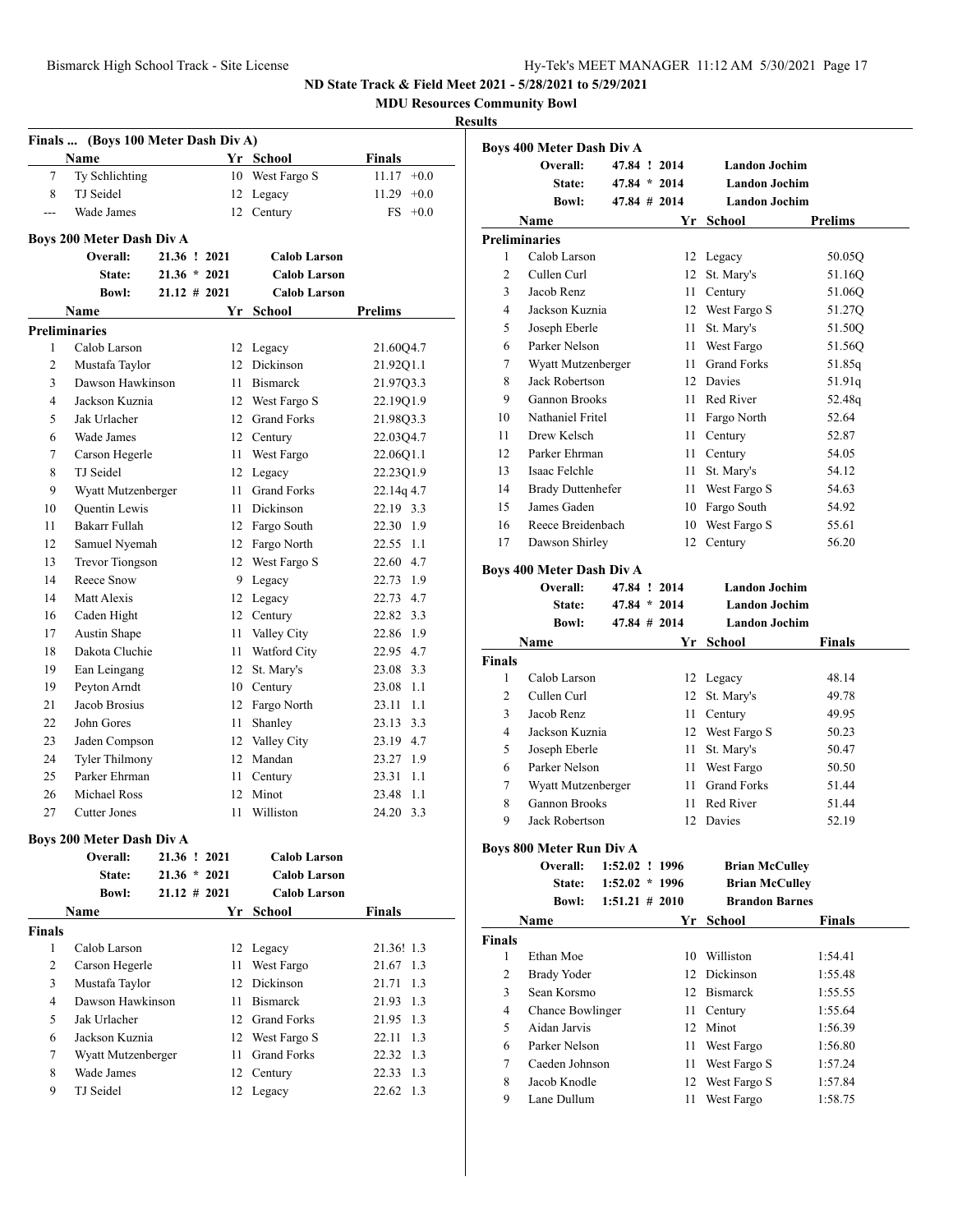ND State Track & Field Meet 2021 - 5/28/2021 to 5/29/2021

MDU Resources Community Bowl

**Results**

### Finals ... (Boys 100 Meter Dash Div A)

| | Name | Yr | School | Finals | |
|---|---|---|---|---|---|
| 7 | Ty Schlichting | 10 | West Fargo S | 11.17 | +0.0 |
| 8 | TJ Seidel | 12 | Legacy | 11.29 | +0.0 |
| --- | Wade James | 12 | Century | FS | +0.0 |

### Boys 200 Meter Dash Div A

| | | | |
|---|---|---|---|
| Overall: | 21.36 ! 2021 | | Calob Larson |
| State: | 21.36 * 2021 | | Calob Larson |
| Bowl: | 21.12 # 2021 | | Calob Larson |

**Preliminaries**

| | Name | Yr | School | Prelims | |
|---|---|---|---|---|---|
| 1 | Calob Larson | 12 | Legacy | 21.60Q | 4.7 |
| 2 | Mustafa Taylor | 12 | Dickinson | 21.92Q | 1.1 |
| 3 | Dawson Hawkinson | 11 | Bismarck | 21.97Q | 3.3 |
| 4 | Jackson Kuznia | 12 | West Fargo S | 22.19Q | 1.9 |
| 5 | Jak Urlacher | 12 | Grand Forks | 21.98Q | 3.3 |
| 6 | Wade James | 12 | Century | 22.03Q | 4.7 |
| 7 | Carson Hegerle | 11 | West Fargo | 22.06Q | 1.1 |
| 8 | TJ Seidel | 12 | Legacy | 22.23Q | 1.9 |
| 9 | Wyatt Mutzenberger | 11 | Grand Forks | 22.14q | 4.7 |
| 10 | Quentin Lewis | 11 | Dickinson | 22.19 | 3.3 |
| 11 | Bakarr Fullah | 12 | Fargo South | 22.30 | 1.9 |
| 12 | Samuel Nyemah | 12 | Fargo North | 22.55 | 1.1 |
| 13 | Trevor Tiongson | 12 | West Fargo S | 22.60 | 4.7 |
| 14 | Reece Snow | 9 | Legacy | 22.73 | 1.9 |
| 14 | Matt Alexis | 12 | Legacy | 22.73 | 4.7 |
| 16 | Caden Hight | 12 | Century | 22.82 | 3.3 |
| 17 | Austin Shape | 11 | Valley City | 22.86 | 1.9 |
| 18 | Dakota Cluchie | 11 | Watford City | 22.95 | 4.7 |
| 19 | Ean Leingang | 12 | St. Mary's | 23.08 | 3.3 |
| 19 | Peyton Arndt | 10 | Century | 23.08 | 1.1 |
| 21 | Jacob Brosius | 12 | Fargo North | 23.11 | 1.1 |
| 22 | John Gores | 11 | Shanley | 23.13 | 3.3 |
| 23 | Jaden Compson | 12 | Valley City | 23.19 | 4.7 |
| 24 | Tyler Thilmony | 12 | Mandan | 23.27 | 1.9 |
| 25 | Parker Ehrman | 11 | Century | 23.31 | 1.1 |
| 26 | Michael Ross | 12 | Minot | 23.48 | 1.1 |
| 27 | Cutter Jones | 11 | Williston | 24.20 | 3.3 |

### Boys 200 Meter Dash Div A

| | | | |
|---|---|---|---|
| Overall: | 21.36 ! 2021 | | Calob Larson |
| State: | 21.36 * 2021 | | Calob Larson |
| Bowl: | 21.12 # 2021 | | Calob Larson |

**Finals**

| | Name | Yr | School | Finals | |
|---|---|---|---|---|---|
| 1 | Calob Larson | 12 | Legacy | 21.36! | 1.3 |
| 2 | Carson Hegerle | 11 | West Fargo | 21.67 | 1.3 |
| 3 | Mustafa Taylor | 12 | Dickinson | 21.71 | 1.3 |
| 4 | Dawson Hawkinson | 11 | Bismarck | 21.93 | 1.3 |
| 5 | Jak Urlacher | 12 | Grand Forks | 21.95 | 1.3 |
| 6 | Jackson Kuznia | 12 | West Fargo S | 22.11 | 1.3 |
| 7 | Wyatt Mutzenberger | 11 | Grand Forks | 22.32 | 1.3 |
| 8 | Wade James | 12 | Century | 22.33 | 1.3 |
| 9 | TJ Seidel | 12 | Legacy | 22.62 | 1.3 |

### Boys 400 Meter Dash Div A

| | | | |
|---|---|---|---|
| Overall: | 47.84 ! 2014 | | Landon Jochim |
| State: | 47.84 * 2014 | | Landon Jochim |
| Bowl: | 47.84 # 2014 | | Landon Jochim |

**Preliminaries**

| | Name | Yr | School | Prelims |
|---|---|---|---|---|
| 1 | Calob Larson | 12 | Legacy | 50.05Q |
| 2 | Cullen Curl | 12 | St. Mary's | 51.16Q |
| 3 | Jacob Renz | 11 | Century | 51.06Q |
| 4 | Jackson Kuznia | 12 | West Fargo S | 51.27Q |
| 5 | Joseph Eberle | 11 | St. Mary's | 51.50Q |
| 6 | Parker Nelson | 11 | West Fargo | 51.56Q |
| 7 | Wyatt Mutzenberger | 11 | Grand Forks | 51.85q |
| 8 | Jack Robertson | 12 | Davies | 51.91q |
| 9 | Gannon Brooks | 11 | Red River | 52.48q |
| 10 | Nathaniel Fritel | 11 | Fargo North | 52.64 |
| 11 | Drew Kelsch | 11 | Century | 52.87 |
| 12 | Parker Ehrman | 11 | Century | 54.05 |
| 13 | Isaac Felchle | 11 | St. Mary's | 54.12 |
| 14 | Brady Duttenhefer | 11 | West Fargo S | 54.63 |
| 15 | James Gaden | 10 | Fargo South | 54.92 |
| 16 | Reece Breidenbach | 10 | West Fargo S | 55.61 |
| 17 | Dawson Shirley | 12 | Century | 56.20 |

### Boys 400 Meter Dash Div A

| | | | |
|---|---|---|---|
| Overall: | 47.84 ! 2014 | | Landon Jochim |
| State: | 47.84 * 2014 | | Landon Jochim |
| Bowl: | 47.84 # 2014 | | Landon Jochim |

**Finals**

| | Name | Yr | School | Finals |
|---|---|---|---|---|
| 1 | Calob Larson | 12 | Legacy | 48.14 |
| 2 | Cullen Curl | 12 | St. Mary's | 49.78 |
| 3 | Jacob Renz | 11 | Century | 49.95 |
| 4 | Jackson Kuznia | 12 | West Fargo S | 50.23 |
| 5 | Joseph Eberle | 11 | St. Mary's | 50.47 |
| 6 | Parker Nelson | 11 | West Fargo | 50.50 |
| 7 | Wyatt Mutzenberger | 11 | Grand Forks | 51.44 |
| 8 | Gannon Brooks | 11 | Red River | 51.44 |
| 9 | Jack Robertson | 12 | Davies | 52.19 |

### Boys 800 Meter Run Div A

| | | | |
|---|---|---|---|
| Overall: | 1:52.02 ! 1996 | | Brian McCulley |
| State: | 1:52.02 * 1996 | | Brian McCulley |
| Bowl: | 1:51.21 # 2010 | | Brandon Barnes |

**Finals**

| | Name | Yr | School | Finals |
|---|---|---|---|---|
| 1 | Ethan Moe | 10 | Williston | 1:54.41 |
| 2 | Brady Yoder | 12 | Dickinson | 1:55.48 |
| 3 | Sean Korsmo | 12 | Bismarck | 1:55.55 |
| 4 | Chance Bowlinger | 11 | Century | 1:55.64 |
| 5 | Aidan Jarvis | 12 | Minot | 1:56.39 |
| 6 | Parker Nelson | 11 | West Fargo | 1:56.80 |
| 7 | Caeden Johnson | 11 | West Fargo S | 1:57.24 |
| 8 | Jacob Knodle | 12 | West Fargo S | 1:57.84 |
| 9 | Lane Dullum | 11 | West Fargo | 1:58.75 |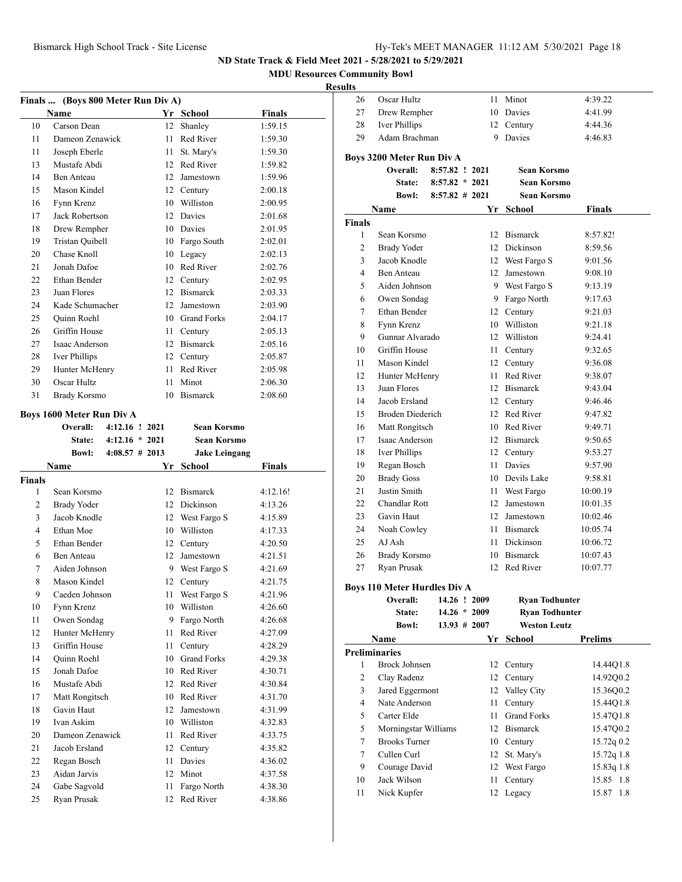ND State Track & Field Meet 2021 - 5/28/2021 to 5/29/2021

MDU Resources Community Bowl

Results

**Finals ... (Boys 800 Meter Run Div A)**

| | Name | Yr | School | Finals |
|---|---|---|---|---|
| 10 | Carson Dean | 12 | Shanley | 1:59.15 |
| 11 | Dameon Zenawick | 11 | Red River | 1:59.30 |
| 11 | Joseph Eberle | 11 | St. Mary's | 1:59.30 |
| 13 | Mustafe Abdi | 12 | Red River | 1:59.82 |
| 14 | Ben Anteau | 12 | Jamestown | 1:59.96 |
| 15 | Mason Kindel | 12 | Century | 2:00.18 |
| 16 | Fynn Krenz | 10 | Williston | 2:00.95 |
| 17 | Jack Robertson | 12 | Davies | 2:01.68 |
| 18 | Drew Rempher | 10 | Davies | 2:01.95 |
| 19 | Tristan Quibell | 10 | Fargo South | 2:02.01 |
| 20 | Chase Knoll | 10 | Legacy | 2:02.13 |
| 21 | Jonah Dafoe | 10 | Red River | 2:02.76 |
| 22 | Ethan Bender | 12 | Century | 2:02.95 |
| 23 | Juan Flores | 12 | Bismarck | 2:03.33 |
| 24 | Kade Schumacher | 12 | Jamestown | 2:03.90 |
| 25 | Quinn Roehl | 10 | Grand Forks | 2:04.17 |
| 26 | Griffin House | 11 | Century | 2:05.13 |
| 27 | Isaac Anderson | 12 | Bismarck | 2:05.16 |
| 28 | Iver Phillips | 12 | Century | 2:05.87 |
| 29 | Hunter McHenry | 11 | Red River | 2:05.98 |
| 30 | Oscar Hultz | 11 | Minot | 2:06.30 |
| 31 | Brady Korsmo | 10 | Bismarck | 2:08.60 |

**Boys 1600 Meter Run Div A**

| | | | |
|---|---|---|---|
| Overall: | 4:12.16 ! | 2021 | Sean Korsmo |
| State: | 4:12.16 * | 2021 | Sean Korsmo |
| Bowl: | 4:08.57 # | 2013 | Jake Leingang |

| | Name | Yr | School | Finals |
|---|---|---|---|---|
| **Finals** | | | | |
| 1 | Sean Korsmo | 12 | Bismarck | 4:12.16! |
| 2 | Brady Yoder | 12 | Dickinson | 4:13.26 |
| 3 | Jacob Knodle | 12 | West Fargo S | 4:15.89 |
| 4 | Ethan Moe | 10 | Williston | 4:17.33 |
| 5 | Ethan Bender | 12 | Century | 4:20.50 |
| 6 | Ben Anteau | 12 | Jamestown | 4:21.51 |
| 7 | Aiden Johnson | 9 | West Fargo S | 4:21.69 |
| 8 | Mason Kindel | 12 | Century | 4:21.75 |
| 9 | Caeden Johnson | 11 | West Fargo S | 4:21.96 |
| 10 | Fynn Krenz | 10 | Williston | 4:26.60 |
| 11 | Owen Sondag | 9 | Fargo North | 4:26.68 |
| 12 | Hunter McHenry | 11 | Red River | 4:27.09 |
| 13 | Griffin House | 11 | Century | 4:28.29 |
| 14 | Quinn Roehl | 10 | Grand Forks | 4:29.38 |
| 15 | Jonah Dafoe | 10 | Red River | 4:30.71 |
| 16 | Mustafe Abdi | 12 | Red River | 4:30.84 |
| 17 | Matt Rongitsch | 10 | Red River | 4:31.70 |
| 18 | Gavin Haut | 12 | Jamestown | 4:31.99 |
| 19 | Ivan Askim | 10 | Williston | 4:32.83 |
| 20 | Dameon Zenawick | 11 | Red River | 4:33.75 |
| 21 | Jacob Ersland | 12 | Century | 4:35.82 |
| 22 | Regan Bosch | 11 | Davies | 4:36.02 |
| 23 | Aidan Jarvis | 12 | Minot | 4:37.58 |
| 24 | Gabe Sagvold | 11 | Fargo North | 4:38.30 |
| 25 | Ryan Prusak | 12 | Red River | 4:38.86 |
| 26 | Oscar Hultz | 11 | Minot | 4:39.22 |
| 27 | Drew Rempher | 10 | Davies | 4:41.99 |
| 28 | Iver Phillips | 12 | Century | 4:44.36 |
| 29 | Adam Brachman | 9 | Davies | 4:46.83 |

**Boys 3200 Meter Run Div A**

| | | | |
|---|---|---|---|
| Overall: | 8:57.82 ! | 2021 | Sean Korsmo |
| State: | 8:57.82 * | 2021 | Sean Korsmo |
| Bowl: | 8:57.82 # | 2021 | Sean Korsmo |

| | Name | Yr | School | Finals |
|---|---|---|---|---|
| **Finals** | | | | |
| 1 | Sean Korsmo | 12 | Bismarck | 8:57.82! |
| 2 | Brady Yoder | 12 | Dickinson | 8:59.56 |
| 3 | Jacob Knodle | 12 | West Fargo S | 9:01.56 |
| 4 | Ben Anteau | 12 | Jamestown | 9:08.10 |
| 5 | Aiden Johnson | 9 | West Fargo S | 9:13.19 |
| 6 | Owen Sondag | 9 | Fargo North | 9:17.63 |
| 7 | Ethan Bender | 12 | Century | 9:21.03 |
| 8 | Fynn Krenz | 10 | Williston | 9:21.18 |
| 9 | Gunnar Alvarado | 12 | Williston | 9:24.41 |
| 10 | Griffin House | 11 | Century | 9:32.65 |
| 11 | Mason Kindel | 12 | Century | 9:36.08 |
| 12 | Hunter McHenry | 11 | Red River | 9:38.07 |
| 13 | Juan Flores | 12 | Bismarck | 9:43.04 |
| 14 | Jacob Ersland | 12 | Century | 9:46.46 |
| 15 | Broden Diederich | 12 | Red River | 9:47.82 |
| 16 | Matt Rongitsch | 10 | Red River | 9:49.71 |
| 17 | Isaac Anderson | 12 | Bismarck | 9:50.65 |
| 18 | Iver Phillips | 12 | Century | 9:53.27 |
| 19 | Regan Bosch | 11 | Davies | 9:57.90 |
| 20 | Brady Goss | 10 | Devils Lake | 9:58.81 |
| 21 | Justin Smith | 11 | West Fargo | 10:00.19 |
| 22 | Chandlar Rott | 12 | Jamestown | 10:01.35 |
| 23 | Gavin Haut | 12 | Jamestown | 10:02.46 |
| 24 | Noah Cowley | 11 | Bismarck | 10:05.74 |
| 25 | AJ Ash | 11 | Dickinson | 10:06.72 |
| 26 | Brady Korsmo | 10 | Bismarck | 10:07.43 |
| 27 | Ryan Prusak | 12 | Red River | 10:07.77 |

**Boys 110 Meter Hurdles Div A**

| | | | |
|---|---|---|---|
| Overall: | 14.26 ! | 2009 | Ryan Todhunter |
| State: | 14.26 * | 2009 | Ryan Todhunter |
| Bowl: | 13.93 # | 2007 | Weston Leutz |

| | Name | Yr | School | Prelims |
|---|---|---|---|---|
| **Preliminaries** | | | | |
| 1 | Brock Johnsen | 12 | Century | 14.44Q1.8 |
| 2 | Clay Radenz | 12 | Century | 14.92Q0.2 |
| 3 | Jared Eggermont | 12 | Valley City | 15.36Q0.2 |
| 4 | Nate Anderson | 11 | Century | 15.44Q1.8 |
| 5 | Carter Elde | 11 | Grand Forks | 15.47Q1.8 |
| 5 | Morningstar Williams | 12 | Bismarck | 15.47Q0.2 |
| 7 | Brooks Turner | 10 | Century | 15.72q 0.2 |
| 7 | Cullen Curl | 12 | St. Mary's | 15.72q 1.8 |
| 9 | Courage David | 12 | West Fargo | 15.83q 1.8 |
| 10 | Jack Wilson | 11 | Century | 15.85 1.8 |
| 11 | Nick Kupfer | 12 | Legacy | 15.87 1.8 |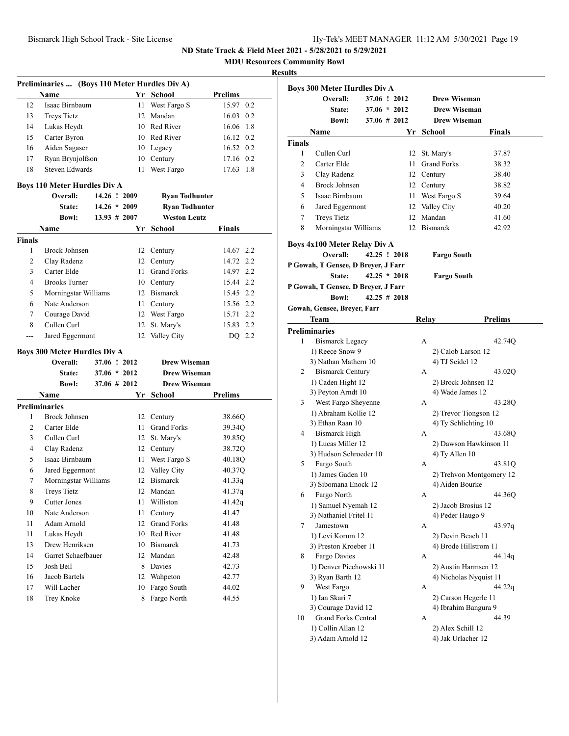ND State Track & Field Meet 2021 - 5/28/2021 to 5/29/2021

MDU Resources Community Bowl

**Results**

### Preliminaries ... (Boys 110 Meter Hurdles Div A)

| | Name | Yr | School | Prelims | |
|---|---|---|---|---|---|
| 12 | Isaac Birnbaum | 11 | West Fargo S | 15.97 | 0.2 |
| 13 | Treys Tietz | 12 | Mandan | 16.03 | 0.2 |
| 14 | Lukas Heydt | 10 | Red River | 16.06 | 1.8 |
| 15 | Carter Byron | 10 | Red River | 16.12 | 0.2 |
| 16 | Aiden Sagaser | 10 | Legacy | 16.52 | 0.2 |
| 17 | Ryan Brynjolfson | 10 | Century | 17.16 | 0.2 |
| 18 | Steven Edwards | 11 | West Fargo | 17.63 | 1.8 |

### Boys 110 Meter Hurdles Div A

| | | |
|---|---|---|
| Overall: | 14.26 ! 2009 | Ryan Todhunter |
| State: | 14.26 * 2009 | Ryan Todhunter |
| Bowl: | 13.93 # 2007 | Weston Leutz |

| | Name | Yr | School | Finals | |
|---|---|---|---|---|---|
| **Finals** | | | | | |
| 1 | Brock Johnsen | 12 | Century | 14.67 | 2.2 |
| 2 | Clay Radenz | 12 | Century | 14.72 | 2.2 |
| 3 | Carter Elde | 11 | Grand Forks | 14.97 | 2.2 |
| 4 | Brooks Turner | 10 | Century | 15.44 | 2.2 |
| 5 | Morningstar Williams | 12 | Bismarck | 15.45 | 2.2 |
| 6 | Nate Anderson | 11 | Century | 15.56 | 2.2 |
| 7 | Courage David | 12 | West Fargo | 15.71 | 2.2 |
| 8 | Cullen Curl | 12 | St. Mary's | 15.83 | 2.2 |
| --- | Jared Eggermont | 12 | Valley City | DQ | 2.2 |

### Boys 300 Meter Hurdles Div A

| | | |
|---|---|---|
| Overall: | 37.06 ! 2012 | Drew Wiseman |
| State: | 37.06 * 2012 | Drew Wiseman |
| Bowl: | 37.06 # 2012 | Drew Wiseman |

| | Name | Yr | School | Prelims |
|---|---|---|---|---|
| **Preliminaries** | | | | |
| 1 | Brock Johnsen | 12 | Century | 38.66Q |
| 2 | Carter Elde | 11 | Grand Forks | 39.34Q |
| 3 | Cullen Curl | 12 | St. Mary's | 39.85Q |
| 4 | Clay Radenz | 12 | Century | 38.72Q |
| 5 | Isaac Birnbaum | 11 | West Fargo S | 40.18Q |
| 6 | Jared Eggermont | 12 | Valley City | 40.37Q |
| 7 | Morningstar Williams | 12 | Bismarck | 41.33q |
| 8 | Treys Tietz | 12 | Mandan | 41.37q |
| 9 | Cutter Jones | 11 | Williston | 41.42q |
| 10 | Nate Anderson | 11 | Century | 41.47 |
| 11 | Adam Arnold | 12 | Grand Forks | 41.48 |
| 11 | Lukas Heydt | 10 | Red River | 41.48 |
| 13 | Drew Henriksen | 10 | Bismarck | 41.73 |
| 14 | Garret Schaefbauer | 12 | Mandan | 42.48 |
| 15 | Josh Beil | 8 | Davies | 42.73 |
| 16 | Jacob Bartels | 12 | Wahpeton | 42.77 |
| 17 | Will Lacher | 10 | Fargo South | 44.02 |
| 18 | Trey Knoke | 8 | Fargo North | 44.55 |

### Boys 300 Meter Hurdles Div A

| | | |
|---|---|---|
| Overall: | 37.06 ! 2012 | Drew Wiseman |
| State: | 37.06 * 2012 | Drew Wiseman |
| Bowl: | 37.06 # 2012 | Drew Wiseman |

| | Name | Yr | School | Finals |
|---|---|---|---|---|
| **Finals** | | | | |
| 1 | Cullen Curl | 12 | St. Mary's | 37.87 |
| 2 | Carter Elde | 11 | Grand Forks | 38.32 |
| 3 | Clay Radenz | 12 | Century | 38.40 |
| 4 | Brock Johnsen | 12 | Century | 38.82 |
| 5 | Isaac Birnbaum | 11 | West Fargo S | 39.64 |
| 6 | Jared Eggermont | 12 | Valley City | 40.20 |
| 7 | Treys Tietz | 12 | Mandan | 41.60 |
| 8 | Morningstar Williams | 12 | Bismarck | 42.92 |

### Boys 4x100 Meter Relay Div A

| | | |
|---|---|---|
| Overall: | 42.25 ! 2018 | Fargo South |
| P Gowah, T Gensee, D Breyer, J Farr | | |
| State: | 42.25 * 2018 | Fargo South |
| P Gowah, T Gensee, D Breyer, J Farr | | |
| Bowl: | 42.25 # 2018 | |
| Gowah, Gensee, Breyer, Farr | | |

| | Team | Relay | Prelims |
|---|---|---|---|
| **Preliminaries** | | | |
| 1 | Bismarck Legacy | A | 42.74Q |
| | 1) Reece Snow 9 | 2) Calob Larson 12 | |
| | 3) Nathan Mathern 10 | 4) TJ Seidel 12 | |
| 2 | Bismarck Century | A | 43.02Q |
| | 1) Caden Hight 12 | 2) Brock Johnsen 12 | |
| | 3) Peyton Arndt 10 | 4) Wade James 12 | |
| 3 | West Fargo Sheyenne | A | 43.28Q |
| | 1) Abraham Kollie 12 | 2) Trevor Tiongson 12 | |
| | 3) Ethan Raan 10 | 4) Ty Schlichting 10 | |
| 4 | Bismarck High | A | 43.68Q |
| | 1) Lucas Miller 12 | 2) Dawson Hawkinson 11 | |
| | 3) Hudson Schroeder 10 | 4) Ty Allen 10 | |
| 5 | Fargo South | A | 43.81Q |
| | 1) James Gaden 10 | 2) Trehvon Montgomery 12 | |
| | 3) Sibomana Enock 12 | 4) Aiden Bourke | |
| 6 | Fargo North | A | 44.36Q |
| | 1) Samuel Nyemah 12 | 2) Jacob Brosius 12 | |
| | 3) Nathaniel Fritel 11 | 4) Peder Haugo 9 | |
| 7 | Jamestown | A | 43.97q |
| | 1) Levi Korum 12 | 2) Devin Beach 11 | |
| | 3) Preston Kroeber 11 | 4) Brode Hillstrom 11 | |
| 8 | Fargo Davies | A | 44.14q |
| | 1) Denver Piechowski 11 | 2) Austin Harmsen 12 | |
| | 3) Ryan Barth 12 | 4) Nicholas Nyquist 11 | |
| 9 | West Fargo | A | 44.22q |
| | 1) Ian Skari 7 | 2) Carson Hegerle 11 | |
| | 3) Courage David 12 | 4) Ibrahim Bangura 9 | |
| 10 | Grand Forks Central | A | 44.39 |
| | 1) Collin Allan 12 | 2) Alex Schill 12 | |
| | 3) Adam Arnold 12 | 4) Jak Urlacher 12 | |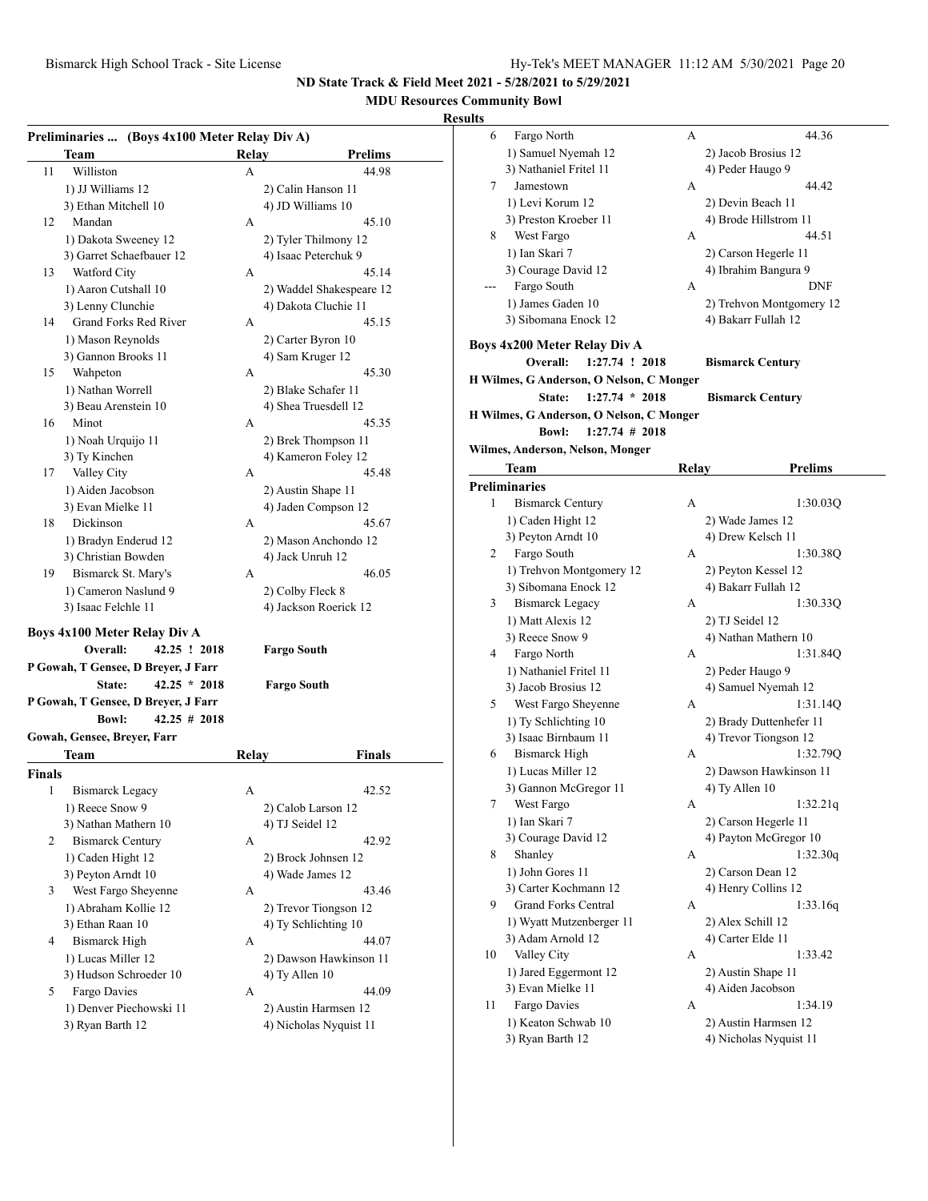ND State Track & Field Meet 2021 - 5/28/2021 to 5/29/2021

MDU Resources Community Bowl

**Results**

**Preliminaries ... (Boys 4x100 Meter Relay Div A)**

| | Team | Relay | Prelims |
|---|---|---|---|
| 11 | Williston | A | 44.98 |
| | 1) JJ Williams 12 | 2) Calin Hanson 11 | |
| | 3) Ethan Mitchell 10 | 4) JD Williams 10 | |
| 12 | Mandan | A | 45.10 |
| | 1) Dakota Sweeney 12 | 2) Tyler Thilmony 12 | |
| | 3) Garret Schaefbauer 12 | 4) Isaac Peterchuk 9 | |
| 13 | Watford City | A | 45.14 |
| | 1) Aaron Cutshall 10 | 2) Waddel Shakespeare 12 | |
| | 3) Lenny Clunchie | 4) Dakota Cluchie 11 | |
| 14 | Grand Forks Red River | A | 45.15 |
| | 1) Mason Reynolds | 2) Carter Byron 10 | |
| | 3) Gannon Brooks 11 | 4) Sam Kruger 12 | |
| 15 | Wahpeton | A | 45.30 |
| | 1) Nathan Worrell | 2) Blake Schafer 11 | |
| | 3) Beau Arenstein 10 | 4) Shea Truesdell 12 | |
| 16 | Minot | A | 45.35 |
| | 1) Noah Urquijo 11 | 2) Brek Thompson 11 | |
| | 3) Ty Kinchen | 4) Kameron Foley 12 | |
| 17 | Valley City | A | 45.48 |
| | 1) Aiden Jacobson | 2) Austin Shape 11 | |
| | 3) Evan Mielke 11 | 4) Jaden Compson 12 | |
| 18 | Dickinson | A | 45.67 |
| | 1) Bradyn Enderud 12 | 2) Mason Anchondo 12 | |
| | 3) Christian Bowden | 4) Jack Unruh 12 | |
| 19 | Bismarck St. Mary's | A | 46.05 |
| | 1) Cameron Naslund 9 | 2) Colby Fleck 8 | |
| | 3) Isaac Felchle 11 | 4) Jackson Roerick 12 | |

**Boys 4x100 Meter Relay Div A**

Overall: 42.25 ! 2018 Fargo South
P Gowah, T Gensee, D Breyer, J Farr
State: 42.25 * 2018 Fargo South
P Gowah, T Gensee, D Breyer, J Farr
Bowl: 42.25 # 2018
Gowah, Gensee, Breyer, Farr

| | Team | Relay | Finals |
|---|---|---|---|
| **Finals** | | | |
| 1 | Bismarck Legacy | A | 42.52 |
| | 1) Reece Snow 9 | 2) Calob Larson 12 | |
| | 3) Nathan Mathern 10 | 4) TJ Seidel 12 | |
| 2 | Bismarck Century | A | 42.92 |
| | 1) Caden Hight 12 | 2) Brock Johnsen 12 | |
| | 3) Peyton Arndt 10 | 4) Wade James 12 | |
| 3 | West Fargo Sheyenne | A | 43.46 |
| | 1) Abraham Kollie 12 | 2) Trevor Tiongson 12 | |
| | 3) Ethan Raan 10 | 4) Ty Schlichting 10 | |
| 4 | Bismarck High | A | 44.07 |
| | 1) Lucas Miller 12 | 2) Dawson Hawkinson 11 | |
| | 3) Hudson Schroeder 10 | 4) Ty Allen 10 | |
| 5 | Fargo Davies | A | 44.09 |
| | 1) Denver Piechowski 11 | 2) Austin Harmsen 12 | |
| | 3) Ryan Barth 12 | 4) Nicholas Nyquist 11 | |
| 6 | Fargo North | A | 44.36 |
| | 1) Samuel Nyemah 12 | 2) Jacob Brosius 12 | |
| | 3) Nathaniel Fritel 11 | 4) Peder Haugo 9 | |
| 7 | Jamestown | A | 44.42 |
| | 1) Levi Korum 12 | 2) Devin Beach 11 | |
| | 3) Preston Kroeber 11 | 4) Brode Hillstrom 11 | |
| 8 | West Fargo | A | 44.51 |
| | 1) Ian Skari 7 | 2) Carson Hegerle 11 | |
| | 3) Courage David 12 | 4) Ibrahim Bangura 9 | |
| --- | Fargo South | A | DNF |
| | 1) James Gaden 10 | 2) Trehvon Montgomery 12 | |
| | 3) Sibomana Enock 12 | 4) Bakarr Fullah 12 | |

**Boys 4x200 Meter Relay Div A**

Overall: 1:27.74 ! 2018 Bismarck Century
H Wilmes, G Anderson, O Nelson, C Monger
State: 1:27.74 * 2018 Bismarck Century
H Wilmes, G Anderson, O Nelson, C Monger
Bowl: 1:27.74 # 2018
Wilmes, Anderson, Nelson, Monger

| | Team | Relay | Prelims |
|---|---|---|---|
| **Preliminaries** | | | |
| 1 | Bismarck Century | A | 1:30.03Q |
| | 1) Caden Hight 12 | 2) Wade James 12 | |
| | 3) Peyton Arndt 10 | 4) Drew Kelsch 11 | |
| 2 | Fargo South | A | 1:30.38Q |
| | 1) Trehvon Montgomery 12 | 2) Peyton Kessel 12 | |
| | 3) Sibomana Enock 12 | 4) Bakarr Fullah 12 | |
| 3 | Bismarck Legacy | A | 1:30.33Q |
| | 1) Matt Alexis 12 | 2) TJ Seidel 12 | |
| | 3) Reece Snow 9 | 4) Nathan Mathern 10 | |
| 4 | Fargo North | A | 1:31.84Q |
| | 1) Nathaniel Fritel 11 | 2) Peder Haugo 9 | |
| | 3) Jacob Brosius 12 | 4) Samuel Nyemah 12 | |
| 5 | West Fargo Sheyenne | A | 1:31.14Q |
| | 1) Ty Schlichting 10 | 2) Brady Duttenhefer 11 | |
| | 3) Isaac Birnbaum 11 | 4) Trevor Tiongson 12 | |
| 6 | Bismarck High | A | 1:32.79Q |
| | 1) Lucas Miller 12 | 2) Dawson Hawkinson 11 | |
| | 3) Gannon McGregor 11 | 4) Ty Allen 10 | |
| 7 | West Fargo | A | 1:32.21q |
| | 1) Ian Skari 7 | 2) Carson Hegerle 11 | |
| | 3) Courage David 12 | 4) Payton McGregor 10 | |
| 8 | Shanley | A | 1:32.30q |
| | 1) John Gores 11 | 2) Carson Dean 12 | |
| | 3) Carter Kochmann 12 | 4) Henry Collins 12 | |
| 9 | Grand Forks Central | A | 1:33.16q |
| | 1) Wyatt Mutzenberger 11 | 2) Alex Schill 12 | |
| | 3) Adam Arnold 12 | 4) Carter Elde 11 | |
| 10 | Valley City | A | 1:33.42 |
| | 1) Jared Eggermont 12 | 2) Austin Shape 11 | |
| | 3) Evan Mielke 11 | 4) Aiden Jacobson | |
| 11 | Fargo Davies | A | 1:34.19 |
| | 1) Keaton Schwab 10 | 2) Austin Harmsen 12 | |
| | 3) Ryan Barth 12 | 4) Nicholas Nyquist 11 | |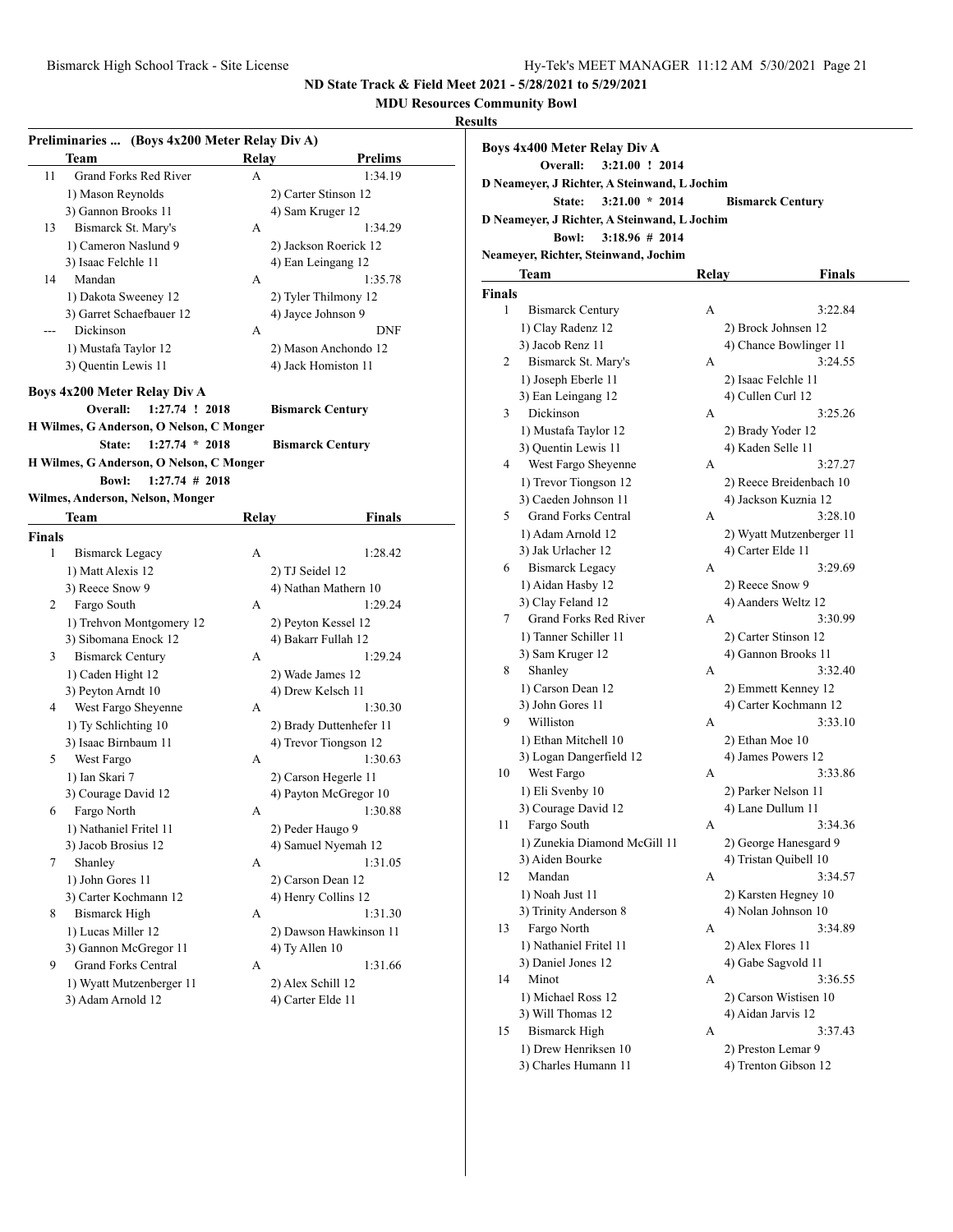ND State Track & Field Meet 2021 - 5/28/2021 to 5/29/2021

MDU Resources Community Bowl

**Results**

### Preliminaries ... (Boys 4x200 Meter Relay Div A)

| | Team | Relay | Prelims |
|---|---|---|---|
| 11 | Grand Forks Red River | A | 1:34.19 |
| | 1) Mason Reynolds | 2) Carter Stinson 12 | |
| | 3) Gannon Brooks 11 | 4) Sam Kruger 12 | |
| 13 | Bismarck St. Mary's | A | 1:34.29 |
| | 1) Cameron Naslund 9 | 2) Jackson Roerick 12 | |
| | 3) Isaac Felchle 11 | 4) Ean Leingang 12 | |
| 14 | Mandan | A | 1:35.78 |
| | 1) Dakota Sweeney 12 | 2) Tyler Thilmony 12 | |
| | 3) Garret Schaefbauer 12 | 4) Jayce Johnson 9 | |
| --- | Dickinson | A | DNF |
| | 1) Mustafa Taylor 12 | 2) Mason Anchondo 12 | |
| | 3) Quentin Lewis 11 | 4) Jack Homiston 11 | |

### Boys 4x200 Meter Relay Div A

**Overall:** 1:27.74 ! 2018 **Bismarck Century**
**H Wilmes, G Anderson, O Nelson, C Monger**
**State:** 1:27.74 * 2018 **Bismarck Century**
**H Wilmes, G Anderson, O Nelson, C Monger**
**Bowl:** 1:27.74 # 2018
**Wilmes, Anderson, Nelson, Monger**

| | Team | Relay | Finals |
|---|---|---|---|
| **Finals** | | | |
| 1 | Bismarck Legacy | A | 1:28.42 |
| | 1) Matt Alexis 12 | 2) TJ Seidel 12 | |
| | 3) Reece Snow 9 | 4) Nathan Mathern 10 | |
| 2 | Fargo South | A | 1:29.24 |
| | 1) Trehvon Montgomery 12 | 2) Peyton Kessel 12 | |
| | 3) Sibomana Enock 12 | 4) Bakarr Fullah 12 | |
| 3 | Bismarck Century | A | 1:29.24 |
| | 1) Caden Hight 12 | 2) Wade James 12 | |
| | 3) Peyton Arndt 10 | 4) Drew Kelsch 11 | |
| 4 | West Fargo Sheyenne | A | 1:30.30 |
| | 1) Ty Schlichting 10 | 2) Brady Duttenhefer 11 | |
| | 3) Isaac Birnbaum 11 | 4) Trevor Tiongson 12 | |
| 5 | West Fargo | A | 1:30.63 |
| | 1) Ian Skari 7 | 2) Carson Hegerle 11 | |
| | 3) Courage David 12 | 4) Payton McGregor 10 | |
| 6 | Fargo North | A | 1:30.88 |
| | 1) Nathaniel Fritel 11 | 2) Peder Haugo 9 | |
| | 3) Jacob Brosius 12 | 4) Samuel Nyemah 12 | |
| 7 | Shanley | A | 1:31.05 |
| | 1) John Gores 11 | 2) Carson Dean 12 | |
| | 3) Carter Kochmann 12 | 4) Henry Collins 12 | |
| 8 | Bismarck High | A | 1:31.30 |
| | 1) Lucas Miller 12 | 2) Dawson Hawkinson 11 | |
| | 3) Gannon McGregor 11 | 4) Ty Allen 10 | |
| 9 | Grand Forks Central | A | 1:31.66 |
| | 1) Wyatt Mutzenberger 11 | 2) Alex Schill 12 | |
| | 3) Adam Arnold 12 | 4) Carter Elde 11 | |

### Boys 4x400 Meter Relay Div A

**Overall:** 3:21.00 ! 2014
**D Neameyer, J Richter, A Steinwand, L Jochim**
**State:** 3:21.00 * 2014 **Bismarck Century**
**D Neameyer, J Richter, A Steinwand, L Jochim**
**Bowl:** 3:18.96 # 2014
**Neameyer, Richter, Steinwand, Jochim**

| | Team | Relay | Finals |
|---|---|---|---|
| **Finals** | | | |
| 1 | Bismarck Century | A | 3:22.84 |
| | 1) Clay Radenz 12 | 2) Brock Johnsen 12 | |
| | 3) Jacob Renz 11 | 4) Chance Bowlinger 11 | |
| 2 | Bismarck St. Mary's | A | 3:24.55 |
| | 1) Joseph Eberle 11 | 2) Isaac Felchle 11 | |
| | 3) Ean Leingang 12 | 4) Cullen Curl 12 | |
| 3 | Dickinson | A | 3:25.26 |
| | 1) Mustafa Taylor 12 | 2) Brady Yoder 12 | |
| | 3) Quentin Lewis 11 | 4) Kaden Selle 11 | |
| 4 | West Fargo Sheyenne | A | 3:27.27 |
| | 1) Trevor Tiongson 12 | 2) Reece Breidenbach 10 | |
| | 3) Caeden Johnson 11 | 4) Jackson Kuznia 12 | |
| 5 | Grand Forks Central | A | 3:28.10 |
| | 1) Adam Arnold 12 | 2) Wyatt Mutzenberger 11 | |
| | 3) Jak Urlacher 12 | 4) Carter Elde 11 | |
| 6 | Bismarck Legacy | A | 3:29.69 |
| | 1) Aidan Hasby 12 | 2) Reece Snow 9 | |
| | 3) Clay Feland 12 | 4) Aanders Weltz 12 | |
| 7 | Grand Forks Red River | A | 3:30.99 |
| | 1) Tanner Schiller 11 | 2) Carter Stinson 12 | |
| | 3) Sam Kruger 12 | 4) Gannon Brooks 11 | |
| 8 | Shanley | A | 3:32.40 |
| | 1) Carson Dean 12 | 2) Emmett Kenney 12 | |
| | 3) John Gores 11 | 4) Carter Kochmann 12 | |
| 9 | Williston | A | 3:33.10 |
| | 1) Ethan Mitchell 10 | 2) Ethan Moe 10 | |
| | 3) Logan Dangerfield 12 | 4) James Powers 12 | |
| 10 | West Fargo | A | 3:33.86 |
| | 1) Eli Svenby 10 | 2) Parker Nelson 11 | |
| | 3) Courage David 12 | 4) Lane Dullum 11 | |
| 11 | Fargo South | A | 3:34.36 |
| | 1) Zunekia Diamond McGill 11 | 2) George Hanesgard 9 | |
| | 3) Aiden Bourke | 4) Tristan Quibell 10 | |
| 12 | Mandan | A | 3:34.57 |
| | 1) Noah Just 11 | 2) Karsten Hegney 10 | |
| | 3) Trinity Anderson 8 | 4) Nolan Johnson 10 | |
| 13 | Fargo North | A | 3:34.89 |
| | 1) Nathaniel Fritel 11 | 2) Alex Flores 11 | |
| | 3) Daniel Jones 12 | 4) Gabe Sagvold 11 | |
| 14 | Minot | A | 3:36.55 |
| | 1) Michael Ross 12 | 2) Carson Wistisen 10 | |
| | 3) Will Thomas 12 | 4) Aidan Jarvis 12 | |
| 15 | Bismarck High | A | 3:37.43 |
| | 1) Drew Henriksen 10 | 2) Preston Lemar 9 | |
| | 3) Charles Humann 11 | 4) Trenton Gibson 12 | |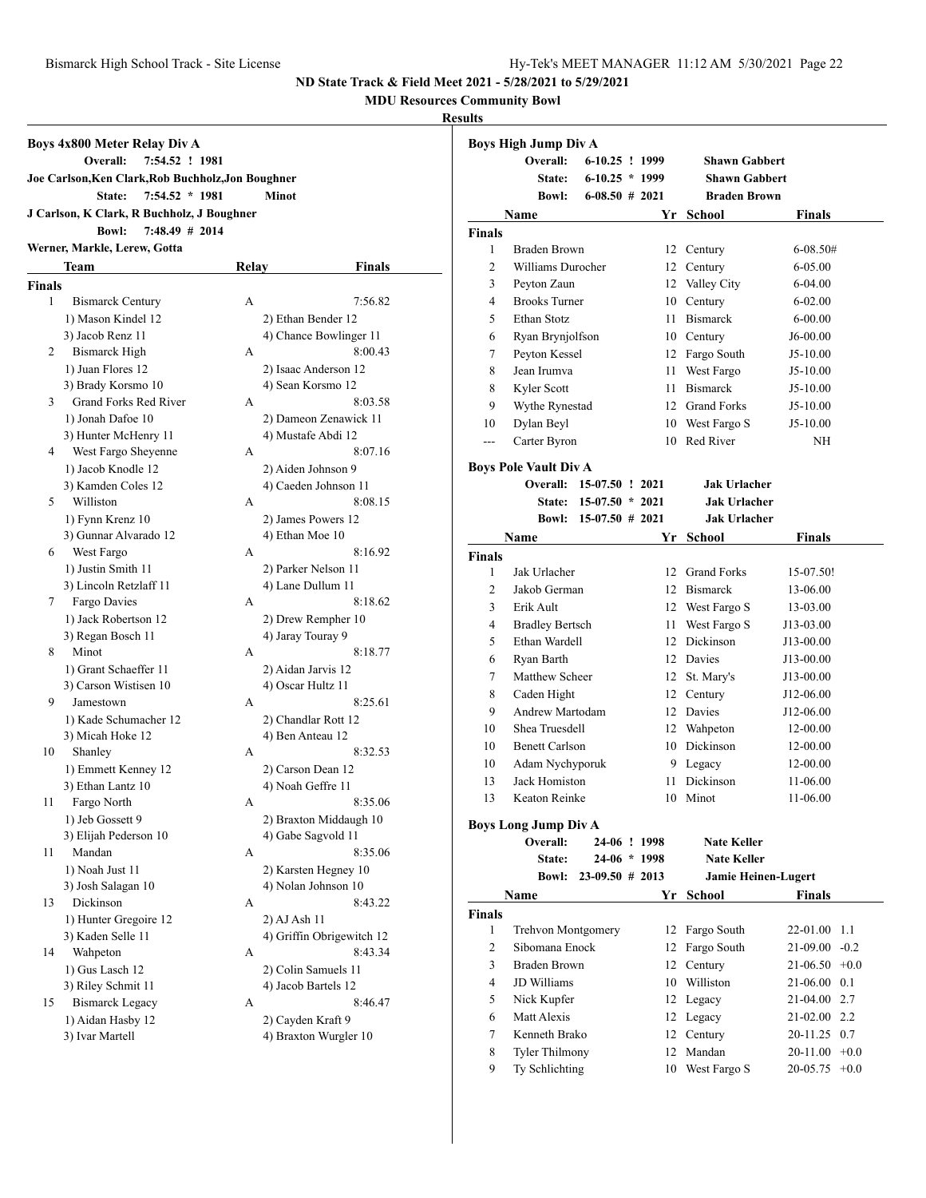**ND State Track & Field Meet 2021 - 5/28/2021 to 5/29/2021**

**MDU Resources Community Bowl**

**Results**

### Boys 4x800 Meter Relay Div A

**Overall:** 7:54.52 ! 1981
**Joe Carlson,Ken Clark,Rob Buchholz,Jon Boughner**
**State:** 7:54.52 * 1981 **Minot**
**J Carlson, K Clark, R Buchholz, J Boughner**
**Bowl:** 7:48.49 # 2014
**Werner, Markle, Lerew, Gotta**

**Finals**

| Place | Team | Relay | Finals |
|---|---|---|---|
| 1 | Bismarck Century | A | 7:56.82 |
| | 1) Mason Kindel 12; 2) Ethan Bender 12; 3) Jacob Renz 11; 4) Chance Bowlinger 11 | | |
| 2 | Bismarck High | A | 8:00.43 |
| | 1) Juan Flores 12; 2) Isaac Anderson 12; 3) Brady Korsmo 10; 4) Sean Korsmo 12 | | |
| 3 | Grand Forks Red River | A | 8:03.58 |
| | 1) Jonah Dafoe 10; 2) Dameon Zenawick 11; 3) Hunter McHenry 11; 4) Mustafe Abdi 12 | | |
| 4 | West Fargo Sheyenne | A | 8:07.16 |
| | 1) Jacob Knodle 12; 2) Aiden Johnson 9; 3) Kamden Coles 12; 4) Caeden Johnson 11 | | |
| 5 | Williston | A | 8:08.15 |
| | 1) Fynn Krenz 10; 2) James Powers 12; 3) Gunnar Alvarado 12; 4) Ethan Moe 10 | | |
| 6 | West Fargo | A | 8:16.92 |
| | 1) Justin Smith 11; 2) Parker Nelson 11; 3) Lincoln Retzlaff 11; 4) Lane Dullum 11 | | |
| 7 | Fargo Davies | A | 8:18.62 |
| | 1) Jack Robertson 12; 2) Drew Rempher 10; 3) Regan Bosch 11; 4) Jaray Touray 9 | | |
| 8 | Minot | A | 8:18.77 |
| | 1) Grant Schaeffer 11; 2) Aidan Jarvis 12; 3) Carson Wistisen 10; 4) Oscar Hultz 11 | | |
| 9 | Jamestown | A | 8:25.61 |
| | 1) Kade Schumacher 12; 2) Chandlar Rott 12; 3) Micah Hoke 12; 4) Ben Anteau 12 | | |
| 10 | Shanley | A | 8:32.53 |
| | 1) Emmett Kenney 12; 2) Carson Dean 12; 3) Ethan Lantz 10; 4) Noah Geffre 11 | | |
| 11 | Fargo North | A | 8:35.06 |
| | 1) Jeb Gossett 9; 2) Braxton Middaugh 10; 3) Elijah Pederson 10; 4) Gabe Sagvold 11 | | |
| 11 | Mandan | A | 8:35.06 |
| | 1) Noah Just 11; 2) Karsten Hegney 10; 3) Josh Salagan 10; 4) Nolan Johnson 10 | | |
| 13 | Dickinson | A | 8:43.22 |
| | 1) Hunter Gregoire 12; 2) AJ Ash 11; 3) Kaden Selle 11; 4) Griffin Obrigewitch 12 | | |
| 14 | Wahpeton | A | 8:43.34 |
| | 1) Gus Lasch 12; 2) Colin Samuels 11; 3) Riley Schmit 11; 4) Jacob Bartels 12 | | |
| 15 | Bismarck Legacy | A | 8:46.47 |
| | 1) Aidan Hasby 12; 2) Cayden Kraft 9; 3) Ivar Martell; 4) Braxton Wurgler 10 | | |

### Boys High Jump Div A

**Overall:** 6-10.25 ! 1999 **Shawn Gabbert**
**State:** 6-10.25 * 1999 **Shawn Gabbert**
**Bowl:** 6-08.50 # 2021 **Braden Brown**

**Finals**

| Place | Name | Yr | School | Finals |
|---|---|---|---|---|
| 1 | Braden Brown | 12 | Century | 6-08.50# |
| 2 | Williams Durocher | 12 | Century | 6-05.00 |
| 3 | Peyton Zaun | 12 | Valley City | 6-04.00 |
| 4 | Brooks Turner | 10 | Century | 6-02.00 |
| 5 | Ethan Stotz | 11 | Bismarck | 6-00.00 |
| 6 | Ryan Brynjolfson | 10 | Century | J6-00.00 |
| 7 | Peyton Kessel | 12 | Fargo South | J5-10.00 |
| 8 | Jean Irumva | 11 | West Fargo | J5-10.00 |
| 8 | Kyler Scott | 11 | Bismarck | J5-10.00 |
| 9 | Wythe Rynestad | 12 | Grand Forks | J5-10.00 |
| 10 | Dylan Beyl | 10 | West Fargo S | J5-10.00 |
| --- | Carter Byron | 10 | Red River | NH |

### Boys Pole Vault Div A

**Overall:** 15-07.50 ! 2021 **Jak Urlacher**
**State:** 15-07.50 * 2021 **Jak Urlacher**
**Bowl:** 15-07.50 # 2021 **Jak Urlacher**

**Finals**

| Place | Name | Yr | School | Finals |
|---|---|---|---|---|
| 1 | Jak Urlacher | 12 | Grand Forks | 15-07.50! |
| 2 | Jakob German | 12 | Bismarck | 13-06.00 |
| 3 | Erik Ault | 12 | West Fargo S | 13-03.00 |
| 4 | Bradley Bertsch | 11 | West Fargo S | J13-03.00 |
| 5 | Ethan Wardell | 12 | Dickinson | J13-00.00 |
| 6 | Ryan Barth | 12 | Davies | J13-00.00 |
| 7 | Matthew Scheer | 12 | St. Mary's | J13-00.00 |
| 8 | Caden Hight | 12 | Century | J12-06.00 |
| 9 | Andrew Martodam | 12 | Davies | J12-06.00 |
| 10 | Shea Truesdell | 12 | Wahpeton | 12-00.00 |
| 10 | Benett Carlson | 10 | Dickinson | 12-00.00 |
| 10 | Adam Nychyporuk | 9 | Legacy | 12-00.00 |
| 13 | Jack Homiston | 11 | Dickinson | 11-06.00 |
| 13 | Keaton Reinke | 10 | Minot | 11-06.00 |

### Boys Long Jump Div A

**Overall:** 24-06 ! 1998 **Nate Keller**
**State:** 24-06 * 1998 **Nate Keller**
**Bowl:** 23-09.50 # 2013 **Jamie Heinen-Lugert**

**Finals**

| Place | Name | Yr | School | Finals | Wind |
|---|---|---|---|---|---|
| 1 | Trehvon Montgomery | 12 | Fargo South | 22-01.00 | 1.1 |
| 2 | Sibomana Enock | 12 | Fargo South | 21-09.00 | -0.2 |
| 3 | Braden Brown | 12 | Century | 21-06.50 | +0.0 |
| 4 | JD Williams | 10 | Williston | 21-06.00 | 0.1 |
| 5 | Nick Kupfer | 12 | Legacy | 21-04.00 | 2.7 |
| 6 | Matt Alexis | 12 | Legacy | 21-02.00 | 2.2 |
| 7 | Kenneth Brako | 12 | Century | 20-11.25 | 0.7 |
| 8 | Tyler Thilmony | 12 | Mandan | 20-11.00 | +0.0 |
| 9 | Ty Schlichting | 10 | West Fargo S | 20-05.75 | +0.0 |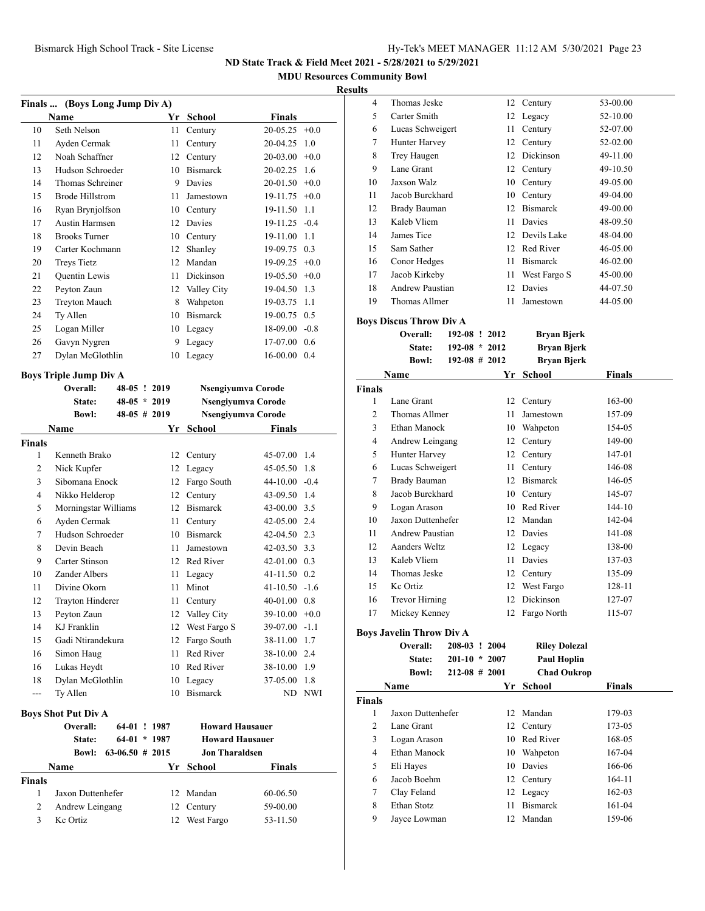ND State Track & Field Meet 2021 - 5/28/2021 to 5/29/2021

MDU Resources Community Bowl

Results

### Finals ... (Boys Long Jump Div A)

| | Name | Yr | School | Finals | |
|---|---|---|---|---|---|
| 10 | Seth Nelson | 11 | Century | 20-05.25 | +0.0 |
| 11 | Ayden Cermak | 11 | Century | 20-04.25 | 1.0 |
| 12 | Noah Schaffner | 12 | Century | 20-03.00 | +0.0 |
| 13 | Hudson Schroeder | 10 | Bismarck | 20-02.25 | 1.6 |
| 14 | Thomas Schreiner | 9 | Davies | 20-01.50 | +0.0 |
| 15 | Brode Hillstrom | 11 | Jamestown | 19-11.75 | +0.0 |
| 16 | Ryan Brynjolfson | 10 | Century | 19-11.50 | 1.1 |
| 17 | Austin Harmsen | 12 | Davies | 19-11.25 | -0.4 |
| 18 | Brooks Turner | 10 | Century | 19-11.00 | 1.1 |
| 19 | Carter Kochmann | 12 | Shanley | 19-09.75 | 0.3 |
| 20 | Treys Tietz | 12 | Mandan | 19-09.25 | +0.0 |
| 21 | Quentin Lewis | 11 | Dickinson | 19-05.50 | +0.0 |
| 22 | Peyton Zaun | 12 | Valley City | 19-04.50 | 1.3 |
| 23 | Treyton Mauch | 8 | Wahpeton | 19-03.75 | 1.1 |
| 24 | Ty Allen | 10 | Bismarck | 19-00.75 | 0.5 |
| 25 | Logan Miller | 10 | Legacy | 18-09.00 | -0.8 |
| 26 | Gavyn Nygren | 9 | Legacy | 17-07.00 | 0.6 |
| 27 | Dylan McGlothlin | 10 | Legacy | 16-00.00 | 0.4 |

### Boys Triple Jump Div A

| | | | |
|---|---|---|---|
| Overall: | 48-05 ! | 2019 | Nsengiyumva Corode |
| State: | 48-05 * | 2019 | Nsengiyumva Corode |
| Bowl: | 48-05 # | 2019 | Nsengiyumva Corode |

| | Name | Yr | School | Finals | |
|---|---|---|---|---|---|
| **Finals** | | | | | |
| 1 | Kenneth Brako | 12 | Century | 45-07.00 | 1.4 |
| 2 | Nick Kupfer | 12 | Legacy | 45-05.50 | 1.8 |
| 3 | Sibomana Enock | 12 | Fargo South | 44-10.00 | -0.4 |
| 4 | Nikko Helderop | 12 | Century | 43-09.50 | 1.4 |
| 5 | Morningstar Williams | 12 | Bismarck | 43-00.00 | 3.5 |
| 6 | Ayden Cermak | 11 | Century | 42-05.00 | 2.4 |
| 7 | Hudson Schroeder | 10 | Bismarck | 42-04.50 | 2.3 |
| 8 | Devin Beach | 11 | Jamestown | 42-03.50 | 3.3 |
| 9 | Carter Stinson | 12 | Red River | 42-01.00 | 0.3 |
| 10 | Zander Albers | 11 | Legacy | 41-11.50 | 0.2 |
| 11 | Divine Okorn | 11 | Minot | 41-10.50 | -1.6 |
| 12 | Trayton Hinderer | 11 | Century | 40-01.00 | 0.8 |
| 13 | Peyton Zaun | 12 | Valley City | 39-10.00 | +0.0 |
| 14 | KJ Franklin | 12 | West Fargo S | 39-07.00 | -1.1 |
| 15 | Gadi Ntirandekura | 12 | Fargo South | 38-11.00 | 1.7 |
| 16 | Simon Haug | 11 | Red River | 38-10.00 | 2.4 |
| 16 | Lukas Heydt | 10 | Red River | 38-10.00 | 1.9 |
| 18 | Dylan McGlothlin | 10 | Legacy | 37-05.00 | 1.8 |
| --- | Ty Allen | 10 | Bismarck | ND | NWI |

### Boys Shot Put Div A

| | | | |
|---|---|---|---|
| Overall: | 64-01 ! | 1987 | Howard Hausauer |
| State: | 64-01 * | 1987 | Howard Hausauer |
| Bowl: | 63-06.50 # | 2015 | Jon Tharaldsen |

| | Name | Yr | School | Finals |
|---|---|---|---|---|
| **Finals** | | | | |
| 1 | Jaxon Duttenhefer | 12 | Mandan | 60-06.50 |
| 2 | Andrew Leingang | 12 | Century | 59-00.00 |
| 3 | Kc Ortiz | 12 | West Fargo | 53-11.50 |
| 4 | Thomas Jeske | 12 | Century | 53-00.00 |
| 5 | Carter Smith | 12 | Legacy | 52-10.00 |
| 6 | Lucas Schweigert | 11 | Century | 52-07.00 |
| 7 | Hunter Harvey | 12 | Century | 52-02.00 |
| 8 | Trey Haugen | 12 | Dickinson | 49-11.00 |
| 9 | Lane Grant | 12 | Century | 49-10.50 |
| 10 | Jaxson Walz | 10 | Century | 49-05.00 |
| 11 | Jacob Burckhard | 10 | Century | 49-04.00 |
| 12 | Brady Bauman | 12 | Bismarck | 49-00.00 |
| 13 | Kaleb Vliem | 11 | Davies | 48-09.50 |
| 14 | James Tice | 12 | Devils Lake | 48-04.00 |
| 15 | Sam Sather | 12 | Red River | 46-05.00 |
| 16 | Conor Hedges | 11 | Bismarck | 46-02.00 |
| 17 | Jacob Kirkeby | 11 | West Fargo S | 45-00.00 |
| 18 | Andrew Paustian | 12 | Davies | 44-07.50 |
| 19 | Thomas Allmer | 11 | Jamestown | 44-05.00 |

### Boys Discus Throw Div A

| | | | |
|---|---|---|---|
| Overall: | 192-08 ! | 2012 | Bryan Bjerk |
| State: | 192-08 * | 2012 | Bryan Bjerk |
| Bowl: | 192-08 # | 2012 | Bryan Bjerk |

| | Name | Yr | School | Finals |
|---|---|---|---|---|
| **Finals** | | | | |
| 1 | Lane Grant | 12 | Century | 163-00 |
| 2 | Thomas Allmer | 11 | Jamestown | 157-09 |
| 3 | Ethan Manock | 10 | Wahpeton | 154-05 |
| 4 | Andrew Leingang | 12 | Century | 149-00 |
| 5 | Hunter Harvey | 12 | Century | 147-01 |
| 6 | Lucas Schweigert | 11 | Century | 146-08 |
| 7 | Brady Bauman | 12 | Bismarck | 146-05 |
| 8 | Jacob Burckhard | 10 | Century | 145-07 |
| 9 | Logan Arason | 10 | Red River | 144-10 |
| 10 | Jaxon Duttenhefer | 12 | Mandan | 142-04 |
| 11 | Andrew Paustian | 12 | Davies | 141-08 |
| 12 | Aanders Weltz | 12 | Legacy | 138-00 |
| 13 | Kaleb Vliem | 11 | Davies | 137-03 |
| 14 | Thomas Jeske | 12 | Century | 135-09 |
| 15 | Kc Ortiz | 12 | West Fargo | 128-11 |
| 16 | Trevor Hirning | 12 | Dickinson | 127-07 |
| 17 | Mickey Kenney | 12 | Fargo North | 115-07 |

### Boys Javelin Throw Div A

| | | | |
|---|---|---|---|
| Overall: | 208-03 ! | 2004 | Riley Dolezal |
| State: | 201-10 * | 2007 | Paul Hoplin |
| Bowl: | 212-08 # | 2001 | Chad Oukrop |

| | Name | Yr | School | Finals |
|---|---|---|---|---|
| **Finals** | | | | |
| 1 | Jaxon Duttenhefer | 12 | Mandan | 179-03 |
| 2 | Lane Grant | 12 | Century | 173-05 |
| 3 | Logan Arason | 10 | Red River | 168-05 |
| 4 | Ethan Manock | 10 | Wahpeton | 167-04 |
| 5 | Eli Hayes | 10 | Davies | 166-06 |
| 6 | Jacob Boehm | 12 | Century | 164-11 |
| 7 | Clay Feland | 12 | Legacy | 162-03 |
| 8 | Ethan Stotz | 11 | Bismarck | 161-04 |
| 9 | Jayce Lowman | 12 | Mandan | 159-06 |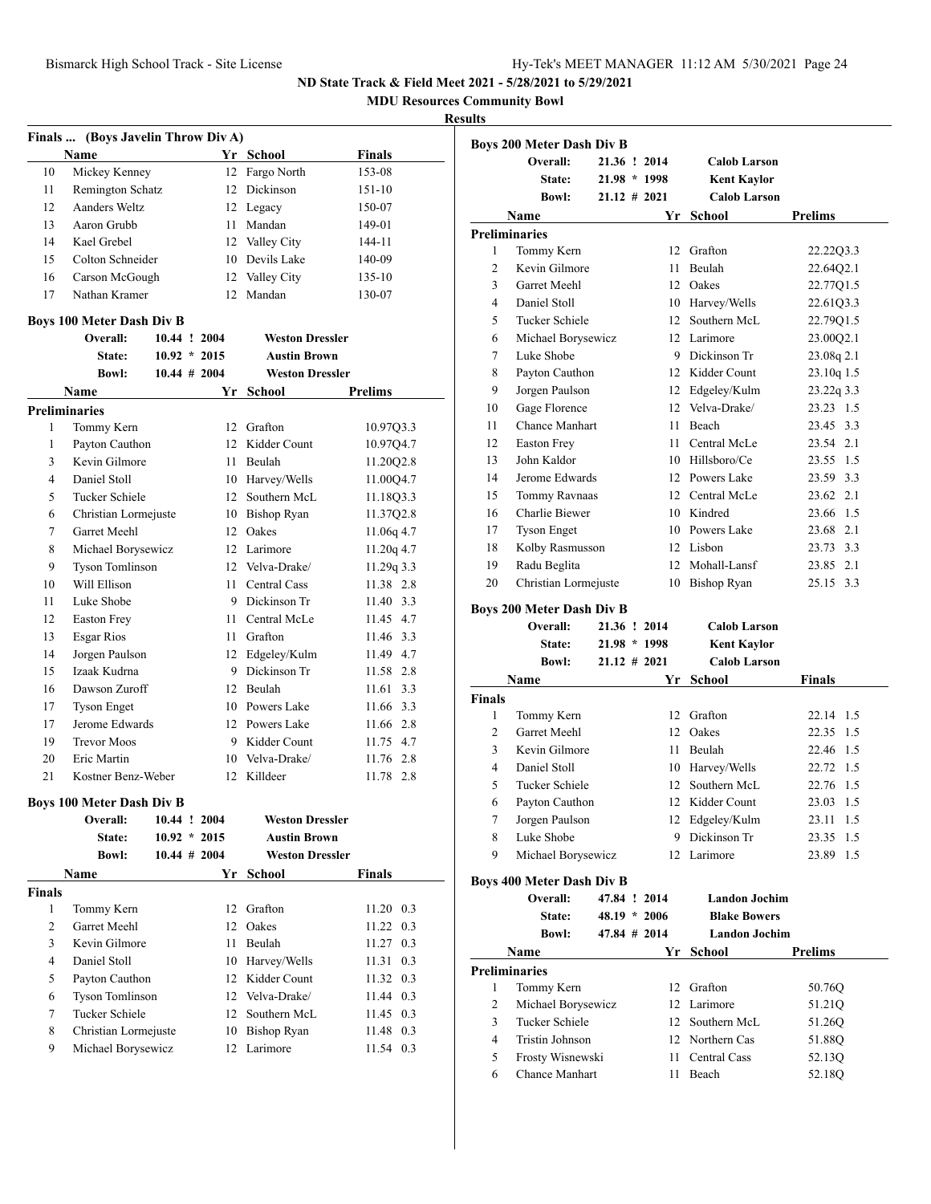**ND State Track & Field Meet 2021 - 5/28/2021 to 5/29/2021**

**MDU Resources Community Bowl**

**Results**

### Finals ... (Boys Javelin Throw Div A)

| | Name | Yr | School | Finals |
|---|---|---|---|---|
| 10 | Mickey Kenney | 12 | Fargo North | 153-08 |
| 11 | Remington Schatz | 12 | Dickinson | 151-10 |
| 12 | Aanders Weltz | 12 | Legacy | 150-07 |
| 13 | Aaron Grubb | 11 | Mandan | 149-01 |
| 14 | Kael Grebel | 12 | Valley City | 144-11 |
| 15 | Colton Schneider | 10 | Devils Lake | 140-09 |
| 16 | Carson McGough | 12 | Valley City | 135-10 |
| 17 | Nathan Kramer | 12 | Mandan | 130-07 |

### Boys 100 Meter Dash Div B

Overall: 10.44 ! 2004 Weston Dressler
State: 10.92 * 2015 Austin Brown
Bowl: 10.44 # 2004 Weston Dressler

| | Name | Yr | School | Prelims |
|---|---|---|---|---|
| **Preliminaries** | | | | |
| 1 | Tommy Kern | 12 | Grafton | 10.97Q3.3 |
| 1 | Payton Cauthon | 12 | Kidder Count | 10.97Q4.7 |
| 3 | Kevin Gilmore | 11 | Beulah | 11.20Q2.8 |
| 4 | Daniel Stoll | 10 | Harvey/Wells | 11.00Q4.7 |
| 5 | Tucker Schiele | 12 | Southern McL | 11.18Q3.3 |
| 6 | Christian Lormejuste | 10 | Bishop Ryan | 11.37Q2.8 |
| 7 | Garret Meehl | 12 | Oakes | 11.06q 4.7 |
| 8 | Michael Borysewicz | 12 | Larimore | 11.20q 4.7 |
| 9 | Tyson Tomlinson | 12 | Velva-Drake/ | 11.29q 3.3 |
| 10 | Will Ellison | 11 | Central Cass | 11.38 2.8 |
| 11 | Luke Shobe | 9 | Dickinson Tr | 11.40 3.3 |
| 12 | Easton Frey | 11 | Central McLe | 11.45 4.7 |
| 13 | Esgar Rios | 11 | Grafton | 11.46 3.3 |
| 14 | Jorgen Paulson | 12 | Edgeley/Kulm | 11.49 4.7 |
| 15 | Izaak Kudrna | 9 | Dickinson Tr | 11.58 2.8 |
| 16 | Dawson Zuroff | 12 | Beulah | 11.61 3.3 |
| 17 | Tyson Enget | 10 | Powers Lake | 11.66 3.3 |
| 17 | Jerome Edwards | 12 | Powers Lake | 11.66 2.8 |
| 19 | Trevor Moos | 9 | Kidder Count | 11.75 4.7 |
| 20 | Eric Martin | 10 | Velva-Drake/ | 11.76 2.8 |
| 21 | Kostner Benz-Weber | 12 | Killdeer | 11.78 2.8 |

### Boys 100 Meter Dash Div B

Overall: 10.44 ! 2004 Weston Dressler
State: 10.92 * 2015 Austin Brown
Bowl: 10.44 # 2004 Weston Dressler

| | Name | Yr | School | Finals |
|---|---|---|---|---|
| **Finals** | | | | |
| 1 | Tommy Kern | 12 | Grafton | 11.20 0.3 |
| 2 | Garret Meehl | 12 | Oakes | 11.22 0.3 |
| 3 | Kevin Gilmore | 11 | Beulah | 11.27 0.3 |
| 4 | Daniel Stoll | 10 | Harvey/Wells | 11.31 0.3 |
| 5 | Payton Cauthon | 12 | Kidder Count | 11.32 0.3 |
| 6 | Tyson Tomlinson | 12 | Velva-Drake/ | 11.44 0.3 |
| 7 | Tucker Schiele | 12 | Southern McL | 11.45 0.3 |
| 8 | Christian Lormejuste | 10 | Bishop Ryan | 11.48 0.3 |
| 9 | Michael Borysewicz | 12 | Larimore | 11.54 0.3 |

### Boys 200 Meter Dash Div B

Overall: 21.36 ! 2014 Calob Larson
State: 21.98 * 1998 Kent Kaylor
Bowl: 21.12 # 2021 Calob Larson

| | Name | Yr | School | Prelims |
|---|---|---|---|---|
| **Preliminaries** | | | | |
| 1 | Tommy Kern | 12 | Grafton | 22.22Q3.3 |
| 2 | Kevin Gilmore | 11 | Beulah | 22.64Q2.1 |
| 3 | Garret Meehl | 12 | Oakes | 22.77Q1.5 |
| 4 | Daniel Stoll | 10 | Harvey/Wells | 22.61Q3.3 |
| 5 | Tucker Schiele | 12 | Southern McL | 22.79Q1.5 |
| 6 | Michael Borysewicz | 12 | Larimore | 23.00Q2.1 |
| 7 | Luke Shobe | 9 | Dickinson Tr | 23.08q 2.1 |
| 8 | Payton Cauthon | 12 | Kidder Count | 23.10q 1.5 |
| 9 | Jorgen Paulson | 12 | Edgeley/Kulm | 23.22q 3.3 |
| 10 | Gage Florence | 12 | Velva-Drake/ | 23.23 1.5 |
| 11 | Chance Manhart | 11 | Beach | 23.45 3.3 |
| 12 | Easton Frey | 11 | Central McLe | 23.54 2.1 |
| 13 | John Kaldor | 10 | Hillsboro/Ce | 23.55 1.5 |
| 14 | Jerome Edwards | 12 | Powers Lake | 23.59 3.3 |
| 15 | Tommy Ravnaas | 12 | Central McLe | 23.62 2.1 |
| 16 | Charlie Biewer | 10 | Kindred | 23.66 1.5 |
| 17 | Tyson Enget | 10 | Powers Lake | 23.68 2.1 |
| 18 | Kolby Rasmusson | 12 | Lisbon | 23.73 3.3 |
| 19 | Radu Beglita | 12 | Mohall-Lansf | 23.85 2.1 |
| 20 | Christian Lormejuste | 10 | Bishop Ryan | 25.15 3.3 |

### Boys 200 Meter Dash Div B

Overall: 21.36 ! 2014 Calob Larson
State: 21.98 * 1998 Kent Kaylor
Bowl: 21.12 # 2021 Calob Larson

| | Name | Yr | School | Finals |
|---|---|---|---|---|
| **Finals** | | | | |
| 1 | Tommy Kern | 12 | Grafton | 22.14 1.5 |
| 2 | Garret Meehl | 12 | Oakes | 22.35 1.5 |
| 3 | Kevin Gilmore | 11 | Beulah | 22.46 1.5 |
| 4 | Daniel Stoll | 10 | Harvey/Wells | 22.72 1.5 |
| 5 | Tucker Schiele | 12 | Southern McL | 22.76 1.5 |
| 6 | Payton Cauthon | 12 | Kidder Count | 23.03 1.5 |
| 7 | Jorgen Paulson | 12 | Edgeley/Kulm | 23.11 1.5 |
| 8 | Luke Shobe | 9 | Dickinson Tr | 23.35 1.5 |
| 9 | Michael Borysewicz | 12 | Larimore | 23.89 1.5 |

### Boys 400 Meter Dash Div B

Overall: 47.84 ! 2014 Landon Jochim
State: 48.19 * 2006 Blake Bowers
Bowl: 47.84 # 2014 Landon Jochim

| | Name | Yr | School | Prelims |
|---|---|---|---|---|
| **Preliminaries** | | | | |
| 1 | Tommy Kern | 12 | Grafton | 50.76Q |
| 2 | Michael Borysewicz | 12 | Larimore | 51.21Q |
| 3 | Tucker Schiele | 12 | Southern McL | 51.26Q |
| 4 | Tristin Johnson | 12 | Northern Cas | 51.88Q |
| 5 | Frosty Wisnewski | 11 | Central Cass | 52.13Q |
| 6 | Chance Manhart | 11 | Beach | 52.18Q |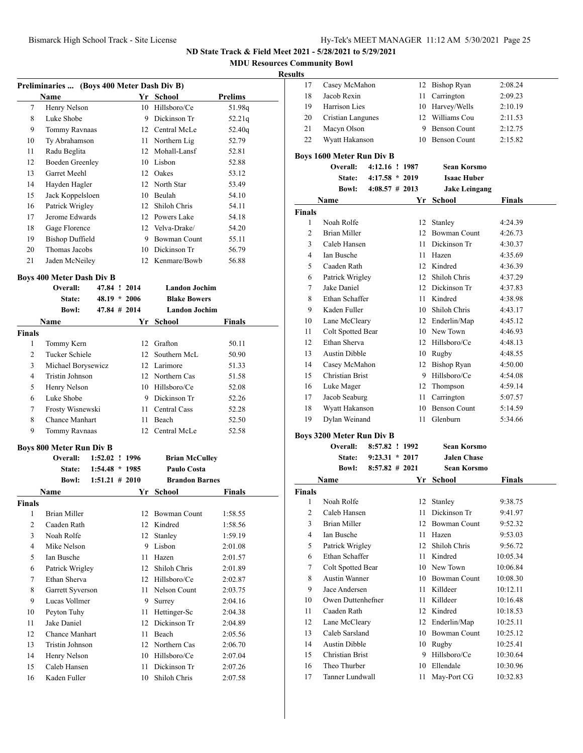ND State Track & Field Meet 2021 - 5/28/2021 to 5/29/2021

MDU Resources Community Bowl

Results

**Preliminaries ... (Boys 400 Meter Dash Div B)**

| | Name | Yr | School | Prelims |
|---|---|---|---|---|
| 7 | Henry Nelson | 10 | Hillsboro/Ce | 51.98q |
| 8 | Luke Shobe | 9 | Dickinson Tr | 52.21q |
| 9 | Tommy Ravnaas | 12 | Central McLe | 52.40q |
| 10 | Ty Abrahamson | 11 | Northern Lig | 52.79 |
| 11 | Radu Beglita | 12 | Mohall-Lansf | 52.81 |
| 12 | Boeden Greenley | 10 | Lisbon | 52.88 |
| 13 | Garret Meehl | 12 | Oakes | 53.12 |
| 14 | Hayden Hagler | 12 | North Star | 53.49 |
| 15 | Jack Koppelsloen | 10 | Beulah | 54.10 |
| 16 | Patrick Wrigley | 12 | Shiloh Chris | 54.11 |
| 17 | Jerome Edwards | 12 | Powers Lake | 54.18 |
| 18 | Gage Florence | 12 | Velva-Drake/ | 54.20 |
| 19 | Bishop Duffield | 9 | Bowman Count | 55.11 |
| 20 | Thomas Jacobs | 10 | Dickinson Tr | 56.79 |
| 21 | Jaden McNeiley | 12 | Kenmare/Bowb | 56.88 |

**Boys 400 Meter Dash Div B**

Overall: 47.84 ! 2014 Landon Jochim
State: 48.19 * 2006 Blake Bowers
Bowl: 47.84 # 2014 Landon Jochim

| | Name | Yr | School | Finals |
|---|---|---|---|---|
| **Finals** | | | | |
| 1 | Tommy Kern | 12 | Grafton | 50.11 |
| 2 | Tucker Schiele | 12 | Southern McL | 50.90 |
| 3 | Michael Borysewicz | 12 | Larimore | 51.33 |
| 4 | Tristin Johnson | 12 | Northern Cas | 51.58 |
| 5 | Henry Nelson | 10 | Hillsboro/Ce | 52.08 |
| 6 | Luke Shobe | 9 | Dickinson Tr | 52.26 |
| 7 | Frosty Wisnewski | 11 | Central Cass | 52.28 |
| 8 | Chance Manhart | 11 | Beach | 52.50 |
| 9 | Tommy Ravnaas | 12 | Central McLe | 52.58 |

**Boys 800 Meter Run Div B**

Overall: 1:52.02 ! 1996 Brian McCulley
State: 1:54.48 * 1985 Paulo Costa
Bowl: 1:51.21 # 2010 Brandon Barnes

| | Name | Yr | School | Finals |
|---|---|---|---|---|
| **Finals** | | | | |
| 1 | Brian Miller | 12 | Bowman Count | 1:58.55 |
| 2 | Caaden Rath | 12 | Kindred | 1:58.56 |
| 3 | Noah Rolfe | 12 | Stanley | 1:59.19 |
| 4 | Mike Nelson | 9 | Lisbon | 2:01.08 |
| 5 | Ian Busche | 11 | Hazen | 2:01.57 |
| 6 | Patrick Wrigley | 12 | Shiloh Chris | 2:01.89 |
| 7 | Ethan Sherva | 12 | Hillsboro/Ce | 2:02.87 |
| 8 | Garrett Syverson | 11 | Nelson Count | 2:03.75 |
| 9 | Lucas Vollmer | 9 | Surrey | 2:04.16 |
| 10 | Peyton Tuhy | 11 | Hettinger-Sc | 2:04.38 |
| 11 | Jake Daniel | 12 | Dickinson Tr | 2:04.89 |
| 12 | Chance Manhart | 11 | Beach | 2:05.56 |
| 13 | Tristin Johnson | 12 | Northern Cas | 2:06.70 |
| 14 | Henry Nelson | 10 | Hillsboro/Ce | 2:07.04 |
| 15 | Caleb Hansen | 11 | Dickinson Tr | 2:07.26 |
| 16 | Kaden Fuller | 10 | Shiloh Chris | 2:07.58 |
| 17 | Casey McMahon | 12 | Bishop Ryan | 2:08.24 |
| 18 | Jacob Rexin | 11 | Carrington | 2:09.23 |
| 19 | Harrison Lies | 10 | Harvey/Wells | 2:10.19 |
| 20 | Cristian Langunes | 12 | Williams Cou | 2:11.53 |
| 21 | Macyn Olson | 9 | Benson Count | 2:12.75 |
| 22 | Wyatt Hakanson | 10 | Benson Count | 2:15.82 |

**Boys 1600 Meter Run Div B**

Overall: 4:12.16 ! 1987 Sean Korsmo
State: 4:17.58 * 2019 Isaac Huber
Bowl: 4:08.57 # 2013 Jake Leingang

| | Name | Yr | School | Finals |
|---|---|---|---|---|
| **Finals** | | | | |
| 1 | Noah Rolfe | 12 | Stanley | 4:24.39 |
| 2 | Brian Miller | 12 | Bowman Count | 4:26.73 |
| 3 | Caleb Hansen | 11 | Dickinson Tr | 4:30.37 |
| 4 | Ian Busche | 11 | Hazen | 4:35.69 |
| 5 | Caaden Rath | 12 | Kindred | 4:36.39 |
| 6 | Patrick Wrigley | 12 | Shiloh Chris | 4:37.29 |
| 7 | Jake Daniel | 12 | Dickinson Tr | 4:37.83 |
| 8 | Ethan Schaffer | 11 | Kindred | 4:38.98 |
| 9 | Kaden Fuller | 10 | Shiloh Chris | 4:43.17 |
| 10 | Lane McCleary | 12 | Enderlin/Map | 4:45.12 |
| 11 | Colt Spotted Bear | 10 | New Town | 4:46.93 |
| 12 | Ethan Sherva | 12 | Hillsboro/Ce | 4:48.13 |
| 13 | Austin Dibble | 10 | Rugby | 4:48.55 |
| 14 | Casey McMahon | 12 | Bishop Ryan | 4:50.00 |
| 15 | Christian Brist | 9 | Hillsboro/Ce | 4:54.08 |
| 16 | Luke Mager | 12 | Thompson | 4:59.14 |
| 17 | Jacob Seaburg | 11 | Carrington | 5:07.57 |
| 18 | Wyatt Hakanson | 10 | Benson Count | 5:14.59 |
| 19 | Dylan Weinand | 11 | Glenburn | 5:34.66 |

**Boys 3200 Meter Run Div B**

Overall: 8:57.82 ! 1992 Sean Korsmo
State: 9:23.31 * 2017 Jalen Chase
Bowl: 8:57.82 # 2021 Sean Korsmo

| | Name | Yr | School | Finals |
|---|---|---|---|---|
| **Finals** | | | | |
| 1 | Noah Rolfe | 12 | Stanley | 9:38.75 |
| 2 | Caleb Hansen | 11 | Dickinson Tr | 9:41.97 |
| 3 | Brian Miller | 12 | Bowman Count | 9:52.32 |
| 4 | Ian Busche | 11 | Hazen | 9:53.03 |
| 5 | Patrick Wrigley | 12 | Shiloh Chris | 9:56.72 |
| 6 | Ethan Schaffer | 11 | Kindred | 10:05.34 |
| 7 | Colt Spotted Bear | 10 | New Town | 10:06.84 |
| 8 | Austin Wanner | 10 | Bowman Count | 10:08.30 |
| 9 | Jace Andersen | 11 | Killdeer | 10:12.11 |
| 10 | Owen Duttenhefner | 11 | Killdeer | 10:16.48 |
| 11 | Caaden Rath | 12 | Kindred | 10:18.53 |
| 12 | Lane McCleary | 12 | Enderlin/Map | 10:25.11 |
| 13 | Caleb Sarsland | 10 | Bowman Count | 10:25.12 |
| 14 | Austin Dibble | 10 | Rugby | 10:25.41 |
| 15 | Christian Brist | 9 | Hillsboro/Ce | 10:30.64 |
| 16 | Theo Thurber | 10 | Ellendale | 10:30.96 |
| 17 | Tanner Lundwall | 11 | May-Port CG | 10:32.83 |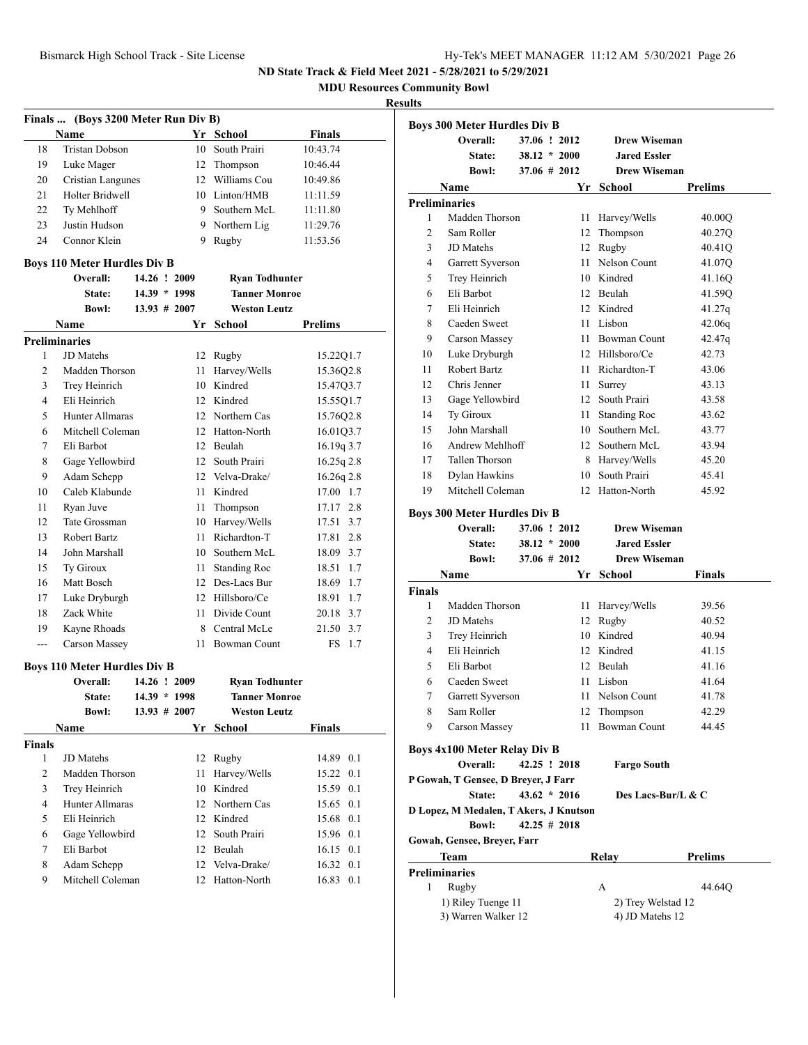ND State Track & Field Meet 2021 - 5/28/2021 to 5/29/2021

MDU Resources Community Bowl

Results

### Finals ... (Boys 3200 Meter Run Div B)

| | Name | Yr | School | Finals |
|---|---|---|---|---|
| 18 | Tristan Dobson | 10 | South Prairi | 10:43.74 |
| 19 | Luke Mager | 12 | Thompson | 10:46.44 |
| 20 | Cristian Langunes | 12 | Williams Cou | 10:49.86 |
| 21 | Holter Bridwell | 10 | Linton/HMB | 11:11.59 |
| 22 | Ty Mehlhoff | 9 | Southern McL | 11:11.80 |
| 23 | Justin Hudson | 9 | Northern Lig | 11:29.76 |
| 24 | Connor Klein | 9 | Rugby | 11:53.56 |

### Boys 110 Meter Hurdles Div B

Overall: 14.26 ! 2009 Ryan Todhunter
State: 14.39 * 1998 Tanner Monroe
Bowl: 13.93 # 2007 Weston Leutz

| | Name | Yr | School | Prelims | |
|---|---|---|---|---|---|
| **Preliminaries** | | | | | |
| 1 | JD Matehs | 12 | Rugby | 15.22Q | 1.7 |
| 2 | Madden Thorson | 11 | Harvey/Wells | 15.36Q | 2.8 |
| 3 | Trey Heinrich | 10 | Kindred | 15.47Q | 3.7 |
| 4 | Eli Heinrich | 12 | Kindred | 15.55Q | 1.7 |
| 5 | Hunter Allmaras | 12 | Northern Cas | 15.76Q | 2.8 |
| 6 | Mitchell Coleman | 12 | Hatton-North | 16.01Q | 3.7 |
| 7 | Eli Barbot | 12 | Beulah | 16.19q | 3.7 |
| 8 | Gage Yellowbird | 12 | South Prairi | 16.25q | 2.8 |
| 9 | Adam Schepp | 12 | Velva-Drake/ | 16.26q | 2.8 |
| 10 | Caleb Klabunde | 11 | Kindred | 17.00 | 1.7 |
| 11 | Ryan Juve | 11 | Thompson | 17.17 | 2.8 |
| 12 | Tate Grossman | 10 | Harvey/Wells | 17.51 | 3.7 |
| 13 | Robert Bartz | 11 | Richardton-T | 17.81 | 2.8 |
| 14 | John Marshall | 10 | Southern McL | 18.09 | 3.7 |
| 15 | Ty Giroux | 11 | Standing Roc | 18.51 | 1.7 |
| 16 | Matt Bosch | 12 | Des-Lacs Bur | 18.69 | 1.7 |
| 17 | Luke Dryburgh | 12 | Hillsboro/Ce | 18.91 | 1.7 |
| 18 | Zack White | 11 | Divide Count | 20.18 | 3.7 |
| 19 | Kayne Rhoads | 8 | Central McLe | 21.50 | 3.7 |
| --- | Carson Massey | 11 | Bowman Count | FS | 1.7 |

### Boys 110 Meter Hurdles Div B

Overall: 14.26 ! 2009 Ryan Todhunter
State: 14.39 * 1998 Tanner Monroe
Bowl: 13.93 # 2007 Weston Leutz

| | Name | Yr | School | Finals | |
|---|---|---|---|---|---|
| **Finals** | | | | | |
| 1 | JD Matehs | 12 | Rugby | 14.89 | 0.1 |
| 2 | Madden Thorson | 11 | Harvey/Wells | 15.22 | 0.1 |
| 3 | Trey Heinrich | 10 | Kindred | 15.59 | 0.1 |
| 4 | Hunter Allmaras | 12 | Northern Cas | 15.65 | 0.1 |
| 5 | Eli Heinrich | 12 | Kindred | 15.68 | 0.1 |
| 6 | Gage Yellowbird | 12 | South Prairi | 15.96 | 0.1 |
| 7 | Eli Barbot | 12 | Beulah | 16.15 | 0.1 |
| 8 | Adam Schepp | 12 | Velva-Drake/ | 16.32 | 0.1 |
| 9 | Mitchell Coleman | 12 | Hatton-North | 16.83 | 0.1 |

### Boys 300 Meter Hurdles Div B

Overall: 37.06 ! 2012 Drew Wiseman
State: 38.12 * 2000 Jared Essler
Bowl: 37.06 # 2012 Drew Wiseman

| | Name | Yr | School | Prelims |
|---|---|---|---|---|
| **Preliminaries** | | | | |
| 1 | Madden Thorson | 11 | Harvey/Wells | 40.00Q |
| 2 | Sam Roller | 12 | Thompson | 40.27Q |
| 3 | JD Matehs | 12 | Rugby | 40.41Q |
| 4 | Garrett Syverson | 11 | Nelson Count | 41.07Q |
| 5 | Trey Heinrich | 10 | Kindred | 41.16Q |
| 6 | Eli Barbot | 12 | Beulah | 41.59Q |
| 7 | Eli Heinrich | 12 | Kindred | 41.27q |
| 8 | Caeden Sweet | 11 | Lisbon | 42.06q |
| 9 | Carson Massey | 11 | Bowman Count | 42.47q |
| 10 | Luke Dryburgh | 12 | Hillsboro/Ce | 42.73 |
| 11 | Robert Bartz | 11 | Richardton-T | 43.06 |
| 12 | Chris Jenner | 11 | Surrey | 43.13 |
| 13 | Gage Yellowbird | 12 | South Prairi | 43.58 |
| 14 | Ty Giroux | 11 | Standing Roc | 43.62 |
| 15 | John Marshall | 10 | Southern McL | 43.77 |
| 16 | Andrew Mehlhoff | 12 | Southern McL | 43.94 |
| 17 | Tallen Thorson | 8 | Harvey/Wells | 45.20 |
| 18 | Dylan Hawkins | 10 | South Prairi | 45.41 |
| 19 | Mitchell Coleman | 12 | Hatton-North | 45.92 |

### Boys 300 Meter Hurdles Div B

Overall: 37.06 ! 2012 Drew Wiseman
State: 38.12 * 2000 Jared Essler
Bowl: 37.06 # 2012 Drew Wiseman

| | Name | Yr | School | Finals |
|---|---|---|---|---|
| **Finals** | | | | |
| 1 | Madden Thorson | 11 | Harvey/Wells | 39.56 |
| 2 | JD Matehs | 12 | Rugby | 40.52 |
| 3 | Trey Heinrich | 10 | Kindred | 40.94 |
| 4 | Eli Heinrich | 12 | Kindred | 41.15 |
| 5 | Eli Barbot | 12 | Beulah | 41.16 |
| 6 | Caeden Sweet | 11 | Lisbon | 41.64 |
| 7 | Garrett Syverson | 11 | Nelson Count | 41.78 |
| 8 | Sam Roller | 12 | Thompson | 42.29 |
| 9 | Carson Massey | 11 | Bowman Count | 44.45 |

### Boys 4x100 Meter Relay Div B

Overall: 42.25 ! 2018 Fargo South
P Gowah, T Gensee, D Breyer, J Farr
State: 43.62 * 2016 Des Lacs-Bur/L & C
D Lopez, M Medalen, T Akers, J Knutson
Bowl: 42.25 # 2018
Gowah, Gensee, Breyer, Farr

| | Team | Relay | Prelims |
|---|---|---|---|
| **Preliminaries** | | | |
| 1 | Rugby | A | 44.64Q |

1) Riley Tuenge 11 2) Trey Welstad 12
3) Warren Walker 12 4) JD Matehs 12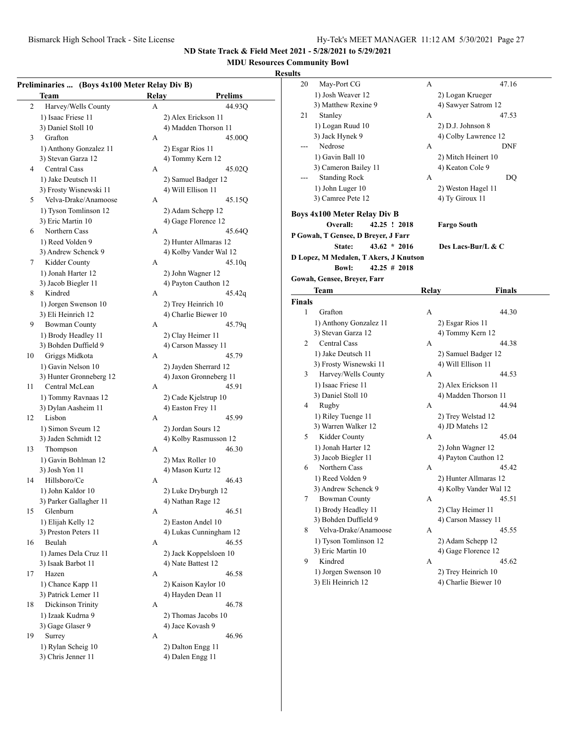## ND State Track & Field Meet 2021 - 5/28/2021 to 5/29/2021

### MDU Resources Community Bowl

### Results

**Preliminaries ... (Boys 4x100 Meter Relay Div B)**

| | Team | Relay | Prelims |
|---|---|---|---|
| 2 | Harvey/Wells County | A | 44.93Q |
| | 1) Isaac Friese 11 | 2) Alex Erickson 11 | |
| | 3) Daniel Stoll 10 | 4) Madden Thorson 11 | |
| 3 | Grafton | A | 45.00Q |
| | 1) Anthony Gonzalez 11 | 2) Esgar Rios 11 | |
| | 3) Stevan Garza 12 | 4) Tommy Kern 12 | |
| 4 | Central Cass | A | 45.02Q |
| | 1) Jake Deutsch 11 | 2) Samuel Badger 12 | |
| | 3) Frosty Wisnewski 11 | 4) Will Ellison 11 | |
| 5 | Velva-Drake/Anamoose | A | 45.15Q |
| | 1) Tyson Tomlinson 12 | 2) Adam Schepp 12 | |
| | 3) Eric Martin 10 | 4) Gage Florence 12 | |
| 6 | Northern Cass | A | 45.64Q |
| | 1) Reed Volden 9 | 2) Hunter Allmaras 12 | |
| | 3) Andrew Schenck 9 | 4) Kolby Vander Wal 12 | |
| 7 | Kidder County | A | 45.10q |
| | 1) Jonah Harter 12 | 2) John Wagner 12 | |
| | 3) Jacob Biegler 11 | 4) Payton Cauthon 12 | |
| 8 | Kindred | A | 45.42q |
| | 1) Jorgen Swenson 10 | 2) Trey Heinrich 10 | |
| | 3) Eli Heinrich 12 | 4) Charlie Biewer 10 | |
| 9 | Bowman County | A | 45.79q |
| | 1) Brody Headley 11 | 2) Clay Heimer 11 | |
| | 3) Bohden Duffield 9 | 4) Carson Massey 11 | |
| 10 | Griggs Midkota | A | 45.79 |
| | 1) Gavin Nelson 10 | 2) Jayden Sherrard 12 | |
| | 3) Hunter Gronneberg 12 | 4) Jaxon Gronneberg 11 | |
| 11 | Central McLean | A | 45.91 |
| | 1) Tommy Ravnaas 12 | 2) Cade Kjelstrup 10 | |
| | 3) Dylan Aasheim 11 | 4) Easton Frey 11 | |
| 12 | Lisbon | A | 45.99 |
| | 1) Simon Sveum 12 | 2) Jordan Sours 12 | |
| | 3) Jaden Schmidt 12 | 4) Kolby Rasmusson 12 | |
| 13 | Thompson | A | 46.30 |
| | 1) Gavin Bohlman 12 | 2) Max Roller 10 | |
| | 3) Josh Yon 11 | 4) Mason Kurtz 12 | |
| 14 | Hillsboro/Ce | A | 46.43 |
| | 1) John Kaldor 10 | 2) Luke Dryburgh 12 | |
| | 3) Parker Gallagher 11 | 4) Nathan Rage 12 | |
| 15 | Glenburn | A | 46.51 |
| | 1) Elijah Kelly 12 | 2) Easton Andel 10 | |
| | 3) Preston Peters 11 | 4) Lukas Cunningham 12 | |
| 16 | Beulah | A | 46.55 |
| | 1) James Dela Cruz 11 | 2) Jack Koppelsloen 10 | |
| | 3) Isaak Barbot 11 | 4) Nate Battest 12 | |
| 17 | Hazen | A | 46.58 |
| | 1) Chance Kapp 11 | 2) Kaison Kaylor 10 | |
| | 3) Patrick Lemer 11 | 4) Hayden Dean 11 | |
| 18 | Dickinson Trinity | A | 46.78 |
| | 1) Izaak Kudrna 9 | 2) Thomas Jacobs 10 | |
| | 3) Gage Glaser 9 | 4) Jace Kovash 9 | |
| 19 | Surrey | A | 46.96 |
| | 1) Rylan Scheig 10 | 2) Dalton Engg 11 | |
| | 3) Chris Jenner 11 | 4) Dalen Engg 11 | |
| 20 | May-Port CG | A | 47.16 |
| | 1) Josh Weaver 12 | 2) Logan Krueger | |
| | 3) Matthew Rexine 9 | 4) Sawyer Satrom 12 | |
| 21 | Stanley | A | 47.53 |
| | 1) Logan Ruud 10 | 2) D.J. Johnson 8 | |
| | 3) Jack Hynek 9 | 4) Colby Lawrence 12 | |
| --- | Nedrose | A | DNF |
| | 1) Gavin Ball 10 | 2) Mitch Heinert 10 | |
| | 3) Cameron Bailey 11 | 4) Keaton Cole 9 | |
| --- | Standing Rock | A | DQ |
| | 1) John Luger 10 | 2) Weston Hagel 11 | |
| | 3) Camree Pete 12 | 4) Ty Giroux 11 | |

**Boys 4x100 Meter Relay Div B**

Overall: 42.25 ! 2018 Fargo South
P Gowah, T Gensee, D Breyer, J Farr

State: 43.62 * 2016 Des Lacs-Bur/L & C
D Lopez, M Medalen, T Akers, J Knutson

Bowl: 42.25 # 2018
Gowah, Gensee, Breyer, Farr

**Finals**

| | Team | Relay | Finals |
|---|---|---|---|
| 1 | Grafton | A | 44.30 |
| | 1) Anthony Gonzalez 11 | 2) Esgar Rios 11 | |
| | 3) Stevan Garza 12 | 4) Tommy Kern 12 | |
| 2 | Central Cass | A | 44.38 |
| | 1) Jake Deutsch 11 | 2) Samuel Badger 12 | |
| | 3) Frosty Wisnewski 11 | 4) Will Ellison 11 | |
| 3 | Harvey/Wells County | A | 44.53 |
| | 1) Isaac Friese 11 | 2) Alex Erickson 11 | |
| | 3) Daniel Stoll 10 | 4) Madden Thorson 11 | |
| 4 | Rugby | A | 44.94 |
| | 1) Riley Tuenge 11 | 2) Trey Welstad 12 | |
| | 3) Warren Walker 12 | 4) JD Matehs 12 | |
| 5 | Kidder County | A | 45.04 |
| | 1) Jonah Harter 12 | 2) John Wagner 12 | |
| | 3) Jacob Biegler 11 | 4) Payton Cauthon 12 | |
| 6 | Northern Cass | A | 45.42 |
| | 1) Reed Volden 9 | 2) Hunter Allmaras 12 | |
| | 3) Andrew Schenck 9 | 4) Kolby Vander Wal 12 | |
| 7 | Bowman County | A | 45.51 |
| | 1) Brody Headley 11 | 2) Clay Heimer 11 | |
| | 3) Bohden Duffield 9 | 4) Carson Massey 11 | |
| 8 | Velva-Drake/Anamoose | A | 45.55 |
| | 1) Tyson Tomlinson 12 | 2) Adam Schepp 12 | |
| | 3) Eric Martin 10 | 4) Gage Florence 12 | |
| 9 | Kindred | A | 45.62 |
| | 1) Jorgen Swenson 10 | 2) Trey Heinrich 10 | |
| | 3) Eli Heinrich 12 | 4) Charlie Biewer 10 | |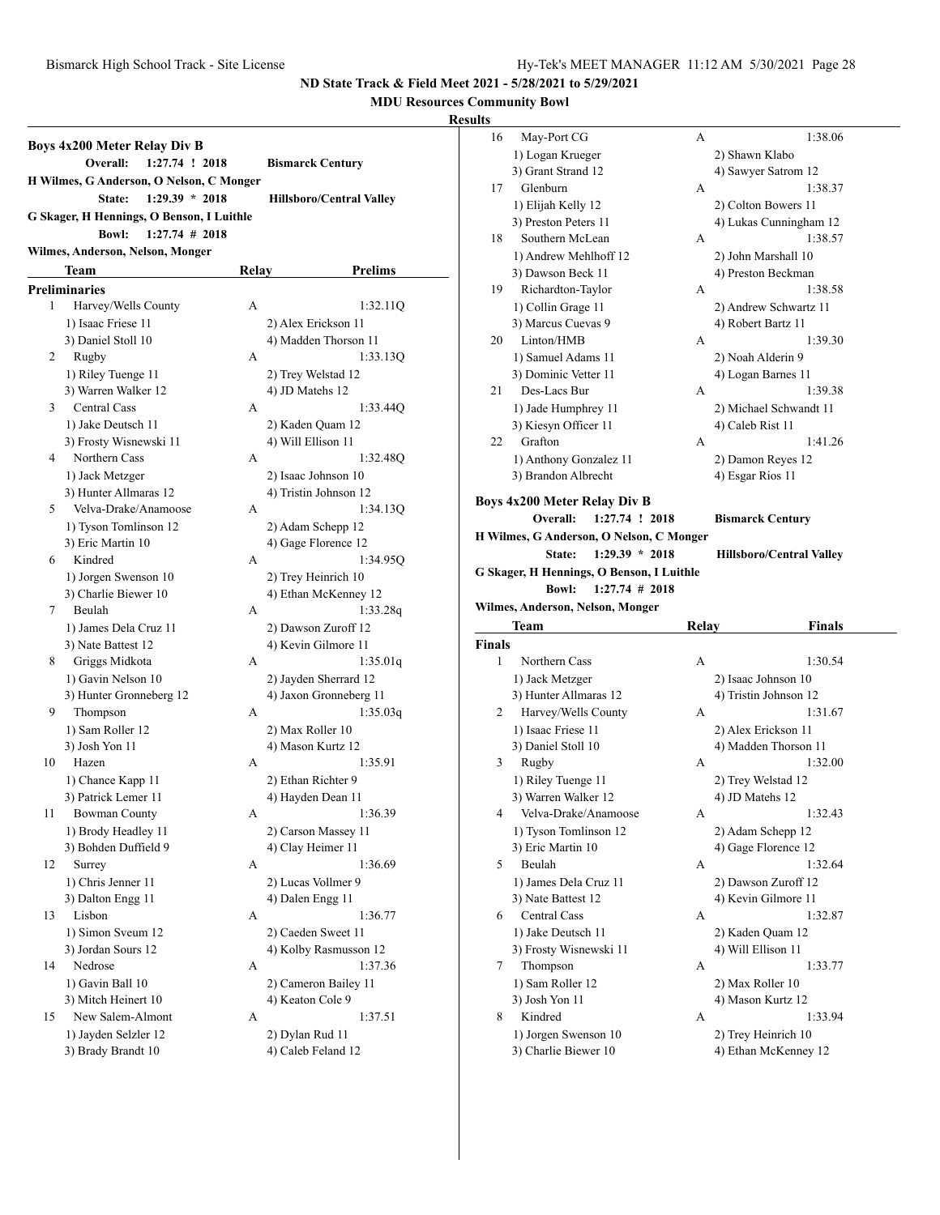# ND State Track & Field Meet 2021 - 5/28/2021 to 5/29/2021

## MDU Resources Community Bowl

### Results

### Boys 4x200 Meter Relay Div B

| | | | |
|---|---|---|---|
| **Overall:** | **1:27.74 ! 2018** | **Bismarck Century** | |
| **H Wilmes, G Anderson, O Nelson, C Monger** | | | |
| **State:** | **1:29.39 * 2018** | **Hillsboro/Central Valley** | |
| **G Skager, H Hennings, O Benson, I Luithle** | | | |
| **Bowl:** | **1:27.74 # 2018** | | |
| **Wilmes, Anderson, Nelson, Monger** | | | |

**Preliminaries**

| | Team | Relay | Prelims |
|---|---|---|---|
| 1 | Harvey/Wells County | A | 1:32.11Q |
| | 1) Isaac Friese 11 | 2) Alex Erickson 11 | |
| | 3) Daniel Stoll 10 | 4) Madden Thorson 11 | |
| 2 | Rugby | A | 1:33.13Q |
| | 1) Riley Tuenge 11 | 2) Trey Welstad 12 | |
| | 3) Warren Walker 12 | 4) JD Matehs 12 | |
| 3 | Central Cass | A | 1:33.44Q |
| | 1) Jake Deutsch 11 | 2) Kaden Quam 12 | |
| | 3) Frosty Wisnewski 11 | 4) Will Ellison 11 | |
| 4 | Northern Cass | A | 1:32.48Q |
| | 1) Jack Metzger | 2) Isaac Johnson 10 | |
| | 3) Hunter Allmaras 12 | 4) Tristin Johnson 12 | |
| 5 | Velva-Drake/Anamoose | A | 1:34.13Q |
| | 1) Tyson Tomlinson 12 | 2) Adam Schepp 12 | |
| | 3) Eric Martin 10 | 4) Gage Florence 12 | |
| 6 | Kindred | A | 1:34.95Q |
| | 1) Jorgen Swenson 10 | 2) Trey Heinrich 10 | |
| | 3) Charlie Biewer 10 | 4) Ethan McKenney 12 | |
| 7 | Beulah | A | 1:33.28q |
| | 1) James Dela Cruz 11 | 2) Dawson Zuroff 12 | |
| | 3) Nate Battest 12 | 4) Kevin Gilmore 11 | |
| 8 | Griggs Midkota | A | 1:35.01q |
| | 1) Gavin Nelson 10 | 2) Jayden Sherrard 12 | |
| | 3) Hunter Gronneberg 12 | 4) Jaxon Gronneberg 11 | |
| 9 | Thompson | A | 1:35.03q |
| | 1) Sam Roller 12 | 2) Max Roller 10 | |
| | 3) Josh Yon 11 | 4) Mason Kurtz 12 | |
| 10 | Hazen | A | 1:35.91 |
| | 1) Chance Kapp 11 | 2) Ethan Richter 9 | |
| | 3) Patrick Lemer 11 | 4) Hayden Dean 11 | |
| 11 | Bowman County | A | 1:36.39 |
| | 1) Brody Headley 11 | 2) Carson Massey 11 | |
| | 3) Bohden Duffield 9 | 4) Clay Heimer 11 | |
| 12 | Surrey | A | 1:36.69 |
| | 1) Chris Jenner 11 | 2) Lucas Vollmer 9 | |
| | 3) Dalton Engg 11 | 4) Dalen Engg 11 | |
| 13 | Lisbon | A | 1:36.77 |
| | 1) Simon Sveum 12 | 2) Caeden Sweet 11 | |
| | 3) Jordan Sours 12 | 4) Kolby Rasmusson 12 | |
| 14 | Nedrose | A | 1:37.36 |
| | 1) Gavin Ball 10 | 2) Cameron Bailey 11 | |
| | 3) Mitch Heinert 10 | 4) Keaton Cole 9 | |
| 15 | New Salem-Almont | A | 1:37.51 |
| | 1) Jayden Selzler 12 | 2) Dylan Rud 11 | |
| | 3) Brady Brandt 10 | 4) Caleb Feland 12 | |
| 16 | May-Port CG | A | 1:38.06 |
| | 1) Logan Krueger | 2) Shawn Klabo | |
| | 3) Grant Strand 12 | 4) Sawyer Satrom 12 | |
| 17 | Glenburn | A | 1:38.37 |
| | 1) Elijah Kelly 12 | 2) Colton Bowers 11 | |
| | 3) Preston Peters 11 | 4) Lukas Cunningham 12 | |
| 18 | Southern McLean | A | 1:38.57 |
| | 1) Andrew Mehlhoff 12 | 2) John Marshall 10 | |
| | 3) Dawson Beck 11 | 4) Preston Beckman | |
| 19 | Richardton-Taylor | A | 1:38.58 |
| | 1) Collin Grage 11 | 2) Andrew Schwartz 11 | |
| | 3) Marcus Cuevas 9 | 4) Robert Bartz 11 | |
| 20 | Linton/HMB | A | 1:39.30 |
| | 1) Samuel Adams 11 | 2) Noah Alderin 9 | |
| | 3) Dominic Vetter 11 | 4) Logan Barnes 11 | |
| 21 | Des-Lacs Bur | A | 1:39.38 |
| | 1) Jade Humphrey 11 | 2) Michael Schwandt 11 | |
| | 3) Kiesyn Officer 11 | 4) Caleb Rist 11 | |
| 22 | Grafton | A | 1:41.26 |
| | 1) Anthony Gonzalez 11 | 2) Damon Reyes 12 | |
| | 3) Brandon Albrecht | 4) Esgar Rios 11 | |

### Boys 4x200 Meter Relay Div B

| | | | |
|---|---|---|---|
| **Overall:** | **1:27.74 ! 2018** | **Bismarck Century** | |
| **H Wilmes, G Anderson, O Nelson, C Monger** | | | |
| **State:** | **1:29.39 * 2018** | **Hillsboro/Central Valley** | |
| **G Skager, H Hennings, O Benson, I Luithle** | | | |
| **Bowl:** | **1:27.74 # 2018** | | |
| **Wilmes, Anderson, Nelson, Monger** | | | |

**Finals**

| | Team | Relay | Finals |
|---|---|---|---|
| 1 | Northern Cass | A | 1:30.54 |
| | 1) Jack Metzger | 2) Isaac Johnson 10 | |
| | 3) Hunter Allmaras 12 | 4) Tristin Johnson 12 | |
| 2 | Harvey/Wells County | A | 1:31.67 |
| | 1) Isaac Friese 11 | 2) Alex Erickson 11 | |
| | 3) Daniel Stoll 10 | 4) Madden Thorson 11 | |
| 3 | Rugby | A | 1:32.00 |
| | 1) Riley Tuenge 11 | 2) Trey Welstad 12 | |
| | 3) Warren Walker 12 | 4) JD Matehs 12 | |
| 4 | Velva-Drake/Anamoose | A | 1:32.43 |
| | 1) Tyson Tomlinson 12 | 2) Adam Schepp 12 | |
| | 3) Eric Martin 10 | 4) Gage Florence 12 | |
| 5 | Beulah | A | 1:32.64 |
| | 1) James Dela Cruz 11 | 2) Dawson Zuroff 12 | |
| | 3) Nate Battest 12 | 4) Kevin Gilmore 11 | |
| 6 | Central Cass | A | 1:32.87 |
| | 1) Jake Deutsch 11 | 2) Kaden Quam 12 | |
| | 3) Frosty Wisnewski 11 | 4) Will Ellison 11 | |
| 7 | Thompson | A | 1:33.77 |
| | 1) Sam Roller 12 | 2) Max Roller 10 | |
| | 3) Josh Yon 11 | 4) Mason Kurtz 12 | |
| 8 | Kindred | A | 1:33.94 |
| | 1) Jorgen Swenson 10 | 2) Trey Heinrich 10 | |
| | 3) Charlie Biewer 10 | 4) Ethan McKenney 12 | |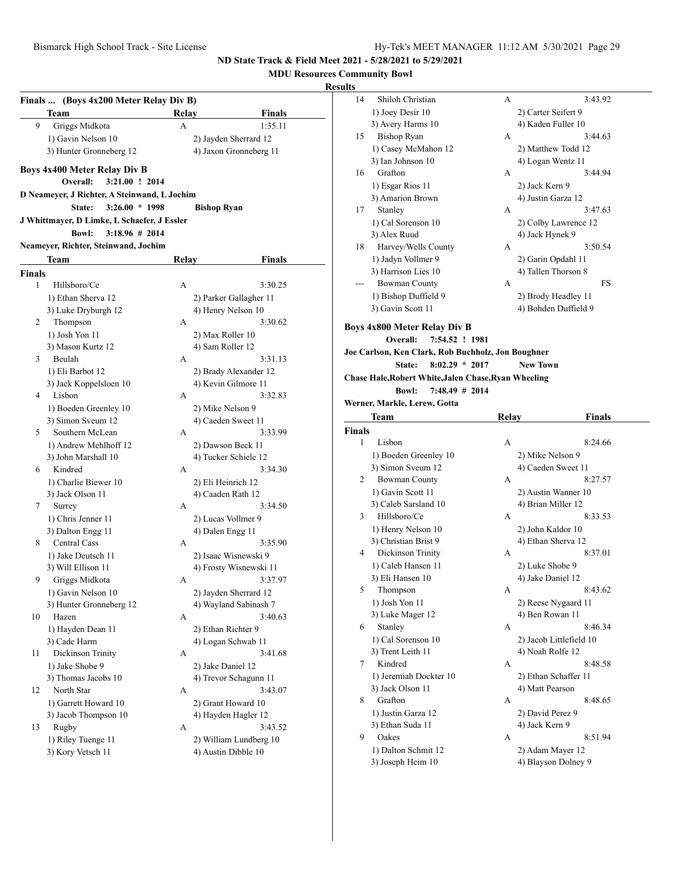## ND State Track & Field Meet 2021 - 5/28/2021 to 5/29/2021

**MDU Resources Community Bowl**

**Results**

### Finals ... (Boys 4x200 Meter Relay Div B)

| | Team | Relay | Finals |
|---|---|---|---|
| 9 | Griggs Midkota | A | 1:35.11 |
| | 1) Gavin Nelson 10 | 2) Jayden Sherrard 12 | |
| | 3) Hunter Gronneberg 12 | 4) Jaxon Gronneberg 11 | |

### Boys 4x400 Meter Relay Div B

**Overall: 3:21.00 ! 2014**
**D Neameyer, J Richter, A Steinwand, L Jochim**
**State: 3:26.00 * 1998 Bishop Ryan**
**J Whittmayer, D Limke, L Schaefer, J Essler**
**Bowl: 3:18.96 # 2014**
**Neameyer, Richter, Steinwand, Jochim**

**Finals**

| | Team | Relay | Finals |
|---|---|---|---|
| 1 | Hillsboro/Ce | A | 3:30.25 |
| | 1) Ethan Sherva 12 | 2) Parker Gallagher 11 | |
| | 3) Luke Dryburgh 12 | 4) Henry Nelson 10 | |
| 2 | Thompson | A | 3:30.62 |
| | 1) Josh Yon 11 | 2) Max Roller 10 | |
| | 3) Mason Kurtz 12 | 4) Sam Roller 12 | |
| 3 | Beulah | A | 3:31.13 |
| | 1) Eli Barbot 12 | 2) Brady Alexander 12 | |
| | 3) Jack Koppelsloen 10 | 4) Kevin Gilmore 11 | |
| 4 | Lisbon | A | 3:32.83 |
| | 1) Boeden Greenley 10 | 2) Mike Nelson 9 | |
| | 3) Simon Sveum 12 | 4) Caeden Sweet 11 | |
| 5 | Southern McLean | A | 3:33.99 |
| | 1) Andrew Mehlhoff 12 | 2) Dawson Beck 11 | |
| | 3) John Marshall 10 | 4) Tucker Schiele 12 | |
| 6 | Kindred | A | 3:34.30 |
| | 1) Charlie Biewer 10 | 2) Eli Heinrich 12 | |
| | 3) Jack Olson 11 | 4) Caaden Rath 12 | |
| 7 | Surrey | A | 3:34.50 |
| | 1) Chris Jenner 11 | 2) Lucas Vollmer 9 | |
| | 3) Dalton Engg 11 | 4) Dalen Engg 11 | |
| 8 | Central Cass | A | 3:35.90 |
| | 1) Jake Deutsch 11 | 2) Isaac Wisnewski 9 | |
| | 3) Will Ellison 11 | 4) Frosty Wisnewski 11 | |
| 9 | Griggs Midkota | A | 3:37.97 |
| | 1) Gavin Nelson 10 | 2) Jayden Sherrard 12 | |
| | 3) Hunter Gronneberg 12 | 4) Wayland Sabinash 7 | |
| 10 | Hazen | A | 3:40.63 |
| | 1) Hayden Dean 11 | 2) Ethan Richter 9 | |
| | 3) Cade Harm | 4) Logan Schwab 11 | |
| 11 | Dickinson Trinity | A | 3:41.68 |
| | 1) Jake Shobe 9 | 2) Jake Daniel 12 | |
| | 3) Thomas Jacobs 10 | 4) Trevor Schagunn 11 | |
| 12 | North Star | A | 3:43.07 |
| | 1) Garrett Howard 10 | 2) Grant Howard 10 | |
| | 3) Jacob Thompson 10 | 4) Hayden Hagler 12 | |
| 13 | Rugby | A | 3:43.52 |
| | 1) Riley Tuenge 11 | 2) William Lundberg 10 | |
| | 3) Kory Vetsch 11 | 4) Austin Dibble 10 | |
| 14 | Shiloh Christian | A | 3:43.92 |
| | 1) Joey Desir 10 | 2) Carter Seifert 9 | |
| | 3) Avery Harms 10 | 4) Kaden Fuller 10 | |
| 15 | Bishop Ryan | A | 3:44.63 |
| | 1) Casey McMahon 12 | 2) Matthew Todd 12 | |
| | 3) Ian Johnson 10 | 4) Logan Wentz 11 | |
| 16 | Grafton | A | 3:44.94 |
| | 1) Esgar Rios 11 | 2) Jack Kern 9 | |
| | 3) Amarion Brown | 4) Justin Garza 12 | |
| 17 | Stanley | A | 3:47.63 |
| | 1) Cal Sorenson 10 | 2) Colby Lawrence 12 | |
| | 3) Alex Ruud | 4) Jack Hynek 9 | |
| 18 | Harvey/Wells County | A | 3:50.54 |
| | 1) Jadyn Vollmer 9 | 2) Garin Opdahl 11 | |
| | 3) Harrison Lies 10 | 4) Tallen Thorson 8 | |
| --- | Bowman County | A | FS |
| | 1) Bishop Duffield 9 | 2) Brody Headley 11 | |
| | 3) Gavin Scott 11 | 4) Bohden Duffield 9 | |

### Boys 4x800 Meter Relay Div B

**Overall: 7:54.52 ! 1981**
**Joe Carlson, Ken Clark, Rob Buchholz, Jon Boughner**
**State: 8:02.29 * 2017 New Town**
**Chase Hale,Robert White,Jalen Chase,Ryan Wheeling**
**Bowl: 7:48.49 # 2014**
**Werner, Markle, Lerew, Gotta**

**Finals**

| | Team | Relay | Finals |
|---|---|---|---|
| 1 | Lisbon | A | 8:24.66 |
| | 1) Boeden Greenley 10 | 2) Mike Nelson 9 | |
| | 3) Simon Sveum 12 | 4) Caeden Sweet 11 | |
| 2 | Bowman County | A | 8:27.57 |
| | 1) Gavin Scott 11 | 2) Austin Wanner 10 | |
| | 3) Caleb Sarsland 10 | 4) Brian Miller 12 | |
| 3 | Hillsboro/Ce | A | 8:33.53 |
| | 1) Henry Nelson 10 | 2) John Kaldor 10 | |
| | 3) Christian Brist 9 | 4) Ethan Sherva 12 | |
| 4 | Dickinson Trinity | A | 8:37.01 |
| | 1) Caleb Hansen 11 | 2) Luke Shobe 9 | |
| | 3) Eli Hansen 10 | 4) Jake Daniel 12 | |
| 5 | Thompson | A | 8:43.62 |
| | 1) Josh Yon 11 | 2) Reese Nygaard 11 | |
| | 3) Luke Mager 12 | 4) Ben Rowan 11 | |
| 6 | Stanley | A | 8:46.34 |
| | 1) Cal Sorenson 10 | 2) Jacob Littlefield 10 | |
| | 3) Trent Leith 11 | 4) Noah Rolfe 12 | |
| 7 | Kindred | A | 8:48.58 |
| | 1) Jeremiah Dockter 10 | 2) Ethan Schaffer 11 | |
| | 3) Jack Olson 11 | 4) Matt Pearson | |
| 8 | Grafton | A | 8:48.65 |
| | 1) Justin Garza 12 | 2) David Perez 9 | |
| | 3) Ethan Suda 11 | 4) Jack Kern 9 | |
| 9 | Oakes | A | 8:51.94 |
| | 1) Dalton Schmit 12 | 2) Adam Mayer 12 | |
| | 3) Joseph Heim 10 | 4) Blayson Dolney 9 | |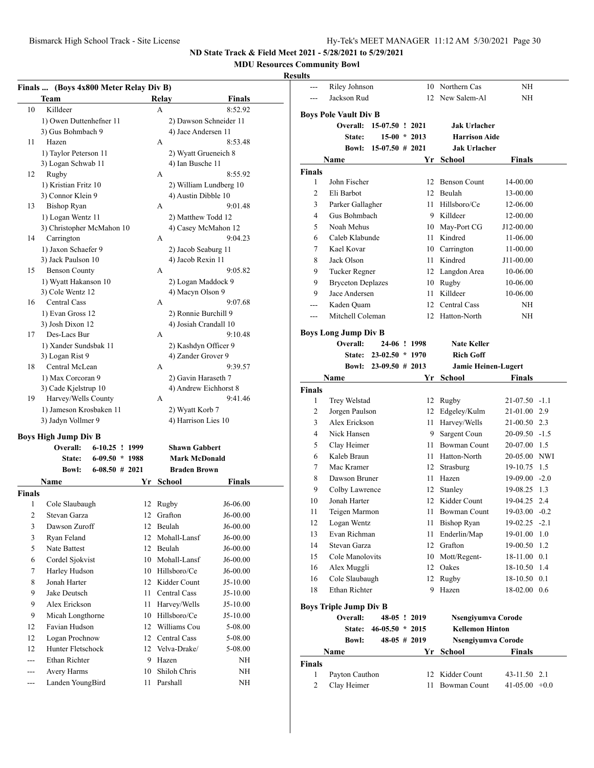ND State Track & Field Meet 2021 - 5/28/2021 to 5/29/2021

MDU Resources Community Bowl

**Results**

### Finals ... (Boys 4x800 Meter Relay Div B)

| | Team | Relay | Finals |
|---|---|---|---|
| 10 | Killdeer | A | 8:52.92 |
| | 1) Owen Duttenhefner 11 | 2) Dawson Schneider 11 | |
| | 3) Gus Bohmbach 9 | 4) Jace Andersen 11 | |
| 11 | Hazen | A | 8:53.48 |
| | 1) Taylor Peterson 11 | 2) Wyatt Grueneich 8 | |
| | 3) Logan Schwab 11 | 4) Ian Busche 11 | |
| 12 | Rugby | A | 8:55.92 |
| | 1) Kristian Fritz 10 | 2) William Lundberg 10 | |
| | 3) Connor Klein 9 | 4) Austin Dibble 10 | |
| 13 | Bishop Ryan | A | 9:01.48 |
| | 1) Logan Wentz 11 | 2) Matthew Todd 12 | |
| | 3) Christopher McMahon 10 | 4) Casey McMahon 12 | |
| 14 | Carrington | A | 9:04.23 |
| | 1) Jaxon Schaefer 9 | 2) Jacob Seaburg 11 | |
| | 3) Jack Paulson 10 | 4) Jacob Rexin 11 | |
| 15 | Benson County | A | 9:05.82 |
| | 1) Wyatt Hakanson 10 | 2) Logan Maddock 9 | |
| | 3) Cole Wentz 12 | 4) Macyn Olson 9 | |
| 16 | Central Cass | A | 9:07.68 |
| | 1) Evan Gross 12 | 2) Ronnie Burchill 9 | |
| | 3) Josh Dixon 12 | 4) Josiah Crandall 10 | |
| 17 | Des-Lacs Bur | A | 9:10.48 |
| | 1) Xander Sundsbak 11 | 2) Kashdyn Officer 9 | |
| | 3) Logan Rist 9 | 4) Zander Grover 9 | |
| 18 | Central McLean | A | 9:39.57 |
| | 1) Max Corcoran 9 | 2) Gavin Haraseth 7 | |
| | 3) Cade Kjelstrup 10 | 4) Andrew Eichhorst 8 | |
| 19 | Harvey/Wells County | A | 9:41.46 |
| | 1) Jameson Krosbaken 11 | 2) Wyatt Korb 7 | |
| | 3) Jadyn Vollmer 9 | 4) Harrison Lies 10 | |

### Boys High Jump Div B

| | | | |
|---|---|---|---|
| Overall: | 6-10.25 ! 1999 | Shawn Gabbert | |
| State: | 6-09.50 * 1988 | Mark McDonald | |
| Bowl: | 6-08.50 # 2021 | Braden Brown | |

**Finals**

| | Name | Yr | School | Finals |
|---|---|---|---|---|
| 1 | Cole Slaubaugh | 12 | Rugby | J6-06.00 |
| 2 | Stevan Garza | 12 | Grafton | J6-00.00 |
| 3 | Dawson Zuroff | 12 | Beulah | J6-00.00 |
| 3 | Ryan Feland | 12 | Mohall-Lansf | J6-00.00 |
| 5 | Nate Battest | 12 | Beulah | J6-00.00 |
| 6 | Cordel Sjokvist | 10 | Mohall-Lansf | J6-00.00 |
| 7 | Harley Hudson | 10 | Hillsboro/Ce | J6-00.00 |
| 8 | Jonah Harter | 12 | Kidder Count | J5-10.00 |
| 9 | Jake Deutsch | 11 | Central Cass | J5-10.00 |
| 9 | Alex Erickson | 11 | Harvey/Wells | J5-10.00 |
| 9 | Micah Longthorne | 10 | Hillsboro/Ce | J5-10.00 |
| 12 | Favian Hudson | 12 | Williams Cou | 5-08.00 |
| 12 | Logan Prochnow | 12 | Central Cass | 5-08.00 |
| 12 | Hunter Fletschock | 12 | Velva-Drake/ | 5-08.00 |
| --- | Ethan Richter | 9 | Hazen | NH |
| --- | Avery Harms | 10 | Shiloh Chris | NH |
| --- | Landen YoungBird | 11 | Parshall | NH |
| --- | Riley Johnson | 10 | Northern Cas | NH |
| --- | Jackson Rud | 12 | New Salem-Al | NH |

### Boys Pole Vault Div B

| | | | |
|---|---|---|---|
| Overall: | 15-07.50 ! 2021 | Jak Urlacher | |
| State: | 15-00 * 2013 | Harrison Aide | |
| Bowl: | 15-07.50 # 2021 | Jak Urlacher | |

**Finals**

| | Name | Yr | School | Finals |
|---|---|---|---|---|
| 1 | John Fischer | 12 | Benson Count | 14-00.00 |
| 2 | Eli Barbot | 12 | Beulah | 13-00.00 |
| 3 | Parker Gallagher | 11 | Hillsboro/Ce | 12-06.00 |
| 4 | Gus Bohmbach | 9 | Killdeer | 12-00.00 |
| 5 | Noah Mehus | 10 | May-Port CG | J12-00.00 |
| 6 | Caleb Klabunde | 11 | Kindred | 11-06.00 |
| 7 | Kael Kovar | 10 | Carrington | 11-00.00 |
| 8 | Jack Olson | 11 | Kindred | J11-00.00 |
| 9 | Tucker Regner | 12 | Langdon Area | 10-06.00 |
| 9 | Bryceton Deplazes | 10 | Rugby | 10-06.00 |
| 9 | Jace Andersen | 11 | Killdeer | 10-06.00 |
| --- | Kaden Quam | 12 | Central Cass | NH |
| --- | Mitchell Coleman | 12 | Hatton-North | NH |

### Boys Long Jump Div B

| | | | |
|---|---|---|---|
| Overall: | 24-06 ! 1998 | Nate Keller | |
| State: | 23-02.50 * 1970 | Rich Goff | |
| Bowl: | 23-09.50 # 2013 | Jamie Heinen-Lugert | |

**Finals**

| | Name | Yr | School | Finals | Wind |
|---|---|---|---|---|---|
| 1 | Trey Welstad | 12 | Rugby | 21-07.50 | -1.1 |
| 2 | Jorgen Paulson | 12 | Edgeley/Kulm | 21-01.00 | 2.9 |
| 3 | Alex Erickson | 11 | Harvey/Wells | 21-00.50 | 2.3 |
| 4 | Nick Hansen | 9 | Sargent Coun | 20-09.50 | -1.5 |
| 5 | Clay Heimer | 11 | Bowman Count | 20-07.00 | 1.5 |
| 6 | Kaleb Braun | 11 | Hatton-North | 20-05.00 | NWI |
| 7 | Mac Kramer | 12 | Strasburg | 19-10.75 | 1.5 |
| 8 | Dawson Bruner | 11 | Hazen | 19-09.00 | -2.0 |
| 9 | Colby Lawrence | 12 | Stanley | 19-08.25 | 1.3 |
| 10 | Jonah Harter | 12 | Kidder Count | 19-04.25 | 2.4 |
| 11 | Teigen Marmon | 11 | Bowman Count | 19-03.00 | -0.2 |
| 12 | Logan Wentz | 11 | Bishop Ryan | 19-02.25 | -2.1 |
| 13 | Evan Richman | 11 | Enderlin/Map | 19-01.00 | 1.0 |
| 14 | Stevan Garza | 12 | Grafton | 19-00.50 | 1.2 |
| 15 | Cole Manolovits | 10 | Mott/Regent- | 18-11.00 | 0.1 |
| 16 | Alex Muggli | 12 | Oakes | 18-10.50 | 1.4 |
| 16 | Cole Slaubaugh | 12 | Rugby | 18-10.50 | 0.1 |
| 18 | Ethan Richter | 9 | Hazen | 18-02.00 | 0.6 |

### Boys Triple Jump Div B

| | | | |
|---|---|---|---|
| Overall: | 48-05 ! 2019 | Nsengiyumva Corode | |
| State: | 46-05.50 * 2015 | Kellemon Hinton | |
| Bowl: | 48-05 # 2019 | Nsengiyumva Corode | |

**Finals**

| | Name | Yr | School | Finals | Wind |
|---|---|---|---|---|---|
| 1 | Payton Cauthon | 12 | Kidder Count | 43-11.50 | 2.1 |
| 2 | Clay Heimer | 11 | Bowman Count | 41-05.00 | +0.0 |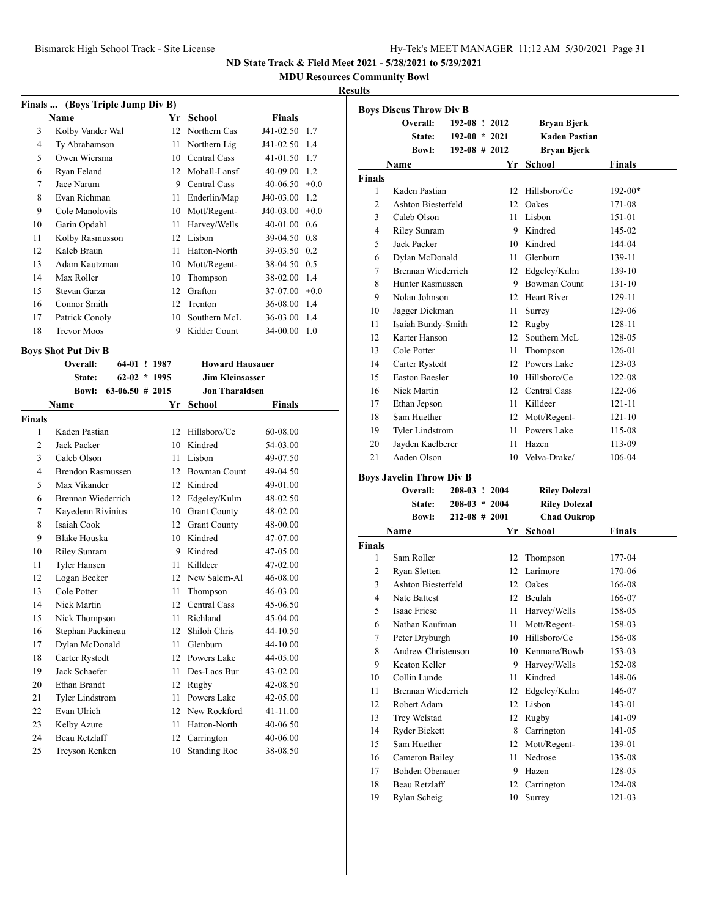ND State Track & Field Meet 2021 - 5/28/2021 to 5/29/2021

MDU Resources Community Bowl

**Results**

### Finals ... (Boys Triple Jump Div B)

| | Name | Yr | School | Finals | |
|---|---|---|---|---|---|
| 3 | Kolby Vander Wal | 12 | Northern Cas | J41-02.50 | 1.7 |
| 4 | Ty Abrahamson | 11 | Northern Lig | J41-02.50 | 1.4 |
| 5 | Owen Wiersma | 10 | Central Cass | 41-01.50 | 1.7 |
| 6 | Ryan Feland | 12 | Mohall-Lansf | 40-09.00 | 1.2 |
| 7 | Jace Narum | 9 | Central Cass | 40-06.50 | +0.0 |
| 8 | Evan Richman | 11 | Enderlin/Map | J40-03.00 | 1.2 |
| 9 | Cole Manolovits | 10 | Mott/Regent- | J40-03.00 | +0.0 |
| 10 | Garin Opdahl | 11 | Harvey/Wells | 40-01.00 | 0.6 |
| 11 | Kolby Rasmusson | 12 | Lisbon | 39-04.50 | 0.8 |
| 12 | Kaleb Braun | 11 | Hatton-North | 39-03.50 | 0.2 |
| 13 | Adam Kautzman | 10 | Mott/Regent- | 38-04.50 | 0.5 |
| 14 | Max Roller | 10 | Thompson | 38-02.00 | 1.4 |
| 15 | Stevan Garza | 12 | Grafton | 37-07.00 | +0.0 |
| 16 | Connor Smith | 12 | Trenton | 36-08.00 | 1.4 |
| 17 | Patrick Conoly | 10 | Southern McL | 36-03.00 | 1.4 |
| 18 | Trevor Moos | 9 | Kidder Count | 34-00.00 | 1.0 |

### Boys Shot Put Div B

| | | | |
|---|---|---|---|
| Overall: | 64-01 ! | 1987 | Howard Hausauer |
| State: | 62-02 * | 1995 | Jim Kleinsasser |
| Bowl: | 63-06.50 # | 2015 | Jon Tharaldsen |

**Finals**

| | Name | Yr | School | Finals |
|---|---|---|---|---|
| 1 | Kaden Pastian | 12 | Hillsboro/Ce | 60-08.00 |
| 2 | Jack Packer | 10 | Kindred | 54-03.00 |
| 3 | Caleb Olson | 11 | Lisbon | 49-07.50 |
| 4 | Brendon Rasmussen | 12 | Bowman Count | 49-04.50 |
| 5 | Max Vikander | 12 | Kindred | 49-01.00 |
| 6 | Brennan Wiederrich | 12 | Edgeley/Kulm | 48-02.50 |
| 7 | Kayedenn Rivinius | 10 | Grant County | 48-02.00 |
| 8 | Isaiah Cook | 12 | Grant County | 48-00.00 |
| 9 | Blake Houska | 10 | Kindred | 47-07.00 |
| 10 | Riley Sunram | 9 | Kindred | 47-05.00 |
| 11 | Tyler Hansen | 11 | Killdeer | 47-02.00 |
| 12 | Logan Becker | 12 | New Salem-Al | 46-08.00 |
| 13 | Cole Potter | 11 | Thompson | 46-03.00 |
| 14 | Nick Martin | 12 | Central Cass | 45-06.50 |
| 15 | Nick Thompson | 11 | Richland | 45-04.00 |
| 16 | Stephan Packineau | 12 | Shiloh Chris | 44-10.50 |
| 17 | Dylan McDonald | 11 | Glenburn | 44-10.00 |
| 18 | Carter Rystedt | 12 | Powers Lake | 44-05.00 |
| 19 | Jack Schaefer | 11 | Des-Lacs Bur | 43-02.00 |
| 20 | Ethan Brandt | 12 | Rugby | 42-08.50 |
| 21 | Tyler Lindstrom | 11 | Powers Lake | 42-05.00 |
| 22 | Evan Ulrich | 12 | New Rockford | 41-11.00 |
| 23 | Kelby Azure | 11 | Hatton-North | 40-06.50 |
| 24 | Beau Retzlaff | 12 | Carrington | 40-06.00 |
| 25 | Treyson Renken | 10 | Standing Roc | 38-08.50 |

### Boys Discus Throw Div B

| | | | |
|---|---|---|---|
| Overall: | 192-08 ! | 2012 | Bryan Bjerk |
| State: | 192-00 * | 2021 | Kaden Pastian |
| Bowl: | 192-08 # | 2012 | Bryan Bjerk |

**Finals**

| | Name | Yr | School | Finals |
|---|---|---|---|---|
| 1 | Kaden Pastian | 12 | Hillsboro/Ce | 192-00* |
| 2 | Ashton Biesterfeld | 12 | Oakes | 171-08 |
| 3 | Caleb Olson | 11 | Lisbon | 151-01 |
| 4 | Riley Sunram | 9 | Kindred | 145-02 |
| 5 | Jack Packer | 10 | Kindred | 144-04 |
| 6 | Dylan McDonald | 11 | Glenburn | 139-11 |
| 7 | Brennan Wiederrich | 12 | Edgeley/Kulm | 139-10 |
| 8 | Hunter Rasmussen | 9 | Bowman Count | 131-10 |
| 9 | Nolan Johnson | 12 | Heart River | 129-11 |
| 10 | Jagger Dickman | 11 | Surrey | 129-06 |
| 11 | Isaiah Bundy-Smith | 12 | Rugby | 128-11 |
| 12 | Karter Hanson | 12 | Southern McL | 128-05 |
| 13 | Cole Potter | 11 | Thompson | 126-01 |
| 14 | Carter Rystedt | 12 | Powers Lake | 123-03 |
| 15 | Easton Baesler | 10 | Hillsboro/Ce | 122-08 |
| 16 | Nick Martin | 12 | Central Cass | 122-06 |
| 17 | Ethan Jepson | 11 | Killdeer | 121-11 |
| 18 | Sam Huether | 12 | Mott/Regent- | 121-10 |
| 19 | Tyler Lindstrom | 11 | Powers Lake | 115-08 |
| 20 | Jayden Kaelberer | 11 | Hazen | 113-09 |
| 21 | Aaden Olson | 10 | Velva-Drake/ | 106-04 |

### Boys Javelin Throw Div B

| | | | |
|---|---|---|---|
| Overall: | 208-03 ! | 2004 | Riley Dolezal |
| State: | 208-03 * | 2004 | Riley Dolezal |
| Bowl: | 212-08 # | 2001 | Chad Oukrop |

**Finals**

| | Name | Yr | School | Finals |
|---|---|---|---|---|
| 1 | Sam Roller | 12 | Thompson | 177-04 |
| 2 | Ryan Sletten | 12 | Larimore | 170-06 |
| 3 | Ashton Biesterfeld | 12 | Oakes | 166-08 |
| 4 | Nate Battest | 12 | Beulah | 166-07 |
| 5 | Isaac Friese | 11 | Harvey/Wells | 158-05 |
| 6 | Nathan Kaufman | 11 | Mott/Regent- | 158-03 |
| 7 | Peter Dryburgh | 10 | Hillsboro/Ce | 156-08 |
| 8 | Andrew Christenson | 10 | Kenmare/Bowb | 153-03 |
| 9 | Keaton Keller | 9 | Harvey/Wells | 152-08 |
| 10 | Collin Lunde | 11 | Kindred | 148-06 |
| 11 | Brennan Wiederrich | 12 | Edgeley/Kulm | 146-07 |
| 12 | Robert Adam | 12 | Lisbon | 143-01 |
| 13 | Trey Welstad | 12 | Rugby | 141-09 |
| 14 | Ryder Bickett | 8 | Carrington | 141-05 |
| 15 | Sam Huether | 12 | Mott/Regent- | 139-01 |
| 16 | Cameron Bailey | 11 | Nedrose | 135-08 |
| 17 | Bohden Obenauer | 9 | Hazen | 128-05 |
| 18 | Beau Retzlaff | 12 | Carrington | 124-08 |
| 19 | Rylan Scheig | 10 | Surrey | 121-03 |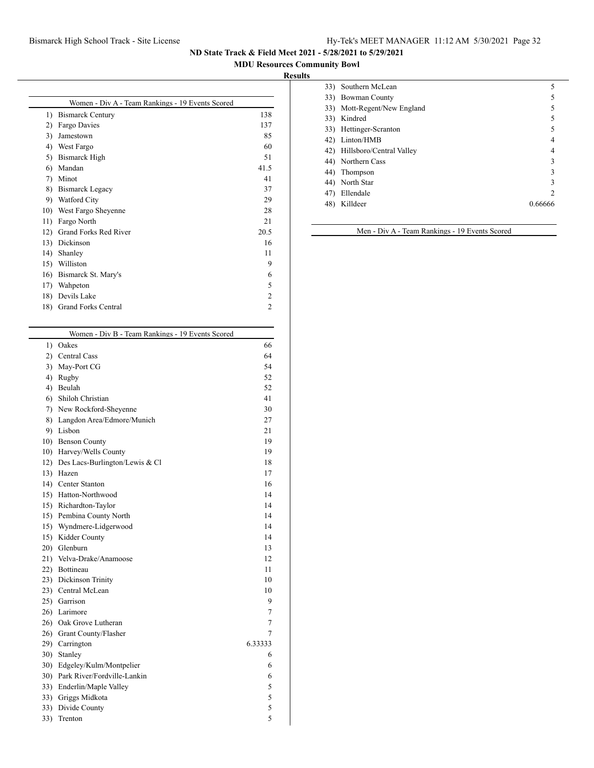# ND State Track & Field Meet 2021 - 5/28/2021 to 5/29/2021

## MDU Resources Community Bowl

### Results

**Women - Div A - Team Rankings - 19 Events Scored**

| Rank | Team | Points |
|---|---|---|
| 1) | Bismarck Century | 138 |
| 2) | Fargo Davies | 137 |
| 3) | Jamestown | 85 |
| 4) | West Fargo | 60 |
| 5) | Bismarck High | 51 |
| 6) | Mandan | 41.5 |
| 7) | Minot | 41 |
| 8) | Bismarck Legacy | 37 |
| 9) | Watford City | 29 |
| 10) | West Fargo Sheyenne | 28 |
| 11) | Fargo North | 21 |
| 12) | Grand Forks Red River | 20.5 |
| 13) | Dickinson | 16 |
| 14) | Shanley | 11 |
| 15) | Williston | 9 |
| 16) | Bismarck St. Mary's | 6 |
| 17) | Wahpeton | 5 |
| 18) | Devils Lake | 2 |
| 18) | Grand Forks Central | 2 |

**Women - Div B - Team Rankings - 19 Events Scored**

| Rank | Team | Points |
|---|---|---|
| 1) | Oakes | 66 |
| 2) | Central Cass | 64 |
| 3) | May-Port CG | 54 |
| 4) | Rugby | 52 |
| 4) | Beulah | 52 |
| 6) | Shiloh Christian | 41 |
| 7) | New Rockford-Sheyenne | 30 |
| 8) | Langdon Area/Edmore/Munich | 27 |
| 9) | Lisbon | 21 |
| 10) | Benson County | 19 |
| 10) | Harvey/Wells County | 19 |
| 12) | Des Lacs-Burlington/Lewis & Cl | 18 |
| 13) | Hazen | 17 |
| 14) | Center Stanton | 16 |
| 15) | Hatton-Northwood | 14 |
| 15) | Richardton-Taylor | 14 |
| 15) | Pembina County North | 14 |
| 15) | Wyndmere-Lidgerwood | 14 |
| 15) | Kidder County | 14 |
| 20) | Glenburn | 13 |
| 21) | Velva-Drake/Anamoose | 12 |
| 22) | Bottineau | 11 |
| 23) | Dickinson Trinity | 10 |
| 23) | Central McLean | 10 |
| 25) | Garrison | 9 |
| 26) | Larimore | 7 |
| 26) | Oak Grove Lutheran | 7 |
| 26) | Grant County/Flasher | 7 |
| 29) | Carrington | 6.33333 |
| 30) | Stanley | 6 |
| 30) | Edgeley/Kulm/Montpelier | 6 |
| 30) | Park River/Fordville-Lankin | 6 |
| 33) | Enderlin/Maple Valley | 5 |
| 33) | Griggs Midkota | 5 |
| 33) | Divide County | 5 |
| 33) | Trenton | 5 |
| 33) | Southern McLean | 5 |
| 33) | Bowman County | 5 |
| 33) | Mott-Regent/New England | 5 |
| 33) | Kindred | 5 |
| 33) | Hettinger-Scranton | 5 |
| 42) | Linton/HMB | 4 |
| 42) | Hillsboro/Central Valley | 4 |
| 44) | Northern Cass | 3 |
| 44) | Thompson | 3 |
| 44) | North Star | 3 |
| 47) | Ellendale | 2 |
| 48) | Killdeer | 0.66666 |

**Men - Div A - Team Rankings - 19 Events Scored**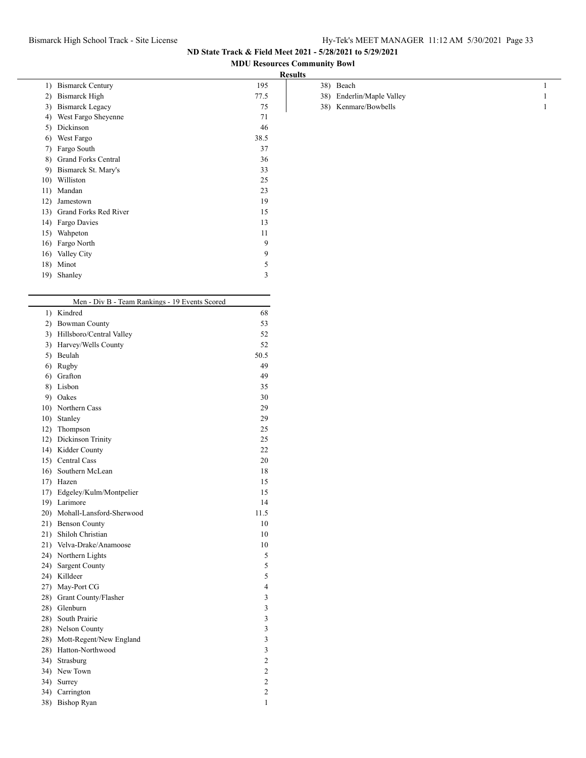## ND State Track & Field Meet 2021 - 5/28/2021 to 5/29/2021

### MDU Resources Community Bowl

**Results**

| | | |
|---|---|---|
| 1) | Bismarck Century | 195 |
| 2) | Bismarck High | 77.5 |
| 3) | Bismarck Legacy | 75 |
| 4) | West Fargo Sheyenne | 71 |
| 5) | Dickinson | 46 |
| 6) | West Fargo | 38.5 |
| 7) | Fargo South | 37 |
| 8) | Grand Forks Central | 36 |
| 9) | Bismarck St. Mary's | 33 |
| 10) | Williston | 25 |
| 11) | Mandan | 23 |
| 12) | Jamestown | 19 |
| 13) | Grand Forks Red River | 15 |
| 14) | Fargo Davies | 13 |
| 15) | Wahpeton | 11 |
| 16) | Fargo North | 9 |
| 16) | Valley City | 9 |
| 18) | Minot | 5 |
| 19) | Shanley | 3 |

**Men - Div B - Team Rankings - 19 Events Scored**

| | | |
|---|---|---|
| 1) | Kindred | 68 |
| 2) | Bowman County | 53 |
| 3) | Hillsboro/Central Valley | 52 |
| 3) | Harvey/Wells County | 52 |
| 5) | Beulah | 50.5 |
| 6) | Rugby | 49 |
| 6) | Grafton | 49 |
| 8) | Lisbon | 35 |
| 9) | Oakes | 30 |
| 10) | Northern Cass | 29 |
| 10) | Stanley | 29 |
| 12) | Thompson | 25 |
| 12) | Dickinson Trinity | 25 |
| 14) | Kidder County | 22 |
| 15) | Central Cass | 20 |
| 16) | Southern McLean | 18 |
| 17) | Hazen | 15 |
| 17) | Edgeley/Kulm/Montpelier | 15 |
| 19) | Larimore | 14 |
| 20) | Mohall-Lansford-Sherwood | 11.5 |
| 21) | Benson County | 10 |
| 21) | Shiloh Christian | 10 |
| 21) | Velva-Drake/Anamoose | 10 |
| 24) | Northern Lights | 5 |
| 24) | Sargent County | 5 |
| 24) | Killdeer | 5 |
| 27) | May-Port CG | 4 |
| 28) | Grant County/Flasher | 3 |
| 28) | Glenburn | 3 |
| 28) | South Prairie | 3 |
| 28) | Nelson County | 3 |
| 28) | Mott-Regent/New England | 3 |
| 28) | Hatton-Northwood | 3 |
| 34) | Strasburg | 2 |
| 34) | New Town | 2 |
| 34) | Surrey | 2 |
| 34) | Carrington | 2 |
| 38) | Bishop Ryan | 1 |
| 38) | Beach | 1 |
| 38) | Enderlin/Maple Valley | 1 |
| 38) | Kenmare/Bowbells | 1 |